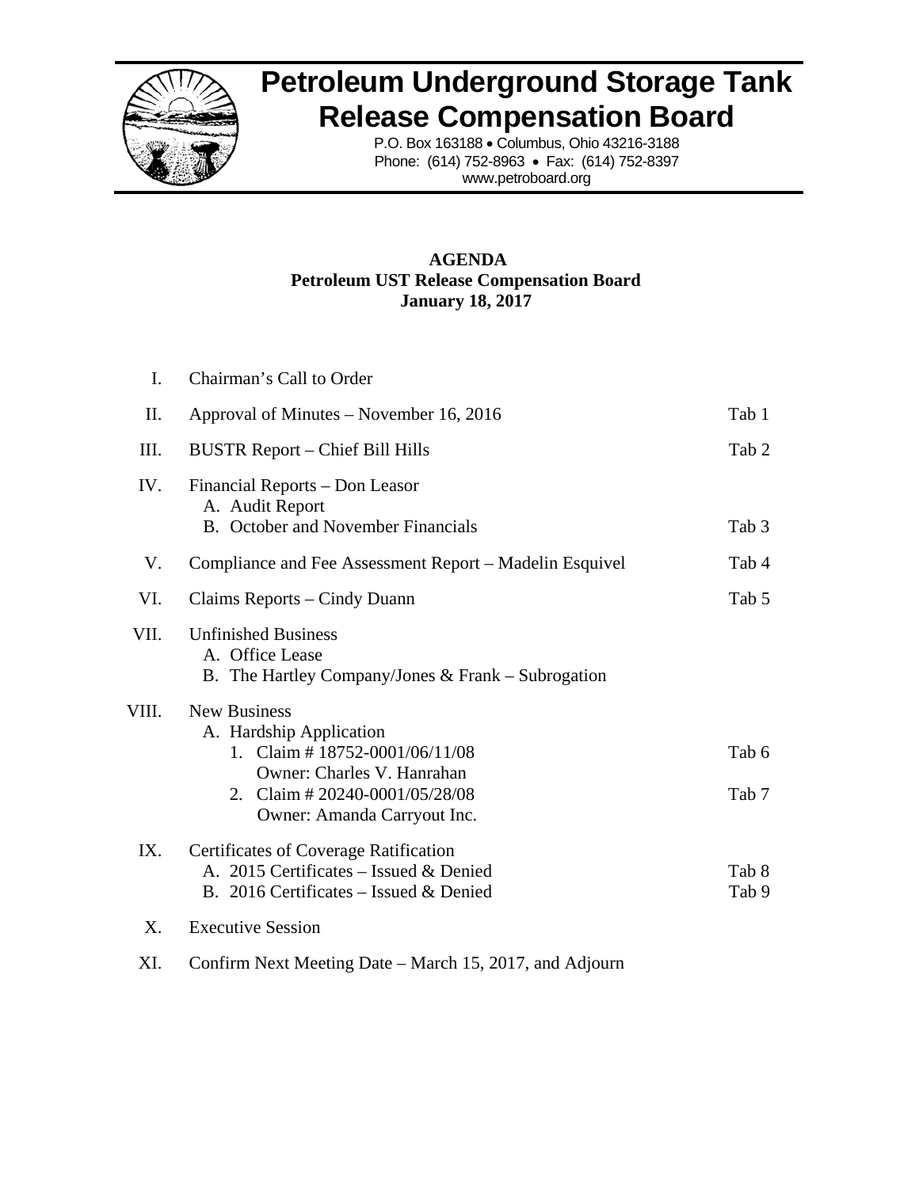# Petroleum Underground Storage Tank Release Compensation Board

P.O. Box 163188 • Columbus, Ohio 43216-3188
Phone: (614) 752-8963 • Fax: (614) 752-8397
www.petroboard.org

**AGENDA**
**Petroleum UST Release Compensation Board**
**January 18, 2017**

| | | |
|---|---|---|
| I. | Chairman's Call to Order | |
| II. | Approval of Minutes – November 16, 2016 | Tab 1 |
| III. | BUSTR Report – Chief Bill Hills | Tab 2 |
| IV. | Financial Reports – Don Leasor<br>A. Audit Report<br>B. October and November Financials | <br><br>Tab 3 |
| V. | Compliance and Fee Assessment Report – Madelin Esquivel | Tab 4 |
| VI. | Claims Reports – Cindy Duann | Tab 5 |
| VII. | Unfinished Business<br>A. Office Lease<br>B. The Hartley Company/Jones & Frank – Subrogation | |
| VIII. | New Business<br>A. Hardship Application<br>1. Claim # 18752-0001/06/11/08<br>Owner: Charles V. Hanrahan<br>2. Claim # 20240-0001/05/28/08<br>Owner: Amanda Carryout Inc. | <br><br>Tab 6<br><br>Tab 7 |
| IX. | Certificates of Coverage Ratification<br>A. 2015 Certificates – Issued & Denied<br>B. 2016 Certificates – Issued & Denied | <br>Tab 8<br>Tab 9 |
| X. | Executive Session | |
| XI. | Confirm Next Meeting Date – March 15, 2017, and Adjourn | |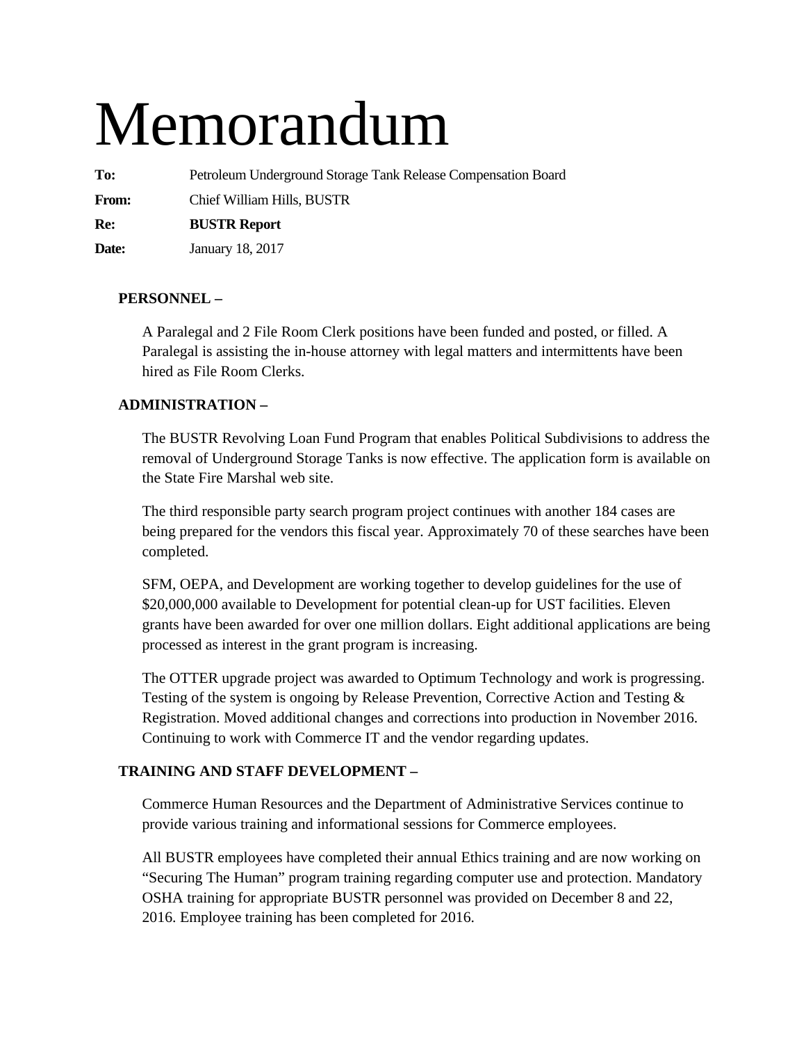# Memorandum

**To:** Petroleum Underground Storage Tank Release Compensation Board

**From:** Chief William Hills, BUSTR

**Re:** **BUSTR Report**

**Date:** January 18, 2017

**PERSONNEL –**

A Paralegal and 2 File Room Clerk positions have been funded and posted, or filled. A Paralegal is assisting the in-house attorney with legal matters and intermittents have been hired as File Room Clerks.

**ADMINISTRATION –**

The BUSTR Revolving Loan Fund Program that enables Political Subdivisions to address the removal of Underground Storage Tanks is now effective. The application form is available on the State Fire Marshal web site.

The third responsible party search program project continues with another 184 cases are being prepared for the vendors this fiscal year. Approximately 70 of these searches have been completed.

SFM, OEPA, and Development are working together to develop guidelines for the use of $20,000,000 available to Development for potential clean-up for UST facilities. Eleven grants have been awarded for over one million dollars. Eight additional applications are being processed as interest in the grant program is increasing.

The OTTER upgrade project was awarded to Optimum Technology and work is progressing. Testing of the system is ongoing by Release Prevention, Corrective Action and Testing & Registration. Moved additional changes and corrections into production in November 2016. Continuing to work with Commerce IT and the vendor regarding updates.

**TRAINING AND STAFF DEVELOPMENT –**

Commerce Human Resources and the Department of Administrative Services continue to provide various training and informational sessions for Commerce employees.

All BUSTR employees have completed their annual Ethics training and are now working on "Securing The Human" program training regarding computer use and protection. Mandatory OSHA training for appropriate BUSTR personnel was provided on December 8 and 22, 2016. Employee training has been completed for 2016.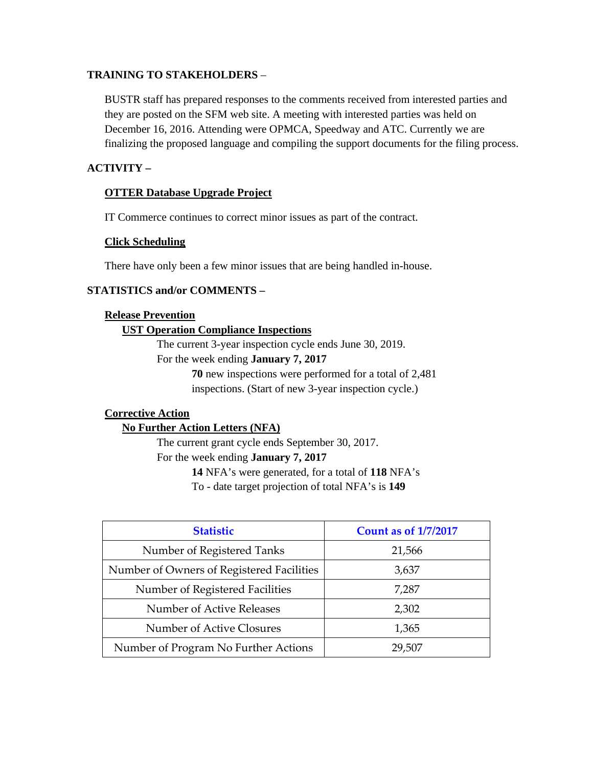**TRAINING TO STAKEHOLDERS** –

BUSTR staff has prepared responses to the comments received from interested parties and they are posted on the SFM web site. A meeting with interested parties was held on December 16, 2016. Attending were OPMCA, Speedway and ATC. Currently we are finalizing the proposed language and compiling the support documents for the filing process.

**ACTIVITY –**

**OTTER Database Upgrade Project**

IT Commerce continues to correct minor issues as part of the contract.

**Click Scheduling**

There have only been a few minor issues that are being handled in-house.

**STATISTICS and/or COMMENTS –**

**Release Prevention**

**UST Operation Compliance Inspections**

The current 3-year inspection cycle ends June 30, 2019.

For the week ending **January 7, 2017**

**70** new inspections were performed for a total of 2,481 inspections. (Start of new 3-year inspection cycle.)

**Corrective Action**

**No Further Action Letters (NFA)**

The current grant cycle ends September 30, 2017.

For the week ending **January 7, 2017**

**14** NFA's were generated, for a total of **118** NFA's

To - date target projection of total NFA's is **149**

| Statistic | Count as of 1/7/2017 |
|---|---|
| Number of Registered Tanks | 21,566 |
| Number of Owners of Registered Facilities | 3,637 |
| Number of Registered Facilities | 7,287 |
| Number of Active Releases | 2,302 |
| Number of Active Closures | 1,365 |
| Number of Program No Further Actions | 29,507 |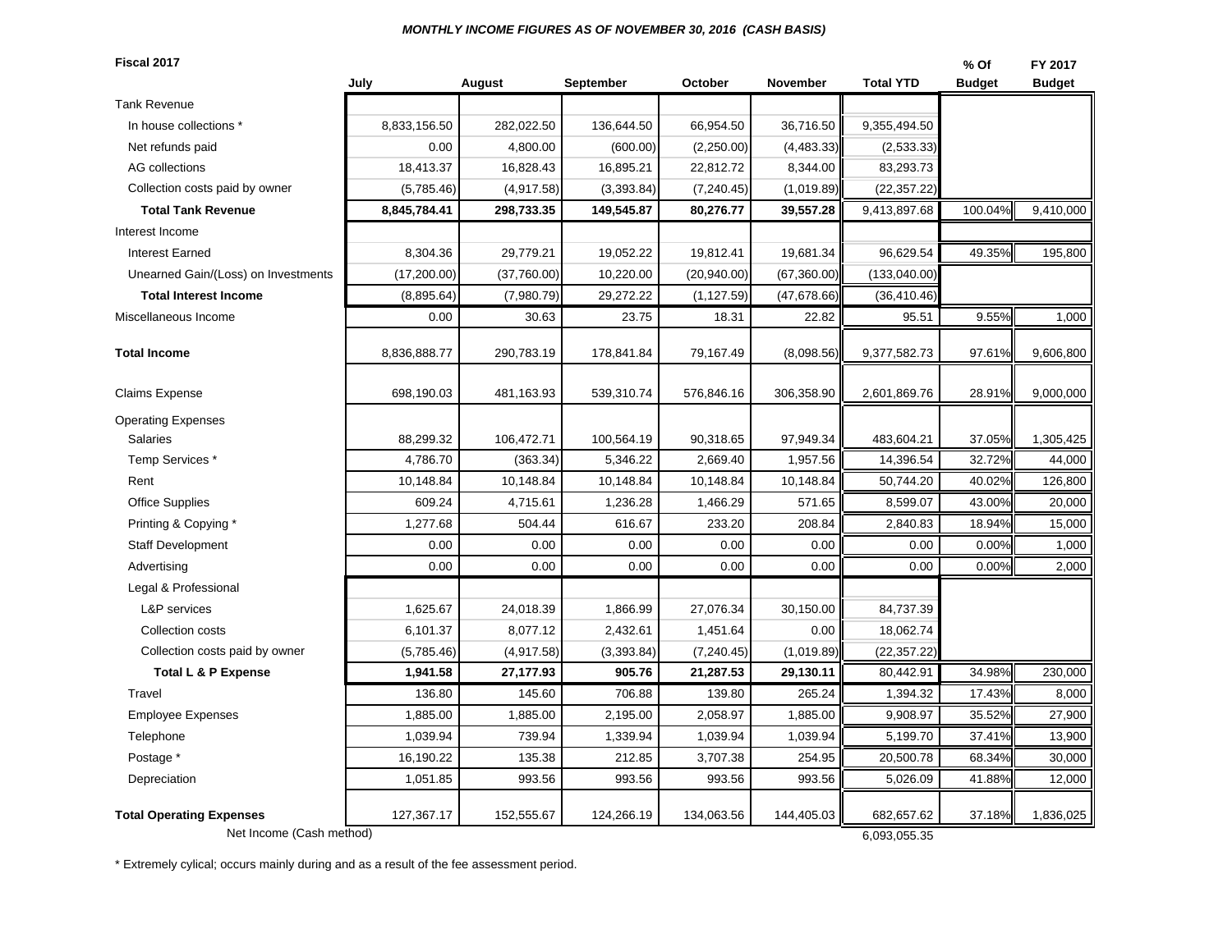*MONTHLY INCOME FIGURES AS OF NOVEMBER 30, 2016 (CASH BASIS)*

| Fiscal 2017 | July | August | September | October | November | Total YTD | % Of Budget | FY 2017 Budget |
|---|---|---|---|---|---|---|---|---|
| Tank Revenue | | | | | | | | |
| In house collections * | 8,833,156.50 | 282,022.50 | 136,644.50 | 66,954.50 | 36,716.50 | 9,355,494.50 | | |
| Net refunds paid | 0.00 | 4,800.00 | (600.00) | (2,250.00) | (4,483.33) | (2,533.33) | | |
| AG collections | 18,413.37 | 16,828.43 | 16,895.21 | 22,812.72 | 8,344.00 | 83,293.73 | | |
| Collection costs paid by owner | (5,785.46) | (4,917.58) | (3,393.84) | (7,240.45) | (1,019.89) | (22,357.22) | | |
| **Total Tank Revenue** | **8,845,784.41** | **298,733.35** | **149,545.87** | **80,276.77** | **39,557.28** | 9,413,897.68 | 100.04% | 9,410,000 |
| Interest Income | | | | | | | | |
| Interest Earned | 8,304.36 | 29,779.21 | 19,052.22 | 19,812.41 | 19,681.34 | 96,629.54 | 49.35% | 195,800 |
| Unearned Gain/(Loss) on Investments | (17,200.00) | (37,760.00) | 10,220.00 | (20,940.00) | (67,360.00) | (133,040.00) | | |
| **Total Interest Income** | (8,895.64) | (7,980.79) | 29,272.22 | (1,127.59) | (47,678.66) | (36,410.46) | | |
| Miscellaneous Income | 0.00 | 30.63 | 23.75 | 18.31 | 22.82 | 95.51 | 9.55% | 1,000 |
| **Total Income** | 8,836,888.77 | 290,783.19 | 178,841.84 | 79,167.49 | (8,098.56) | 9,377,582.73 | 97.61% | 9,606,800 |
| Claims Expense | 698,190.03 | 481,163.93 | 539,310.74 | 576,846.16 | 306,358.90 | 2,601,869.76 | 28.91% | 9,000,000 |
| Operating Expenses | | | | | | | | |
| Salaries | 88,299.32 | 106,472.71 | 100,564.19 | 90,318.65 | 97,949.34 | 483,604.21 | 37.05% | 1,305,425 |
| Temp Services * | 4,786.70 | (363.34) | 5,346.22 | 2,669.40 | 1,957.56 | 14,396.54 | 32.72% | 44,000 |
| Rent | 10,148.84 | 10,148.84 | 10,148.84 | 10,148.84 | 10,148.84 | 50,744.20 | 40.02% | 126,800 |
| Office Supplies | 609.24 | 4,715.61 | 1,236.28 | 1,466.29 | 571.65 | 8,599.07 | 43.00% | 20,000 |
| Printing & Copying * | 1,277.68 | 504.44 | 616.67 | 233.20 | 208.84 | 2,840.83 | 18.94% | 15,000 |
| Staff Development | 0.00 | 0.00 | 0.00 | 0.00 | 0.00 | 0.00 | 0.00% | 1,000 |
| Advertising | 0.00 | 0.00 | 0.00 | 0.00 | 0.00 | 0.00 | 0.00% | 2,000 |
| Legal & Professional | | | | | | | | |
| L&P services | 1,625.67 | 24,018.39 | 1,866.99 | 27,076.34 | 30,150.00 | 84,737.39 | | |
| Collection costs | 6,101.37 | 8,077.12 | 2,432.61 | 1,451.64 | 0.00 | 18,062.74 | | |
| Collection costs paid by owner | (5,785.46) | (4,917.58) | (3,393.84) | (7,240.45) | (1,019.89) | (22,357.22) | | |
| **Total L & P Expense** | **1,941.58** | **27,177.93** | **905.76** | **21,287.53** | **29,130.11** | 80,442.91 | 34.98% | 230,000 |
| Travel | 136.80 | 145.60 | 706.88 | 139.80 | 265.24 | 1,394.32 | 17.43% | 8,000 |
| Employee Expenses | 1,885.00 | 1,885.00 | 2,195.00 | 2,058.97 | 1,885.00 | 9,908.97 | 35.52% | 27,900 |
| Telephone | 1,039.94 | 739.94 | 1,339.94 | 1,039.94 | 1,039.94 | 5,199.70 | 37.41% | 13,900 |
| Postage * | 16,190.22 | 135.38 | 212.85 | 3,707.38 | 254.95 | 20,500.78 | 68.34% | 30,000 |
| Depreciation | 1,051.85 | 993.56 | 993.56 | 993.56 | 993.56 | 5,026.09 | 41.88% | 12,000 |
| **Total Operating Expenses** | 127,367.17 | 152,555.67 | 124,266.19 | 134,063.56 | 144,405.03 | 682,657.62 | 37.18% | 1,836,025 |
| Net Income (Cash method) | | | | | | 6,093,055.35 | | |

\* Extremely cylical; occurs mainly during and as a result of the fee assessment period.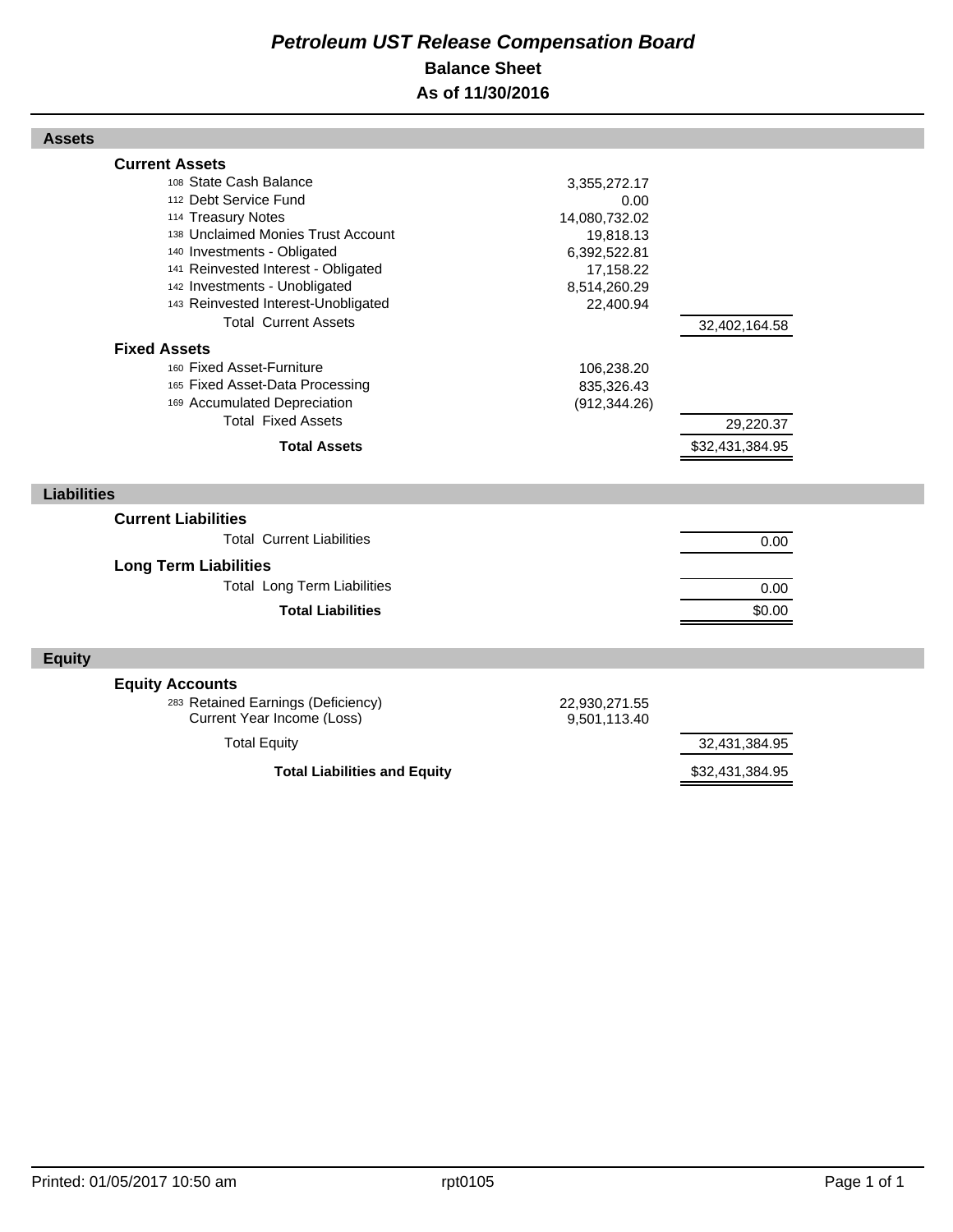# *Petroleum UST Release Compensation Board*

## Balance Sheet

## As of 11/30/2016

### Assets

| | | |
|---|---|---|
| **Current Assets** | | |
| 108 State Cash Balance | 3,355,272.17 | |
| 112 Debt Service Fund | 0.00 | |
| 114 Treasury Notes | 14,080,732.02 | |
| 138 Unclaimed Monies Trust Account | 19,818.13 | |
| 140 Investments - Obligated | 6,392,522.81 | |
| 141 Reinvested Interest - Obligated | 17,158.22 | |
| 142 Investments - Unobligated | 8,514,260.29 | |
| 143 Reinvested Interest-Unobligated | 22,400.94 | |
| Total Current Assets | | 32,402,164.58 |
| **Fixed Assets** | | |
| 160 Fixed Asset-Furniture | 106,238.20 | |
| 165 Fixed Asset-Data Processing | 835,326.43 | |
| 169 Accumulated Depreciation | (912,344.26) | |
| Total Fixed Assets | | 29,220.37 |
| **Total Assets** | | $32,431,384.95 |

### Liabilities

| | | |
|---|---|---|
| **Current Liabilities** | | |
| Total Current Liabilities | | 0.00 |
| **Long Term Liabilities** | | |
| Total Long Term Liabilities | | 0.00 |
| **Total Liabilities** | | $0.00 |

### Equity

| | | |
|---|---|---|
| **Equity Accounts** | | |
| 283 Retained Earnings (Deficiency) | 22,930,271.55 | |
| Current Year Income (Loss) | 9,501,113.40 | |
| Total Equity | | 32,431,384.95 |
| **Total Liabilities and Equity** | | $32,431,384.95 |

Printed: 01/05/2017 10:50 am rpt0105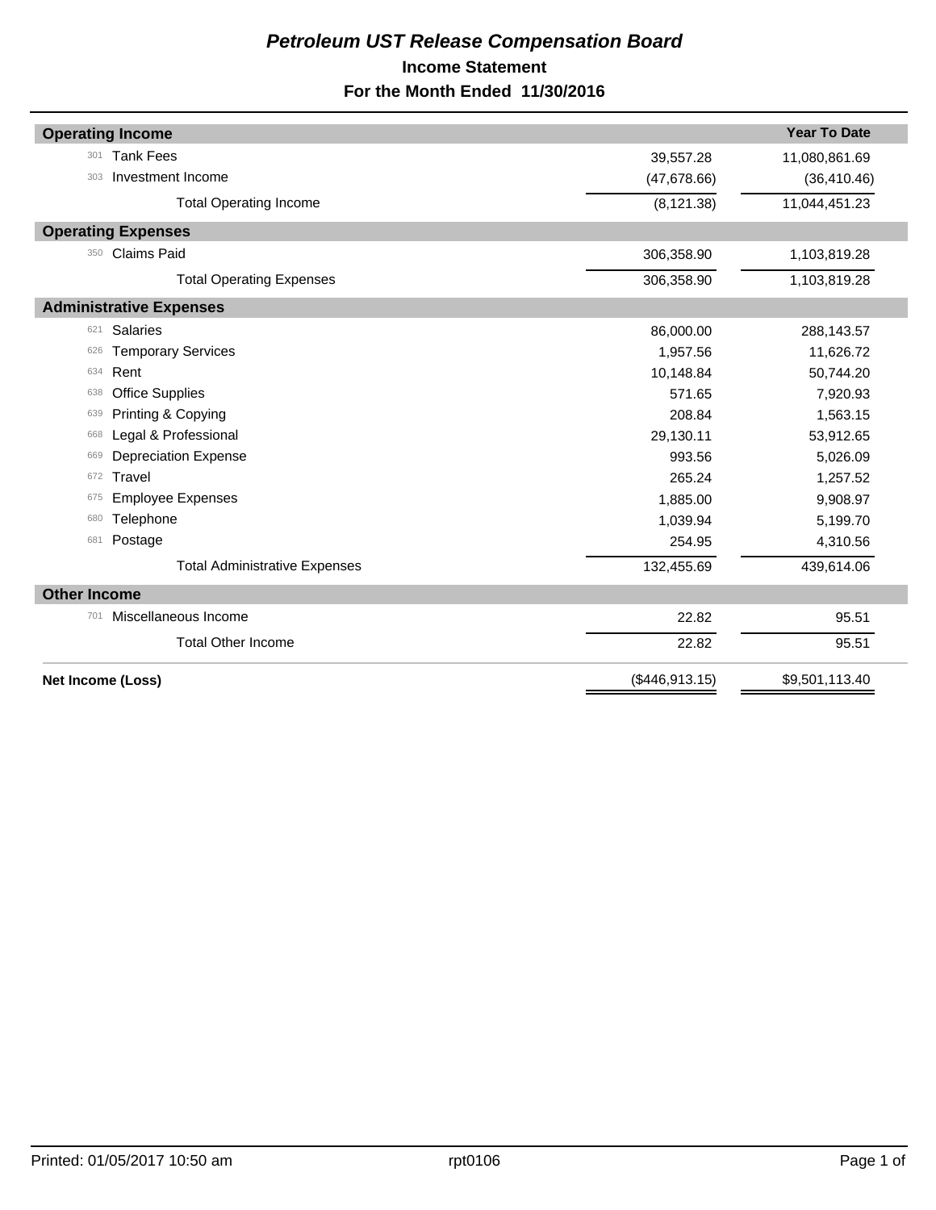# Petroleum UST Release Compensation Board

## Income Statement

## For the Month Ended 11/30/2016

| | | | Year To Date |
|---|---|---|---|
| **Operating Income** | | | |
| 301 | Tank Fees | 39,557.28 | 11,080,861.69 |
| 303 | Investment Income | (47,678.66) | (36,410.46) |
| | Total Operating Income | (8,121.38) | 11,044,451.23 |
| **Operating Expenses** | | | |
| 350 | Claims Paid | 306,358.90 | 1,103,819.28 |
| | Total Operating Expenses | 306,358.90 | 1,103,819.28 |
| **Administrative Expenses** | | | |
| 621 | Salaries | 86,000.00 | 288,143.57 |
| 626 | Temporary Services | 1,957.56 | 11,626.72 |
| 634 | Rent | 10,148.84 | 50,744.20 |
| 638 | Office Supplies | 571.65 | 7,920.93 |
| 639 | Printing & Copying | 208.84 | 1,563.15 |
| 668 | Legal & Professional | 29,130.11 | 53,912.65 |
| 669 | Depreciation Expense | 993.56 | 5,026.09 |
| 672 | Travel | 265.24 | 1,257.52 |
| 675 | Employee Expenses | 1,885.00 | 9,908.97 |
| 680 | Telephone | 1,039.94 | 5,199.70 |
| 681 | Postage | 254.95 | 4,310.56 |
| | Total Administrative Expenses | 132,455.69 | 439,614.06 |
| **Other Income** | | | |
| 701 | Miscellaneous Income | 22.82 | 95.51 |
| | Total Other Income | 22.82 | 95.51 |
| **Net Income (Loss)** | | ($446,913.15) | $9,501,113.40 |

Printed: 01/05/2017 10:50 am rpt0106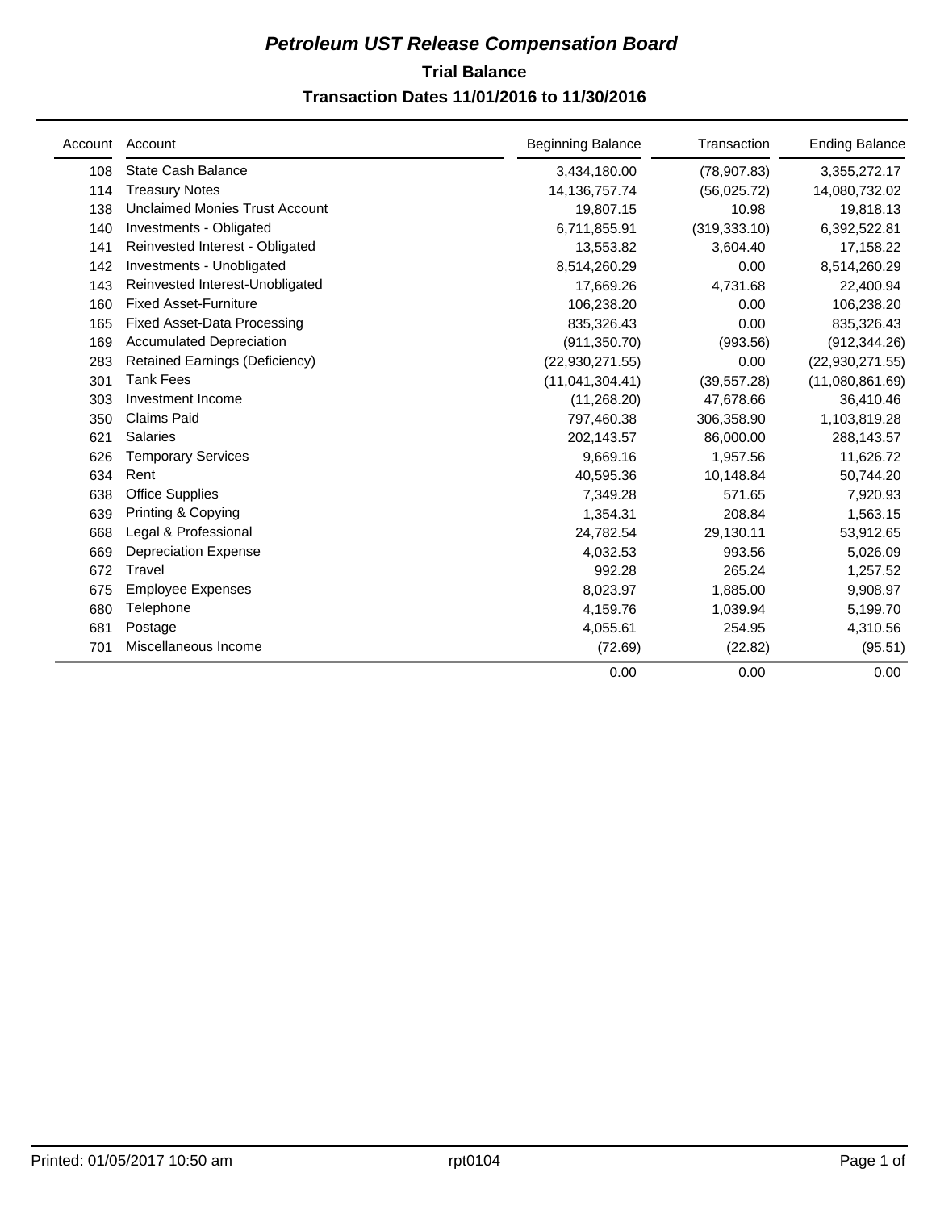# *Petroleum UST Release Compensation Board*

## Trial Balance

### Transaction Dates 11/01/2016 to 11/30/2016

| Account | Account | Beginning Balance | Transaction | Ending Balance |
|---|---|---|---|---|
| 108 | State Cash Balance | 3,434,180.00 | (78,907.83) | 3,355,272.17 |
| 114 | Treasury Notes | 14,136,757.74 | (56,025.72) | 14,080,732.02 |
| 138 | Unclaimed Monies Trust Account | 19,807.15 | 10.98 | 19,818.13 |
| 140 | Investments - Obligated | 6,711,855.91 | (319,333.10) | 6,392,522.81 |
| 141 | Reinvested Interest - Obligated | 13,553.82 | 3,604.40 | 17,158.22 |
| 142 | Investments - Unobligated | 8,514,260.29 | 0.00 | 8,514,260.29 |
| 143 | Reinvested Interest-Unobligated | 17,669.26 | 4,731.68 | 22,400.94 |
| 160 | Fixed Asset-Furniture | 106,238.20 | 0.00 | 106,238.20 |
| 165 | Fixed Asset-Data Processing | 835,326.43 | 0.00 | 835,326.43 |
| 169 | Accumulated Depreciation | (911,350.70) | (993.56) | (912,344.26) |
| 283 | Retained Earnings (Deficiency) | (22,930,271.55) | 0.00 | (22,930,271.55) |
| 301 | Tank Fees | (11,041,304.41) | (39,557.28) | (11,080,861.69) |
| 303 | Investment Income | (11,268.20) | 47,678.66 | 36,410.46 |
| 350 | Claims Paid | 797,460.38 | 306,358.90 | 1,103,819.28 |
| 621 | Salaries | 202,143.57 | 86,000.00 | 288,143.57 |
| 626 | Temporary Services | 9,669.16 | 1,957.56 | 11,626.72 |
| 634 | Rent | 40,595.36 | 10,148.84 | 50,744.20 |
| 638 | Office Supplies | 7,349.28 | 571.65 | 7,920.93 |
| 639 | Printing & Copying | 1,354.31 | 208.84 | 1,563.15 |
| 668 | Legal & Professional | 24,782.54 | 29,130.11 | 53,912.65 |
| 669 | Depreciation Expense | 4,032.53 | 993.56 | 5,026.09 |
| 672 | Travel | 992.28 | 265.24 | 1,257.52 |
| 675 | Employee Expenses | 8,023.97 | 1,885.00 | 9,908.97 |
| 680 | Telephone | 4,159.76 | 1,039.94 | 5,199.70 |
| 681 | Postage | 4,055.61 | 254.95 | 4,310.56 |
| 701 | Miscellaneous Income | (72.69) | (22.82) | (95.51) |
| | | 0.00 | 0.00 | 0.00 |

Printed: 01/05/2017 10:50 am rpt0104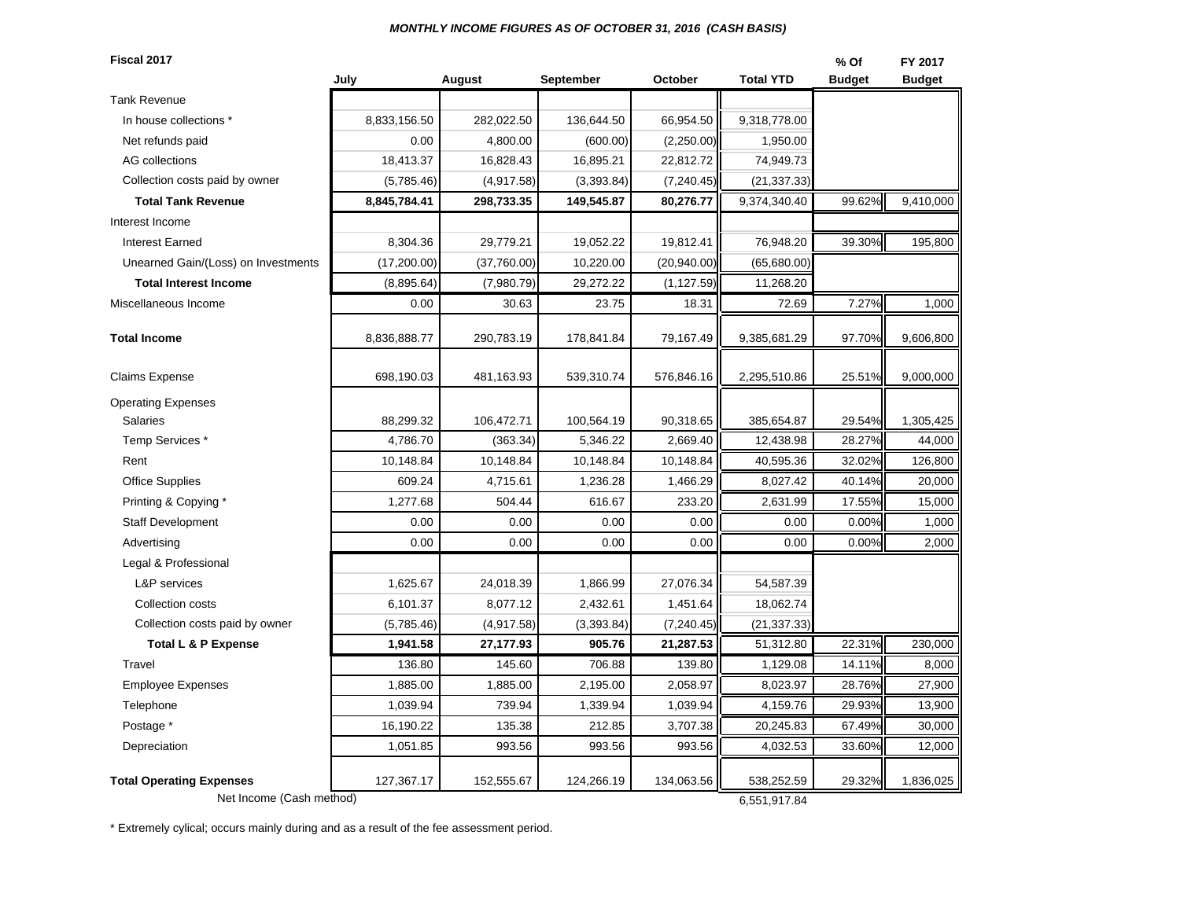### *MONTHLY INCOME FIGURES AS OF OCTOBER 31, 2016 (CASH BASIS)*

| Fiscal 2017 | July | August | September | October | Total YTD | % Of Budget | FY 2017 Budget |
|---|---|---|---|---|---|---|---|
| Tank Revenue | | | | | | | |
| In house collections * | 8,833,156.50 | 282,022.50 | 136,644.50 | 66,954.50 | 9,318,778.00 | | |
| Net refunds paid | 0.00 | 4,800.00 | (600.00) | (2,250.00) | 1,950.00 | | |
| AG collections | 18,413.37 | 16,828.43 | 16,895.21 | 22,812.72 | 74,949.73 | | |
| Collection costs paid by owner | (5,785.46) | (4,917.58) | (3,393.84) | (7,240.45) | (21,337.33) | | |
| **Total Tank Revenue** | **8,845,784.41** | **298,733.35** | **149,545.87** | **80,276.77** | 9,374,340.40 | 99.62% | 9,410,000 |
| Interest Income | | | | | | | |
| Interest Earned | 8,304.36 | 29,779.21 | 19,052.22 | 19,812.41 | 76,948.20 | 39.30% | 195,800 |
| Unearned Gain/(Loss) on Investments | (17,200.00) | (37,760.00) | 10,220.00 | (20,940.00) | (65,680.00) | | |
| **Total Interest Income** | (8,895.64) | (7,980.79) | 29,272.22 | (1,127.59) | 11,268.20 | | |
| Miscellaneous Income | 0.00 | 30.63 | 23.75 | 18.31 | 72.69 | 7.27% | 1,000 |
| **Total Income** | 8,836,888.77 | 290,783.19 | 178,841.84 | 79,167.49 | 9,385,681.29 | 97.70% | 9,606,800 |
| Claims Expense | 698,190.03 | 481,163.93 | 539,310.74 | 576,846.16 | 2,295,510.86 | 25.51% | 9,000,000 |
| Operating Expenses | | | | | | | |
| Salaries | 88,299.32 | 106,472.71 | 100,564.19 | 90,318.65 | 385,654.87 | 29.54% | 1,305,425 |
| Temp Services * | 4,786.70 | (363.34) | 5,346.22 | 2,669.40 | 12,438.98 | 28.27% | 44,000 |
| Rent | 10,148.84 | 10,148.84 | 10,148.84 | 10,148.84 | 40,595.36 | 32.02% | 126,800 |
| Office Supplies | 609.24 | 4,715.61 | 1,236.28 | 1,466.29 | 8,027.42 | 40.14% | 20,000 |
| Printing & Copying * | 1,277.68 | 504.44 | 616.67 | 233.20 | 2,631.99 | 17.55% | 15,000 |
| Staff Development | 0.00 | 0.00 | 0.00 | 0.00 | 0.00 | 0.00% | 1,000 |
| Advertising | 0.00 | 0.00 | 0.00 | 0.00 | 0.00 | 0.00% | 2,000 |
| Legal & Professional | | | | | | | |
| L&P services | 1,625.67 | 24,018.39 | 1,866.99 | 27,076.34 | 54,587.39 | | |
| Collection costs | 6,101.37 | 8,077.12 | 2,432.61 | 1,451.64 | 18,062.74 | | |
| Collection costs paid by owner | (5,785.46) | (4,917.58) | (3,393.84) | (7,240.45) | (21,337.33) | | |
| **Total L & P Expense** | **1,941.58** | **27,177.93** | **905.76** | **21,287.53** | 51,312.80 | 22.31% | 230,000 |
| Travel | 136.80 | 145.60 | 706.88 | 139.80 | 1,129.08 | 14.11% | 8,000 |
| Employee Expenses | 1,885.00 | 1,885.00 | 2,195.00 | 2,058.97 | 8,023.97 | 28.76% | 27,900 |
| Telephone | 1,039.94 | 739.94 | 1,339.94 | 1,039.94 | 4,159.76 | 29.93% | 13,900 |
| Postage * | 16,190.22 | 135.38 | 212.85 | 3,707.38 | 20,245.83 | 67.49% | 30,000 |
| Depreciation | 1,051.85 | 993.56 | 993.56 | 993.56 | 4,032.53 | 33.60% | 12,000 |
| **Total Operating Expenses** | 127,367.17 | 152,555.67 | 124,266.19 | 134,063.56 | 538,252.59 | 29.32% | 1,836,025 |
| Net Income (Cash method) | | | | | 6,551,917.84 | | |

\* Extremely cylical; occurs mainly during and as a result of the fee assessment period.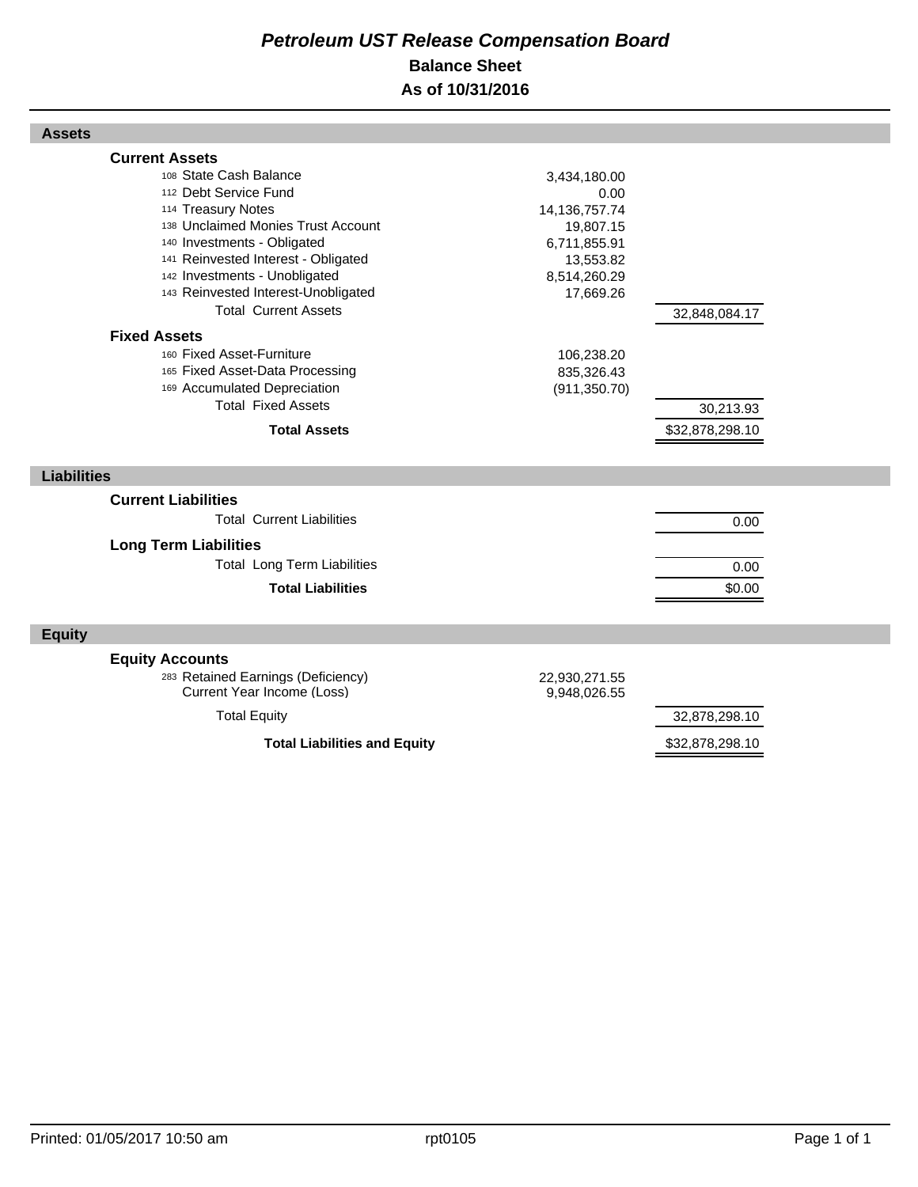# *Petroleum UST Release Compensation Board*

## Balance Sheet

### As of 10/31/2016

## Assets

| | | |
|---|---|---|
| **Current Assets** | | |
| 108 State Cash Balance | 3,434,180.00 | |
| 112 Debt Service Fund | 0.00 | |
| 114 Treasury Notes | 14,136,757.74 | |
| 138 Unclaimed Monies Trust Account | 19,807.15 | |
| 140 Investments - Obligated | 6,711,855.91 | |
| 141 Reinvested Interest - Obligated | 13,553.82 | |
| 142 Investments - Unobligated | 8,514,260.29 | |
| 143 Reinvested Interest-Unobligated | 17,669.26 | |
| Total Current Assets | | 32,848,084.17 |
| **Fixed Assets** | | |
| 160 Fixed Asset-Furniture | 106,238.20 | |
| 165 Fixed Asset-Data Processing | 835,326.43 | |
| 169 Accumulated Depreciation | (911,350.70) | |
| Total Fixed Assets | | 30,213.93 |
| **Total Assets** | | $32,878,298.10 |

## Liabilities

| | | |
|---|---|---|
| **Current Liabilities** | | |
| Total Current Liabilities | | 0.00 |
| **Long Term Liabilities** | | |
| Total Long Term Liabilities | | 0.00 |
| **Total Liabilities** | | $0.00 |

## Equity

| | | |
|---|---|---|
| **Equity Accounts** | | |
| 283 Retained Earnings (Deficiency) | 22,930,271.55 | |
| Current Year Income (Loss) | 9,948,026.55 | |
| Total Equity | | 32,878,298.10 |
| **Total Liabilities and Equity** | | $32,878,298.10 |

Printed: 01/05/2017 10:50 am rpt0105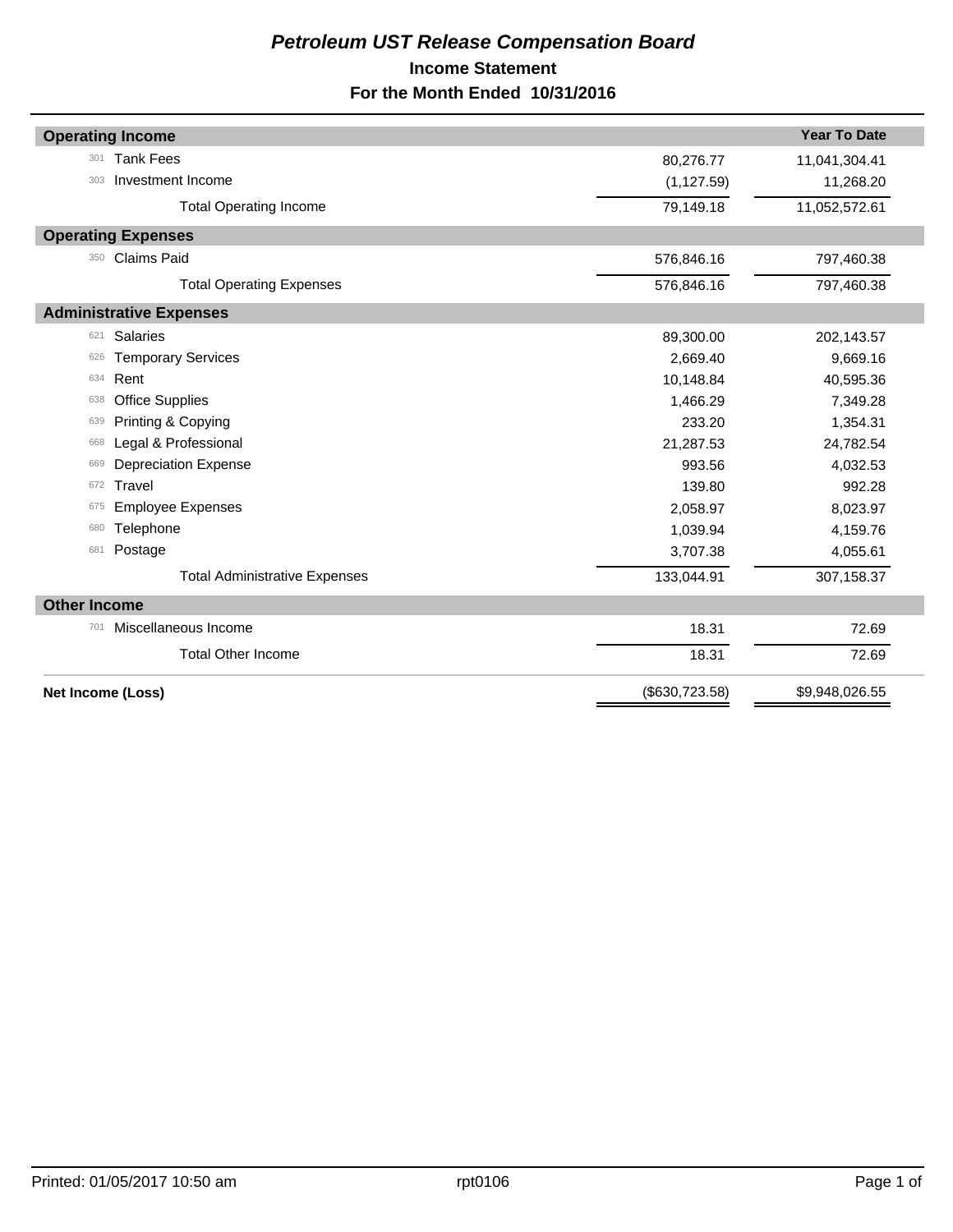# *Petroleum UST Release Compensation Board*

## Income Statement

## For the Month Ended 10/31/2016

| | | | Year To Date |
|---|---|---|---|
| **Operating Income** | | | |
| 301 | Tank Fees | 80,276.77 | 11,041,304.41 |
| 303 | Investment Income | (1,127.59) | 11,268.20 |
| | Total Operating Income | 79,149.18 | 11,052,572.61 |
| **Operating Expenses** | | | |
| 350 | Claims Paid | 576,846.16 | 797,460.38 |
| | Total Operating Expenses | 576,846.16 | 797,460.38 |
| **Administrative Expenses** | | | |
| 621 | Salaries | 89,300.00 | 202,143.57 |
| 626 | Temporary Services | 2,669.40 | 9,669.16 |
| 634 | Rent | 10,148.84 | 40,595.36 |
| 638 | Office Supplies | 1,466.29 | 7,349.28 |
| 639 | Printing & Copying | 233.20 | 1,354.31 |
| 668 | Legal & Professional | 21,287.53 | 24,782.54 |
| 669 | Depreciation Expense | 993.56 | 4,032.53 |
| 672 | Travel | 139.80 | 992.28 |
| 675 | Employee Expenses | 2,058.97 | 8,023.97 |
| 680 | Telephone | 1,039.94 | 4,159.76 |
| 681 | Postage | 3,707.38 | 4,055.61 |
| | Total Administrative Expenses | 133,044.91 | 307,158.37 |
| **Other Income** | | | |
| 701 | Miscellaneous Income | 18.31 | 72.69 |
| | Total Other Income | 18.31 | 72.69 |
| **Net Income (Loss)** | | ($630,723.58) | $9,948,026.55 |

Printed: 01/05/2017 10:50 am rpt0106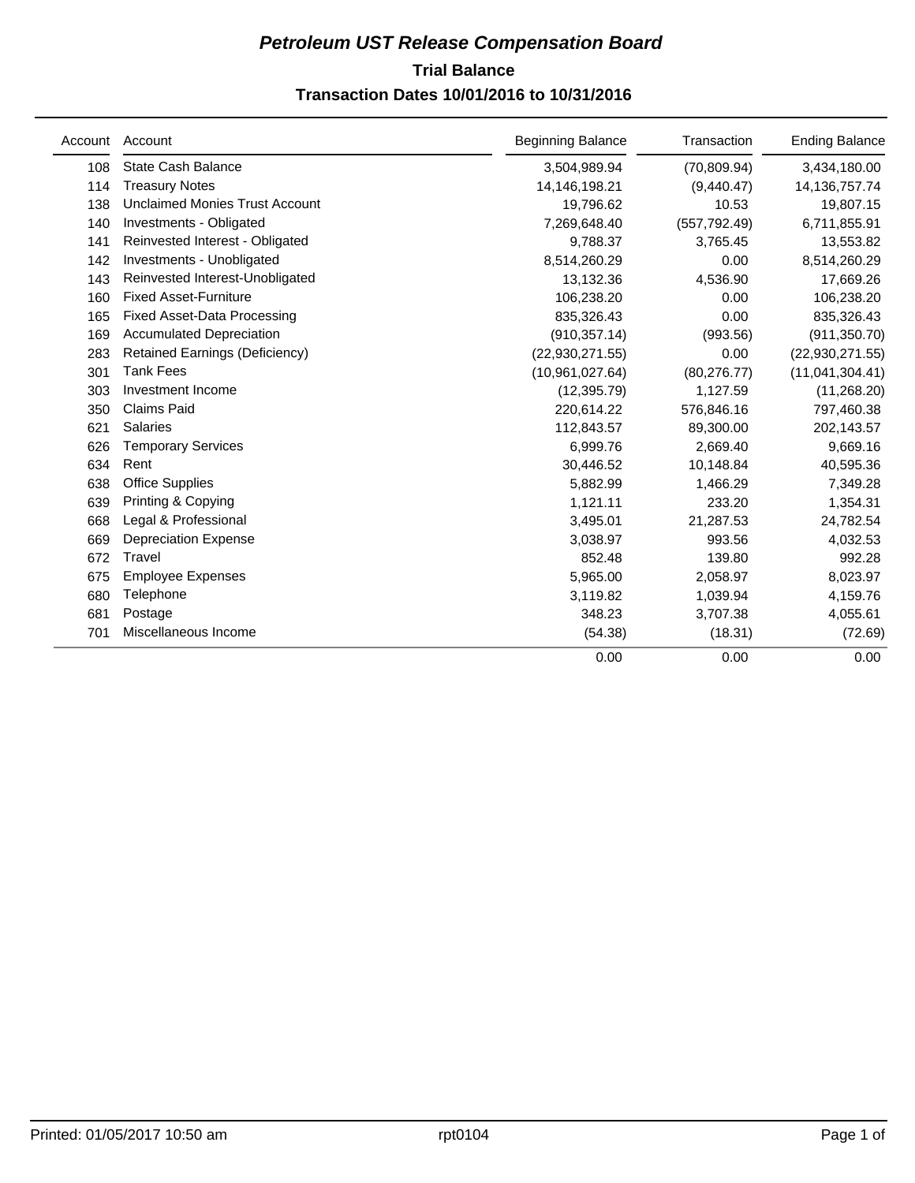# *Petroleum UST Release Compensation Board*

## Trial Balance

### Transaction Dates 10/01/2016 to 10/31/2016

| Account | Account | Beginning Balance | Transaction | Ending Balance |
|---|---|---|---|---|
| 108 | State Cash Balance | 3,504,989.94 | (70,809.94) | 3,434,180.00 |
| 114 | Treasury Notes | 14,146,198.21 | (9,440.47) | 14,136,757.74 |
| 138 | Unclaimed Monies Trust Account | 19,796.62 | 10.53 | 19,807.15 |
| 140 | Investments - Obligated | 7,269,648.40 | (557,792.49) | 6,711,855.91 |
| 141 | Reinvested Interest - Obligated | 9,788.37 | 3,765.45 | 13,553.82 |
| 142 | Investments - Unobligated | 8,514,260.29 | 0.00 | 8,514,260.29 |
| 143 | Reinvested Interest-Unobligated | 13,132.36 | 4,536.90 | 17,669.26 |
| 160 | Fixed Asset-Furniture | 106,238.20 | 0.00 | 106,238.20 |
| 165 | Fixed Asset-Data Processing | 835,326.43 | 0.00 | 835,326.43 |
| 169 | Accumulated Depreciation | (910,357.14) | (993.56) | (911,350.70) |
| 283 | Retained Earnings (Deficiency) | (22,930,271.55) | 0.00 | (22,930,271.55) |
| 301 | Tank Fees | (10,961,027.64) | (80,276.77) | (11,041,304.41) |
| 303 | Investment Income | (12,395.79) | 1,127.59 | (11,268.20) |
| 350 | Claims Paid | 220,614.22 | 576,846.16 | 797,460.38 |
| 621 | Salaries | 112,843.57 | 89,300.00 | 202,143.57 |
| 626 | Temporary Services | 6,999.76 | 2,669.40 | 9,669.16 |
| 634 | Rent | 30,446.52 | 10,148.84 | 40,595.36 |
| 638 | Office Supplies | 5,882.99 | 1,466.29 | 7,349.28 |
| 639 | Printing & Copying | 1,121.11 | 233.20 | 1,354.31 |
| 668 | Legal & Professional | 3,495.01 | 21,287.53 | 24,782.54 |
| 669 | Depreciation Expense | 3,038.97 | 993.56 | 4,032.53 |
| 672 | Travel | 852.48 | 139.80 | 992.28 |
| 675 | Employee Expenses | 5,965.00 | 2,058.97 | 8,023.97 |
| 680 | Telephone | 3,119.82 | 1,039.94 | 4,159.76 |
| 681 | Postage | 348.23 | 3,707.38 | 4,055.61 |
| 701 | Miscellaneous Income | (54.38) | (18.31) | (72.69) |
| | | 0.00 | 0.00 | 0.00 |

Printed: 01/05/2017 10:50 am rpt0104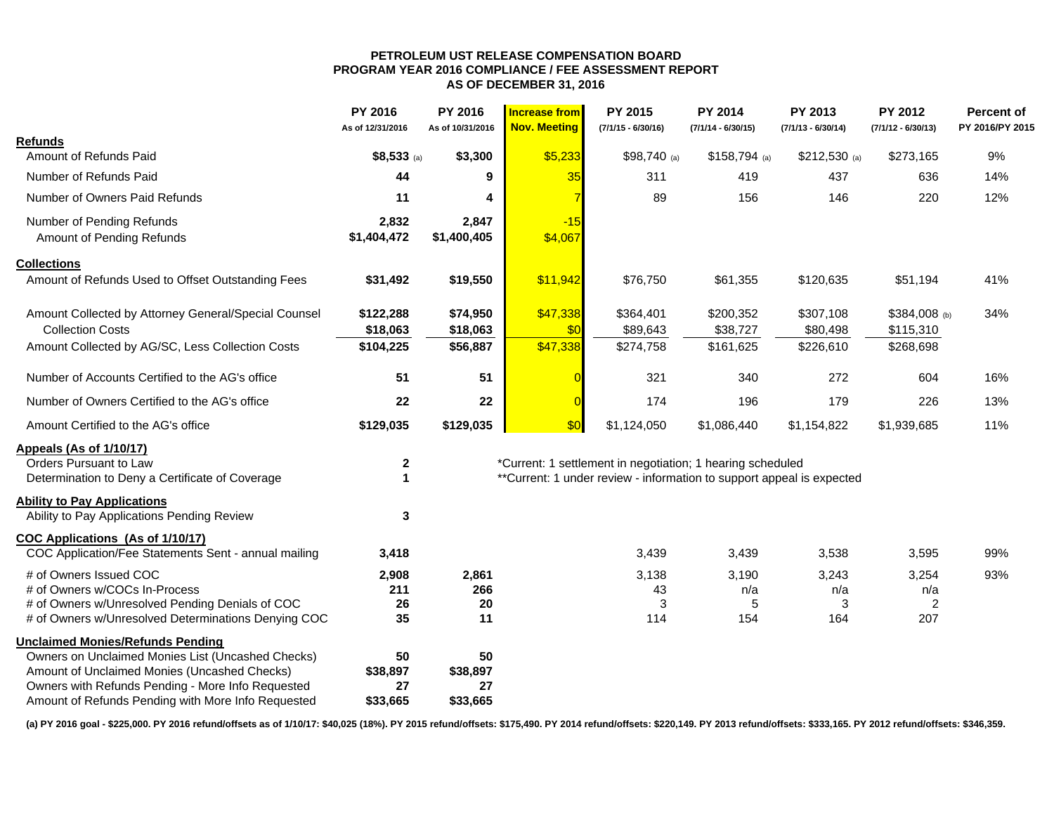**PETROLEUM UST RELEASE COMPENSATION BOARD**
**PROGRAM YEAR 2016 COMPLIANCE / FEE ASSESSMENT REPORT**
**AS OF DECEMBER 31, 2016**

| | PY 2016 As of 12/31/2016 | PY 2016 As of 10/31/2016 | Increase from Nov. Meeting | PY 2015 (7/1/15 - 6/30/16) | PY 2014 (7/1/14 - 6/30/15) | PY 2013 (7/1/13 - 6/30/14) | PY 2012 (7/1/12 - 6/30/13) | Percent of PY 2016/PY 2015 |
|---|---|---|---|---|---|---|---|---|
| **Refunds** | | | | | | | | |
| Amount of Refunds Paid | **$8,533** (a) | **$3,300** | $5,233 | $98,740 (a) | $158,794 (a) | $212,530 (a) | $273,165 | 9% |
| Number of Refunds Paid | **44** | **9** | 35 | 311 | 419 | 437 | 636 | 14% |
| Number of Owners Paid Refunds | **11** | **4** | 7 | 89 | 156 | 146 | 220 | 12% |
| Number of Pending Refunds | **2,832** | **2,847** | -15 | | | | | |
| Amount of Pending Refunds | **$1,404,472** | **$1,400,405** | $4,067 | | | | | |
| **Collections** | | | | | | | | |
| Amount of Refunds Used to Offset Outstanding Fees | **$31,492** | **$19,550** | $11,942 | $76,750 | $61,355 | $120,635 | $51,194 | 41% |
| Amount Collected by Attorney General/Special Counsel | **$122,288** | **$74,950** | $47,338 | $364,401 | $200,352 | $307,108 | $384,008 (b) | 34% |
| Collection Costs | **$18,063** | **$18,063** | $0 | $89,643 | $38,727 | $80,498 | $115,310 | |
| Amount Collected by AG/SC, Less Collection Costs | **$104,225** | **$56,887** | $47,338 | $274,758 | $161,625 | $226,610 | $268,698 | |
| Number of Accounts Certified to the AG's office | **51** | **51** | 0 | 321 | 340 | 272 | 604 | 16% |
| Number of Owners Certified to the AG's office | **22** | **22** | 0 | 174 | 196 | 179 | 226 | 13% |
| Amount Certified to the AG's office | **$129,035** | **$129,035** | $0 | $1,124,050 | $1,086,440 | $1,154,822 | $1,939,685 | 11% |
| **Appeals (As of 1/10/17)** | | | | | | | | |
| Orders Pursuant to Law | **2** | | *Current: 1 settlement in negotiation; 1 hearing scheduled | | | | | |
| Determination to Deny a Certificate of Coverage | **1** | | **Current: 1 under review - information to support appeal is expected | | | | | |
| **Ability to Pay Applications** | | | | | | | | |
| Ability to Pay Applications Pending Review | **3** | | | | | | | |
| **COC Applications (As of 1/10/17)** | | | | | | | | |
| COC Application/Fee Statements Sent - annual mailing | **3,418** | | | 3,439 | 3,439 | 3,538 | 3,595 | 99% |
| # of Owners Issued COC | **2,908** | **2,861** | | 3,138 | 3,190 | 3,243 | 3,254 | 93% |
| # of Owners w/COCs In-Process | **211** | **266** | | 43 | n/a | n/a | n/a | |
| # of Owners w/Unresolved Pending Denials of COC | **26** | **20** | | 3 | 5 | 3 | 2 | |
| # of Owners w/Unresolved Determinations Denying COC | **35** | **11** | | 114 | 154 | 164 | 207 | |
| **Unclaimed Monies/Refunds Pending** | | | | | | | | |
| Owners on Unclaimed Monies List (Uncashed Checks) | **50** | **50** | | | | | | |
| Amount of Unclaimed Monies (Uncashed Checks) | **$38,897** | **$38,897** | | | | | | |
| Owners with Refunds Pending - More Info Requested | **27** | **27** | | | | | | |
| Amount of Refunds Pending with More Info Requested | **$33,665** | **$33,665** | | | | | | |

**(a) PY 2016 goal - $225,000. PY 2016 refund/offsets as of 1/10/17: $40,025 (18%). PY 2015 refund/offsets: $175,490. PY 2014 refund/offsets: $220,149. PY 2013 refund/offsets: $333,165. PY 2012 refund/offsets: $346,359.**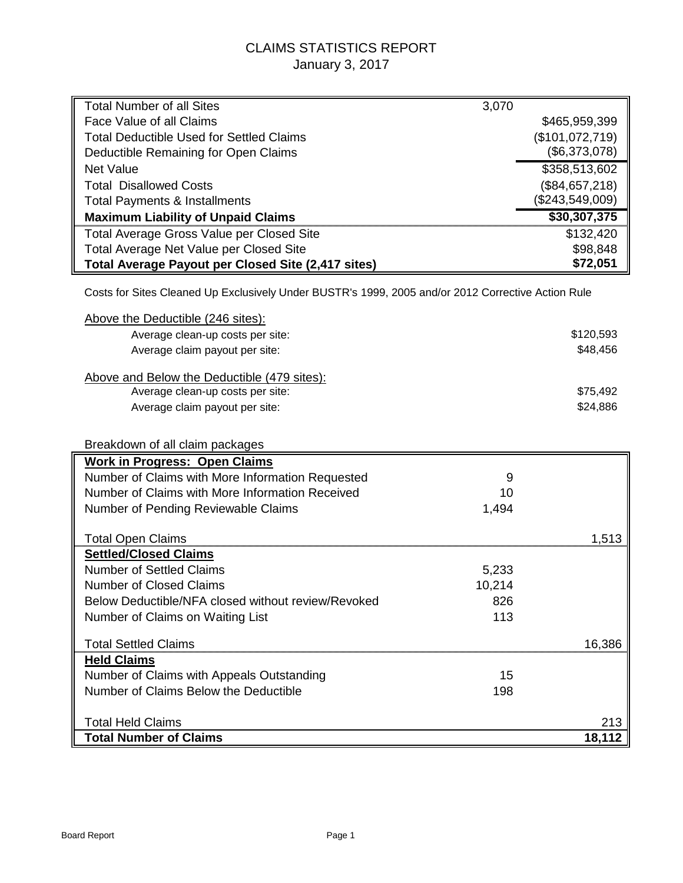# CLAIMS STATISTICS REPORT

January 3, 2017

| | | |
|---|---|---|
| Total Number of all Sites | 3,070 | |
| Face Value of all Claims | | $465,959,399 |
| Total Deductible Used for Settled Claims | | ($101,072,719) |
| Deductible Remaining for Open Claims | | ($6,373,078) |
| Net Value | | $358,513,602 |
| Total Disallowed Costs | | ($84,657,218) |
| Total Payments & Installments | | ($243,549,009) |
| **Maximum Liability of Unpaid Claims** | | **$30,307,375** |
| Total Average Gross Value per Closed Site | | $132,420 |
| Total Average Net Value per Closed Site | | $98,848 |
| **Total Average Payout per Closed Site (2,417 sites)** | | **$72,051** |

Costs for Sites Cleaned Up Exclusively Under BUSTR's 1999, 2005 and/or 2012 Corrective Action Rule

Above the Deductible (246 sites):

| | |
|---|---|
| Average clean-up costs per site: | $120,593 |
| Average claim payout per site: | $48,456 |

Above and Below the Deductible (479 sites):

| | |
|---|---|
| Average clean-up costs per site: | $75,492 |
| Average claim payout per site: | $24,886 |

Breakdown of all claim packages

| | | |
|---|---|---|
| **Work in Progress: Open Claims** | | |
| Number of Claims with More Information Requested | 9 | |
| Number of Claims with More Information Received | 10 | |
| Number of Pending Reviewable Claims | 1,494 | |
| Total Open Claims | | 1,513 |
| **Settled/Closed Claims** | | |
| Number of Settled Claims | 5,233 | |
| Number of Closed Claims | 10,214 | |
| Below Deductible/NFA closed without review/Revoked | 826 | |
| Number of Claims on Waiting List | 113 | |
| Total Settled Claims | | 16,386 |
| **Held Claims** | | |
| Number of Claims with Appeals Outstanding | 15 | |
| Number of Claims Below the Deductible | 198 | |
| Total Held Claims | | 213 |
| **Total Number of Claims** | | **18,112** |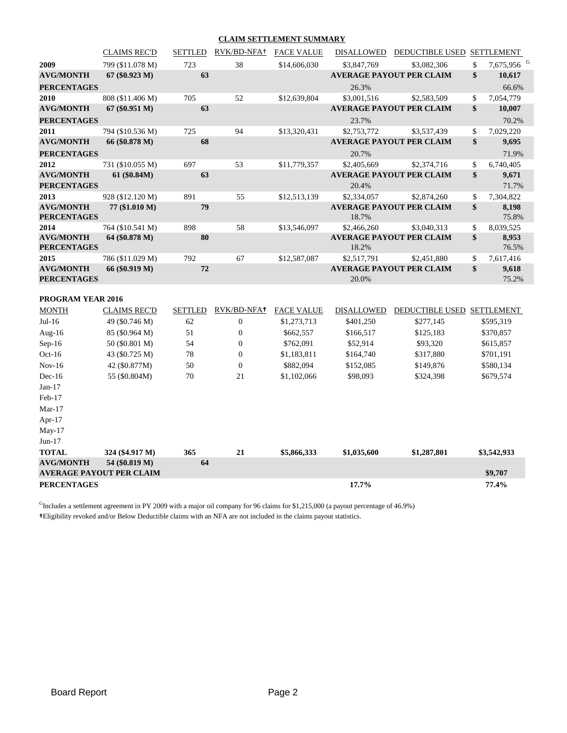## CLAIM SETTLEMENT SUMMARY

| | CLAIMS REC'D | SETTLED | RVK/BD-NFA† | FACE VALUE | DISALLOWED | DEDUCTIBLE USED | SETTLEMENT |
|---|---|---|---|---|---|---|---|
| **2009** | 799 ($11.078 M) | 723 | 38 | $14,606,030 | $3,847,769 | $3,082,306 | $ 7,675,956 [G] |
| **AVG/MONTH** | **67 ($0.923 M)** | **63** | | | **AVERAGE PAYOUT PER CLAIM** | | **$ 10,617** |
| **PERCENTAGES** | | | | | 26.3% | | 66.6% |
| **2010** | 808 ($11.406 M) | 705 | 52 | $12,639,804 | $3,001,516 | $2,583,509 | $ 7,054,779 |
| **AVG/MONTH** | **67 ($0.951 M)** | **63** | | | **AVERAGE PAYOUT PER CLAIM** | | **$ 10,007** |
| **PERCENTAGES** | | | | | 23.7% | | 70.2% |
| **2011** | 794 ($10.536 M) | 725 | 94 | $13,320,431 | $2,753,772 | $3,537,439 | $ 7,029,220 |
| **AVG/MONTH** | **66 ($0.878 M)** | **68** | | | **AVERAGE PAYOUT PER CLAIM** | | **$ 9,695** |
| **PERCENTAGES** | | | | | 20.7% | | 71.9% |
| **2012** | 731 ($10.055 M) | 697 | 53 | $11,779,357 | $2,405,669 | $2,374,716 | $ 6,740,405 |
| **AVG/MONTH** | **61 ($0.84M)** | **63** | | | **AVERAGE PAYOUT PER CLAIM** | | **$ 9,671** |
| **PERCENTAGES** | | | | | 20.4% | | 71.7% |
| **2013** | 928 ($12.120 M) | 891 | 55 | $12,513,139 | $2,334,057 | $2,874,260 | $ 7,304,822 |
| **AVG/MONTH** | **77 ($1.010 M)** | **79** | | | **AVERAGE PAYOUT PER CLAIM** | | **$ 8,198** |
| **PERCENTAGES** | | | | | 18.7% | | 75.8% |
| **2014** | 764 ($10.541 M) | 898 | 58 | $13,546,097 | $2,466,260 | $3,040,313 | $ 8,039,525 |
| **AVG/MONTH** | **64 ($0.878 M)** | **80** | | | **AVERAGE PAYOUT PER CLAIM** | | **$ 8,953** |
| **PERCENTAGES** | | | | | 18.2% | | 76.5% |
| **2015** | 786 ($11.029 M) | 792 | 67 | $12,587,087 | $2,517,791 | $2,451,880 | $ 7,617,416 |
| **AVG/MONTH** | **66 ($0.919 M)** | **72** | | | **AVERAGE PAYOUT PER CLAIM** | | **$ 9,618** |
| **PERCENTAGES** | | | | | 20.0% | | 75.2% |

**PROGRAM YEAR 2016**

| MONTH | CLAIMS REC'D | SETTLED | RVK/BD-NFA† | FACE VALUE | DISALLOWED | DEDUCTIBLE USED | SETTLEMENT |
|---|---|---|---|---|---|---|---|
| Jul-16 | 49 ($0.746 M) | 62 | 0 | $1,273,713 | $401,250 | $277,145 | $595,319 |
| Aug-16 | 85 ($0.964 M) | 51 | 0 | $662,557 | $166,517 | $125,183 | $370,857 |
| Sep-16 | 50 ($0.801 M) | 54 | 0 | $762,091 | $52,914 | $93,320 | $615,857 |
| Oct-16 | 43 ($0.725 M) | 78 | 0 | $1,183,811 | $164,740 | $317,880 | $701,191 |
| Nov-16 | 42 ($0.877M) | 50 | 0 | $882,094 | $152,085 | $149,876 | $580,134 |
| Dec-16 | 55 ($0.804M) | 70 | 21 | $1,102,066 | $98,093 | $324,398 | $679,574 |
| Jan-17 | | | | | | | |
| Feb-17 | | | | | | | |
| Mar-17 | | | | | | | |
| Apr-17 | | | | | | | |
| May-17 | | | | | | | |
| Jun-17 | | | | | | | |
| **TOTAL** | **324 ($4.917 M)** | **365** | **21** | **$5,866,333** | **$1,035,600** | **$1,287,801** | **$3,542,933** |
| **AVG/MONTH** | **54 ($0.819 M)** | **64** | | | | | |
| **AVERAGE PAYOUT PER CLAIM** | | | | | | | **$9,707** |
| **PERCENTAGES** | | | | | **17.7%** | | **77.4%** |

[G]Includes a settlement agreement in PY 2009 with a major oil company for 96 claims for $1,215,000 (a payout percentage of 46.9%)

†Eligibility revoked and/or Below Deductible claims with an NFA are not included in the claims payout statistics.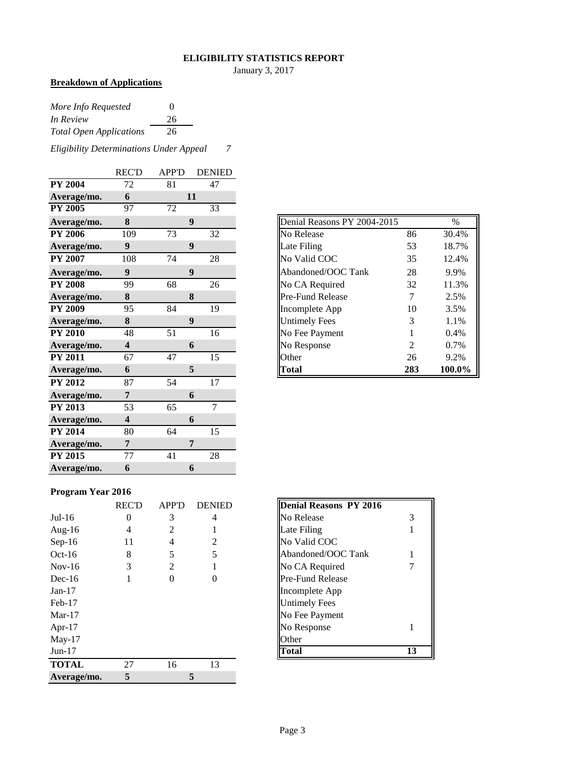## ELIGIBILITY STATISTICS REPORT

January 3, 2017

**Breakdown of Applications**

| | |
|---|---|
| *More Info Requested* | 0 |
| *In Review* | 26 |
| *Total Open Applications* | 26 |

*Eligibility Determinations Under Appeal* 7

| | REC'D | APP'D | DENIED |
|---|---|---|---|
| **PY 2004** | 72 | 81 | 47 |
| **Average/mo.** | **6** | **11** | |
| **PY 2005** | 97 | 72 | 33 |
| **Average/mo.** | **8** | **9** | |
| **PY 2006** | 109 | 73 | 32 |
| **Average/mo.** | **9** | **9** | |
| **PY 2007** | 108 | 74 | 28 |
| **Average/mo.** | **9** | **9** | |
| **PY 2008** | 99 | 68 | 26 |
| **Average/mo.** | **8** | **8** | |
| **PY 2009** | 95 | 84 | 19 |
| **Average/mo.** | **8** | **9** | |
| **PY 2010** | 48 | 51 | 16 |
| **Average/mo.** | **4** | **6** | |
| **PY 2011** | 67 | 47 | 15 |
| **Average/mo.** | **6** | **5** | |
| **PY 2012** | 87 | 54 | 17 |
| **Average/mo.** | **7** | **6** | |
| **PY 2013** | 53 | 65 | 7 |
| **Average/mo.** | **4** | **6** | |
| **PY 2014** | 80 | 64 | 15 |
| **Average/mo.** | **7** | **7** | |
| **PY 2015** | 77 | 41 | 28 |
| **Average/mo.** | **6** | **6** | |

| Denial Reasons PY 2004-2015 | | % |
|---|---|---|
| No Release | 86 | 30.4% |
| Late Filing | 53 | 18.7% |
| No Valid COC | 35 | 12.4% |
| Abandoned/OOC Tank | 28 | 9.9% |
| No CA Required | 32 | 11.3% |
| Pre-Fund Release | 7 | 2.5% |
| Incomplete App | 10 | 3.5% |
| Untimely Fees | 3 | 1.1% |
| No Fee Payment | 1 | 0.4% |
| No Response | 2 | 0.7% |
| Other | 26 | 9.2% |
| **Total** | **283** | **100.0%** |

**Program Year 2016**

| | REC'D | APP'D | DENIED |
|---|---|---|---|
| Jul-16 | 0 | 3 | 4 |
| Aug-16 | 4 | 2 | 1 |
| Sep-16 | 11 | 4 | 2 |
| Oct-16 | 8 | 5 | 5 |
| Nov-16 | 3 | 2 | 1 |
| Dec-16 | 1 | 0 | 0 |
| Jan-17 | | | |
| Feb-17 | | | |
| Mar-17 | | | |
| Apr-17 | | | |
| May-17 | | | |
| Jun-17 | | | |
| **TOTAL** | 27 | 16 | 13 |
| **Average/mo.** | **5** | **5** | |

| **Denial Reasons PY 2016** | |
|---|---|
| No Release | 3 |
| Late Filing | 1 |
| No Valid COC | |
| Abandoned/OOC Tank | 1 |
| No CA Required | 7 |
| Pre-Fund Release | |
| Incomplete App | |
| Untimely Fees | |
| No Fee Payment | |
| No Response | 1 |
| Other | |
| **Total** | **13** |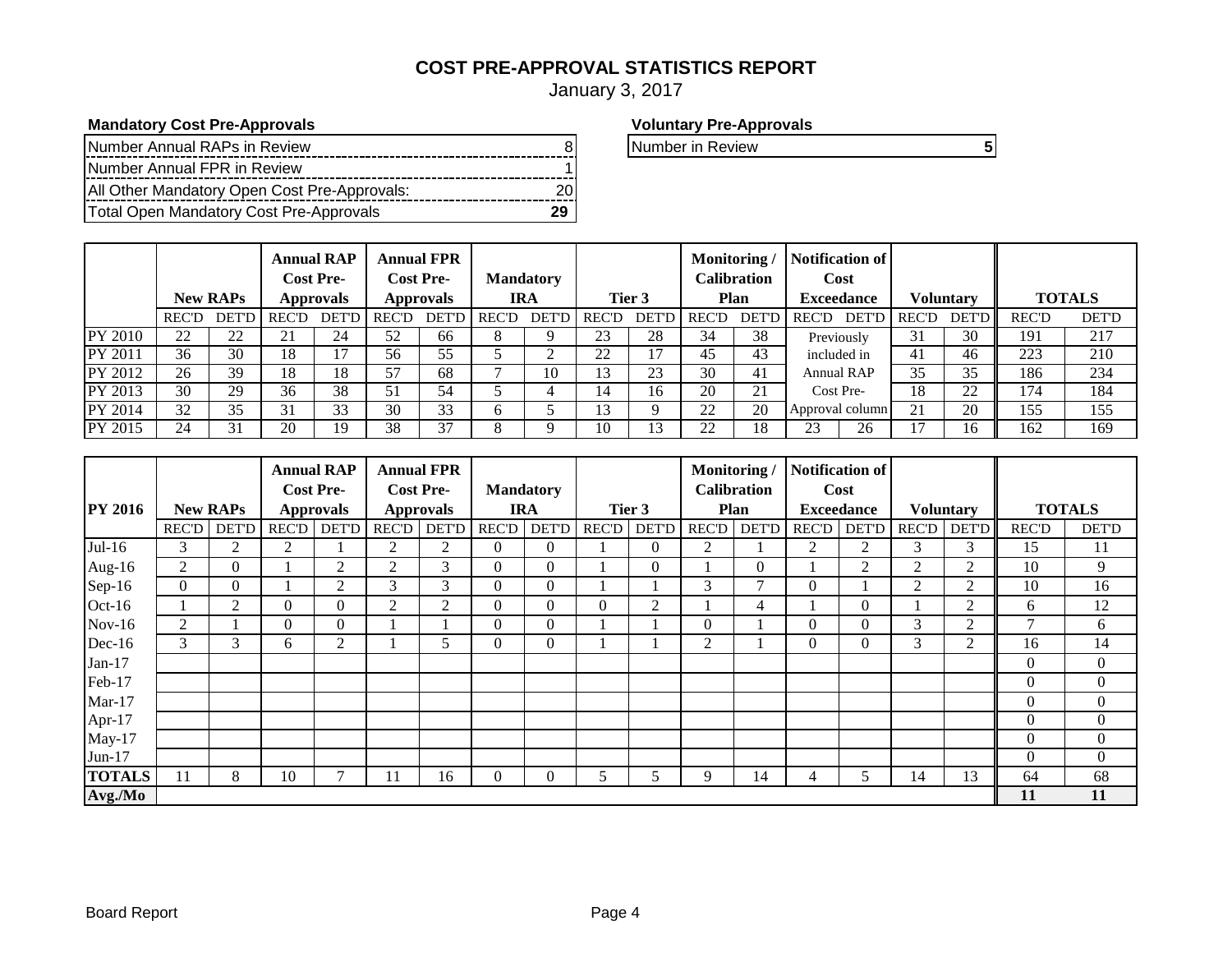# COST PRE-APPROVAL STATISTICS REPORT

January 3, 2017

**Mandatory Cost Pre-Approvals**

| | |
|---|---|
| Number Annual RAPs in Review | 8 |
| Number Annual FPR in Review | 1 |
| All Other Mandatory Open Cost Pre-Approvals: | 20 |
| Total Open Mandatory Cost Pre-Approvals | **29** |

**Voluntary Pre-Approvals**

| | |
|---|---|
| Number in Review | **5** |

| | New RAPs | | Annual RAP Cost Pre-Approvals | | Annual FPR Cost Pre-Approvals | | Mandatory IRA | | Tier 3 | | Monitoring / Calibration Plan | | Notification of Cost Exceedance | | Voluntary | | TOTALS | |
|---|---|---|---|---|---|---|---|---|---|---|---|---|---|---|---|---|---|---|
| | REC'D | DET'D | REC'D | DET'D | REC'D | DET'D | REC'D | DET'D | REC'D | DET'D | REC'D | DET'D | REC'D | DET'D | REC'D | DET'D | REC'D | DET'D |
| PY 2010 | 22 | 22 | 21 | 24 | 52 | 66 | 8 | 9 | 23 | 28 | 34 | 38 | Previously included in Annual RAP Cost Pre-Approval column | | 31 | 30 | 191 | 217 |
| PY 2011 | 36 | 30 | 18 | 17 | 56 | 55 | 5 | 2 | 22 | 17 | 45 | 43 | | | 41 | 46 | 223 | 210 |
| PY 2012 | 26 | 39 | 18 | 18 | 57 | 68 | 7 | 10 | 13 | 23 | 30 | 41 | | | 35 | 35 | 186 | 234 |
| PY 2013 | 30 | 29 | 36 | 38 | 51 | 54 | 5 | 4 | 14 | 16 | 20 | 21 | | | 18 | 22 | 174 | 184 |
| PY 2014 | 32 | 35 | 31 | 33 | 30 | 33 | 6 | 5 | 13 | 9 | 22 | 20 | | | 21 | 20 | 155 | 155 |
| PY 2015 | 24 | 31 | 20 | 19 | 38 | 37 | 8 | 9 | 10 | 13 | 22 | 18 | 23 | 26 | 17 | 16 | 162 | 169 |

| PY 2016 | New RAPs | | Annual RAP Cost Pre-Approvals | | Annual FPR Cost Pre-Approvals | | Mandatory IRA | | Tier 3 | | Monitoring / Calibration Plan | | Notification of Cost Exceedance | | Voluntary | | TOTALS | |
|---|---|---|---|---|---|---|---|---|---|---|---|---|---|---|---|---|---|---|
| | REC'D | DET'D | REC'D | DET'D | REC'D | DET'D | REC'D | DET'D | REC'D | DET'D | REC'D | DET'D | REC'D | DET'D | REC'D | DET'D | REC'D | DET'D |
| Jul-16 | 3 | 2 | 2 | 1 | 2 | 2 | 0 | 0 | 1 | 0 | 2 | 1 | 2 | 2 | 3 | 3 | 15 | 11 |
| Aug-16 | 2 | 0 | 1 | 2 | 2 | 3 | 0 | 0 | 1 | 0 | 1 | 0 | 1 | 2 | 2 | 2 | 10 | 9 |
| Sep-16 | 0 | 0 | 1 | 2 | 3 | 3 | 0 | 0 | 1 | 1 | 3 | 7 | 0 | 1 | 2 | 2 | 10 | 16 |
| Oct-16 | 1 | 2 | 0 | 0 | 2 | 2 | 0 | 0 | 0 | 2 | 1 | 4 | 1 | 0 | 1 | 2 | 6 | 12 |
| Nov-16 | 2 | 1 | 0 | 0 | 1 | 1 | 0 | 0 | 1 | 1 | 0 | 1 | 0 | 0 | 3 | 2 | 7 | 6 |
| Dec-16 | 3 | 3 | 6 | 2 | 1 | 5 | 0 | 0 | 1 | 1 | 2 | 1 | 0 | 0 | 3 | 2 | 16 | 14 |
| Jan-17 | | | | | | | | | | | | | | | | | 0 | 0 |
| Feb-17 | | | | | | | | | | | | | | | | | 0 | 0 |
| Mar-17 | | | | | | | | | | | | | | | | | 0 | 0 |
| Apr-17 | | | | | | | | | | | | | | | | | 0 | 0 |
| May-17 | | | | | | | | | | | | | | | | | 0 | 0 |
| Jun-17 | | | | | | | | | | | | | | | | | 0 | 0 |
| **TOTALS** | 11 | 8 | 10 | 7 | 11 | 16 | 0 | 0 | 5 | 5 | 9 | 14 | 4 | 5 | 14 | 13 | 64 | 68 |
| **Avg./Mo** | | | | | | | | | | | | | | | | | **11** | **11** |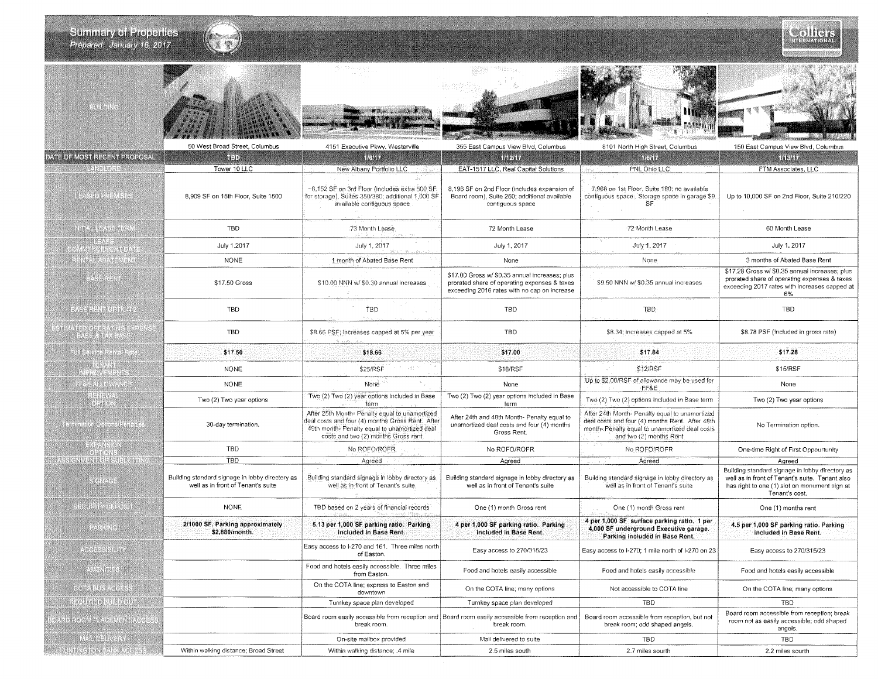# Summary of Properties

*Prepared: January 16, 2017*

| BUILDING | 50 West Broad Street, Columbus | 4151 Executive Pkwy, Westerville | 355 East Campus View Blvd, Columbus | 8101 North High Street, Columbus | 150 East Campus View Blvd, Columbus |
|---|---|---|---|---|---|
| DATE OF MOST RECENT PROPOSAL | TBD | 1/6/17 | 1/12/17 | 1/6/17 | 1/13/17 |
| LANDLORD | Tower 10 LLC | New Albany Portfolio LLC | EAT-1517 LLC, Real Capital Solutions | PNL Ohio LLC | FTM Associates, LLC |
| LEASED PREMISES | 8,909 SF on 15th Floor, Suite 1500 | ~8,152 SF on 3rd Floor (includes extra 500 SF for storage), Suites 350/380; additional 1,000 SF available contiguous space | 8,196 SF on 2nd Floor (includes expansion of Board room), Suite 250; additional available contiguous space | 7,968 on 1st Floor, Suite 180; no available contiguous space. Storage space in garage $9 SF | Up to 10,000 SF on 2nd Floor, Suite 210/220 |
| INITIAL LEASE TERM | TBD | 73 Month Lease | 72 Month Lease | 72 Month Lease | 60 Month Lease |
| LEASE COMMENCEMENT DATE | July 1,2017 | July 1, 2017 | July 1, 2017 | July 1, 2017 | July 1, 2017 |
| RENTAL ABATEMENT | NONE | 1 month of Abated Base Rent | None | None | 3 months of Abated Base Rent |
| BASE RENT | $17.50 Gross | $10.00 NNN w/ $0.30 annual increases | $17.00 Gross w/ $0.35 annual increases; plus prorated share of operating expenses & taxes exceeding 2016 rates with no cap on increase | $9.50 NNN w/ $0.35 annual increases | $17.28 Gross w/ $0.35 annual increases; plus prorated share of operating expenses & taxes exceeding 2017 rates with increases capped at 6% |
| BASE RENT OPTION 2 | TBD | TBD | TBD | TBD | TBD |
| ESTIMATED OPERATING EXPENSE BASE & TAX BASE | TBD | $8.66 PSF; increases capped at 5% per year | TBD | $8.34; increases capped at 5% | $8.78 PSF (Included in gross rate) |
| Full Service Rental Rate | **$17.50** | **$18.66** | **$17.00** | **$17.84** | **$17.28** |
| TENANT IMPROVEMENTS | NONE | $25/RSF | $18/RSF | $12/RSF | $15/RSF |
| FF&E ALLOWANCE | NONE | None | None | Up to $2.00/RSF of allowance may be used for FF&E | None |
| RENEWAL OPTION | Two (2) Two year options | Two (2) Two (2) year options included in Base term | Two (2) Two (2) year options included in Base term | Two (2) Two (2) options included in Base term | Two (2) Two year options |
| Termination Options/Penalties | 30-day termination. | After 25th Month- Penalty equal to unamortized deal costs and four (4) months Gross Rent. After 49th month- Penalty equal to unamortized deal costs and two (2) months Gross rent | After 24th and 48th Month- Penalty equal to unamortized deal costs and four (4) months Gross Rent. | After 24th Month- Penalty equal to unamortized deal costs and four (4) months Rent. After 48th month- Penalty equal to unamortized deal costs and two (2) months Rent | No Termination option. |
| EXPANSION OPTIONS | TBD | No ROFO/ROFR | No ROFO/ROFR | No ROFO/ROFR | One-time Right of First Oppourtunity |
| ASSIGNMENT OR SUBLETTING | TBD | Agreed | Agreed | Agreed | Agreed |
| SIGNAGE | Building standard signage in lobby directory as well as in front of Tenant's suite | Building standard signage in lobby directory as well as in front of Tenant's suite | Building standard signage in lobby directory as well as in front of Tenant's suite | Building standard signage in lobby directory as well as in front of Tenant's suite | Building standard signage in lobby directory as well as in front of Tenant's suite. Tenant also has right to one (1) slot on monument sign at Tenant's cost. |
| SECURITY DEPOSIT | NONE | TBD based on 2 years of financial records | One (1) month Gross rent | One (1) month Gross rent | One (1) months rent |
| PARKING | **2/1000 SF. Parking approximately $2,880/month.** | **5.13 per 1,000 SF parking ratio. Parking included in Base Rent.** | **4 per 1,000 SF parking ratio. Parking included in Base Rent.** | **4 per 1,000 SF surface parking ratio. 1 per 4,000 SF underground Executive garage. Parking included in Base Rent.** | **4.5 per 1,000 SF parking ratio. Parking included in Base Rent.** |
| ACCESSIBILITY | | Easy access to I-270 and 161. Three miles north of Easton. | Easy access to 270/315/23 | Easy access to I-270; 1 mile north of I-270 on 23 | Easy access to 270/315/23 |
| AMENITIES | | Food and hotels easily accessible. Three miles from Easton. | Food and hotels easily accessible | Food and hotels easily accessible | Food and hotels easily accessible |
| COTA BUS ACCESS | | On the COTA line; express to Easton and downtown | On the COTA line; many options | Not accessible to COTA line | On the COTA line; many options |
| REQUIRED BUILD OUT | | Turnkey space plan developed | Turnkey space plan developed | TBD | TBD |
| BOARD ROOM PLACEMENT/ACCESS | | Board room easily accessible from reception and break room. | Board room easily accessible from reception and break room. | Board room accessible from reception, but not break room; odd shaped angels. | Board room accessible from reception; break room not as easily accessible; odd shaped angels. |
| MAIL DELIVERY | | On-site mailbox provided | Mail delivered to suite | TBD | TBD |
| HUNTINGTON BANK ACCESS | Within walking distance; Broad Street | Within walking distance; .4 mile | 2.5 miles south | 2.7 miles sourth | 2.2 miles sourth |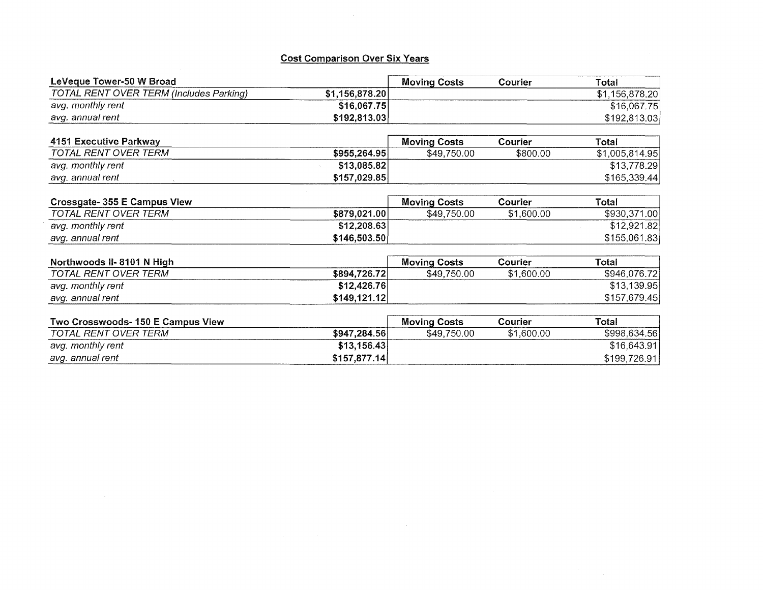## Cost Comparison Over Six Years

| LeVeque Tower-50 W Broad | | Moving Costs | Courier | Total |
|---|---|---|---|---|
| *TOTAL RENT OVER TERM (Includes Parking)* | **$1,156,878.20** | | | $1,156,878.20 |
| *avg. monthly rent* | **$16,067.75** | | | $16,067.75 |
| *avg. annual rent* | **$192,813.03** | | | $192,813.03 |

| 4151 Executive Parkway | | Moving Costs | Courier | Total |
|---|---|---|---|---|
| *TOTAL RENT OVER TERM* | **$955,264.95** | $49,750.00 | $800.00 | $1,005,814.95 |
| *avg. monthly rent* | **$13,085.82** | | | $13,778.29 |
| *avg. annual rent* | **$157,029.85** | | | $165,339.44 |

| Crossgate- 355 E Campus View | | Moving Costs | Courier | Total |
|---|---|---|---|---|
| *TOTAL RENT OVER TERM* | **$879,021.00** | $49,750.00 | $1,600.00 | $930,371.00 |
| *avg. monthly rent* | **$12,208.63** | | | $12,921.82 |
| *avg. annual rent* | **$146,503.50** | | | $155,061.83 |

| Northwoods II- 8101 N High | | Moving Costs | Courier | Total |
|---|---|---|---|---|
| *TOTAL RENT OVER TERM* | **$894,726.72** | $49,750.00 | $1,600.00 | $946,076.72 |
| *avg. monthly rent* | **$12,426.76** | | | $13,139.95 |
| *avg. annual rent* | **$149,121.12** | | | $157,679.45 |

| Two Crosswoods- 150 E Campus View | | Moving Costs | Courier | Total |
|---|---|---|---|---|
| *TOTAL RENT OVER TERM* | **$947,284.56** | $49,750.00 | $1,600.00 | $998,634.56 |
| *avg. monthly rent* | **$13,156.43** | | | $16,643.91 |
| *avg. annual rent* | **$157,877.14** | | | $199,726.91 |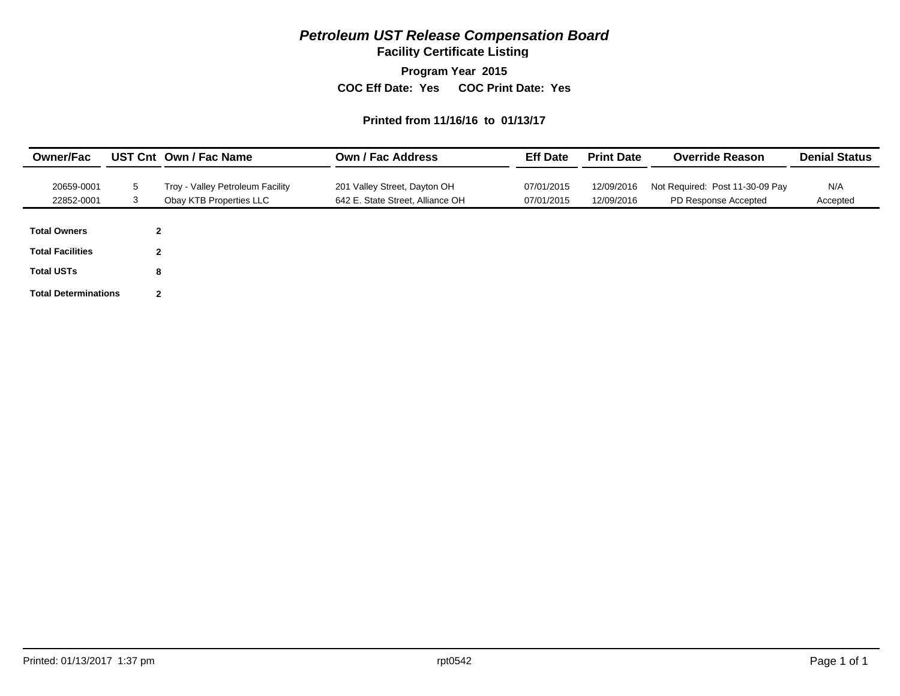# *Petroleum UST Release Compensation Board*

## Facility Certificate Listing

**Program Year 2015**

**COC Eff Date: Yes COC Print Date: Yes**

**Printed from 11/16/16 to 01/13/17**

| Owner/Fac | UST Cnt | Own / Fac Name | Own / Fac Address | Eff Date | Print Date | Override Reason | Denial Status |
|---|---|---|---|---|---|---|---|
| 20659-0001 | 5 | Troy - Valley Petroleum Facility | 201 Valley Street, Dayton OH | 07/01/2015 | 12/09/2016 | Not Required: Post 11-30-09 Pay | N/A |
| 22852-0001 | 3 | Obay KTB Properties LLC | 642 E. State Street, Alliance OH | 07/01/2015 | 12/09/2016 | PD Response Accepted | Accepted |

| | |
|---|---|
| **Total Owners** | **2** |
| **Total Facilities** | **2** |
| **Total USTs** | **8** |
| **Total Determinations** | **2** |

Printed: 01/13/2017 1:37 pm rpt0542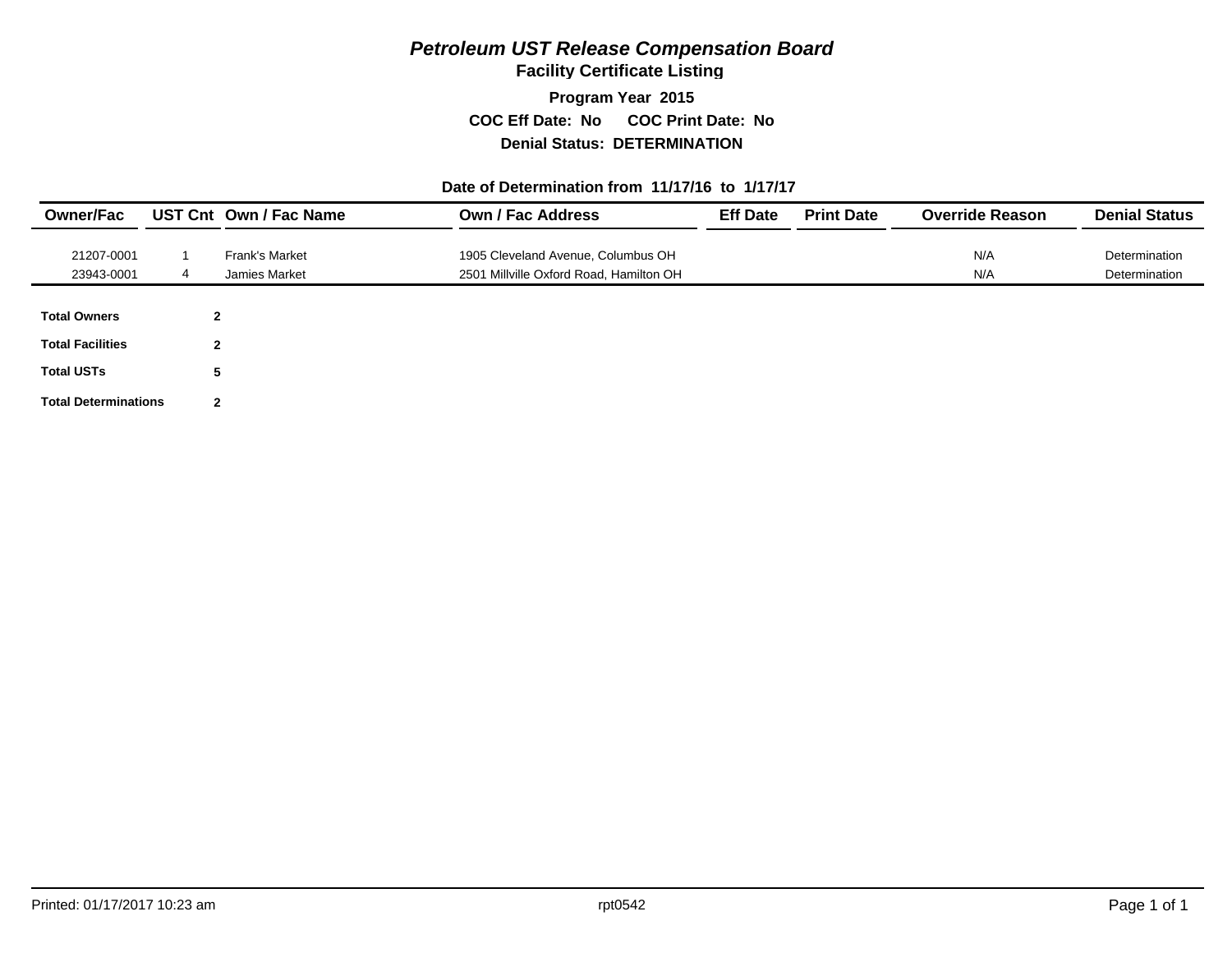# *Petroleum UST Release Compensation Board*

## Facility Certificate Listing

**Program Year 2015**

**COC Eff Date: No COC Print Date: No**

**Denial Status: DETERMINATION**

**Date of Determination from 11/17/16 to 1/17/17**

| Owner/Fac | UST Cnt | Own / Fac Name | Own / Fac Address | Eff Date | Print Date | Override Reason | Denial Status |
|---|---|---|---|---|---|---|---|
| 21207-0001 | 1 | Frank's Market | 1905 Cleveland Avenue, Columbus OH | | | N/A | Determination |
| 23943-0001 | 4 | Jamies Market | 2501 Millville Oxford Road, Hamilton OH | | | N/A | Determination |

| | |
|---|---|
| **Total Owners** | **2** |
| **Total Facilities** | **2** |
| **Total USTs** | **5** |
| **Total Determinations** | **2** |

Printed: 01/17/2017 10:23 am rpt0542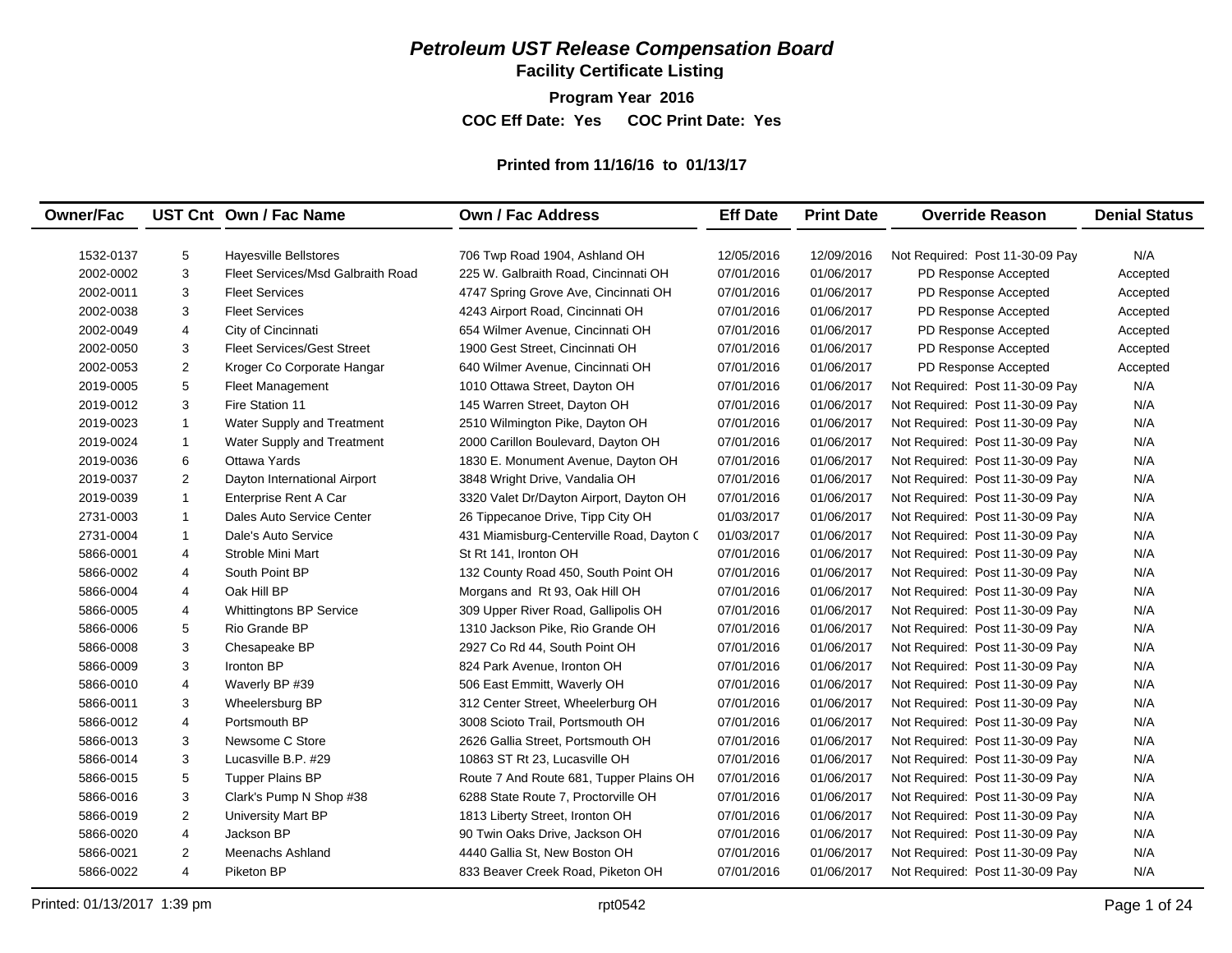# *Petroleum UST Release Compensation Board*

## Facility Certificate Listing

**Program Year 2016**

**COC Eff Date: Yes    COC Print Date: Yes**

**Printed from 11/16/16 to 01/13/17**

| Owner/Fac | UST Cnt | Own / Fac Name | Own / Fac Address | Eff Date | Print Date | Override Reason | Denial Status |
|---|---|---|---|---|---|---|---|
| 1532-0137 | 5 | Hayesville Bellstores | 706 Twp Road 1904, Ashland OH | 12/05/2016 | 12/09/2016 | Not Required: Post 11-30-09 Pay | N/A |
| 2002-0002 | 3 | Fleet Services/Msd Galbraith Road | 225 W. Galbraith Road, Cincinnati OH | 07/01/2016 | 01/06/2017 | PD Response Accepted | Accepted |
| 2002-0011 | 3 | Fleet Services | 4747 Spring Grove Ave, Cincinnati OH | 07/01/2016 | 01/06/2017 | PD Response Accepted | Accepted |
| 2002-0038 | 3 | Fleet Services | 4243 Airport Road, Cincinnati OH | 07/01/2016 | 01/06/2017 | PD Response Accepted | Accepted |
| 2002-0049 | 4 | City of Cincinnati | 654 Wilmer Avenue, Cincinnati OH | 07/01/2016 | 01/06/2017 | PD Response Accepted | Accepted |
| 2002-0050 | 3 | Fleet Services/Gest Street | 1900 Gest Street, Cincinnati OH | 07/01/2016 | 01/06/2017 | PD Response Accepted | Accepted |
| 2002-0053 | 2 | Kroger Co Corporate Hangar | 640 Wilmer Avenue, Cincinnati OH | 07/01/2016 | 01/06/2017 | PD Response Accepted | Accepted |
| 2019-0005 | 5 | Fleet Management | 1010 Ottawa Street, Dayton OH | 07/01/2016 | 01/06/2017 | Not Required: Post 11-30-09 Pay | N/A |
| 2019-0012 | 3 | Fire Station 11 | 145 Warren Street, Dayton OH | 07/01/2016 | 01/06/2017 | Not Required: Post 11-30-09 Pay | N/A |
| 2019-0023 | 1 | Water Supply and Treatment | 2510 Wilmington Pike, Dayton OH | 07/01/2016 | 01/06/2017 | Not Required: Post 11-30-09 Pay | N/A |
| 2019-0024 | 1 | Water Supply and Treatment | 2000 Carillon Boulevard, Dayton OH | 07/01/2016 | 01/06/2017 | Not Required: Post 11-30-09 Pay | N/A |
| 2019-0036 | 6 | Ottawa Yards | 1830 E. Monument Avenue, Dayton OH | 07/01/2016 | 01/06/2017 | Not Required: Post 11-30-09 Pay | N/A |
| 2019-0037 | 2 | Dayton International Airport | 3848 Wright Drive, Vandalia OH | 07/01/2016 | 01/06/2017 | Not Required: Post 11-30-09 Pay | N/A |
| 2019-0039 | 1 | Enterprise Rent A Car | 3320 Valet Dr/Dayton Airport, Dayton OH | 07/01/2016 | 01/06/2017 | Not Required: Post 11-30-09 Pay | N/A |
| 2731-0003 | 1 | Dales Auto Service Center | 26 Tippecanoe Drive, Tipp City OH | 01/03/2017 | 01/06/2017 | Not Required: Post 11-30-09 Pay | N/A |
| 2731-0004 | 1 | Dale's Auto Service | 431 Miamisburg-Centerville Road, Dayton C | 01/03/2017 | 01/06/2017 | Not Required: Post 11-30-09 Pay | N/A |
| 5866-0001 | 4 | Stroble Mini Mart | St Rt 141, Ironton OH | 07/01/2016 | 01/06/2017 | Not Required: Post 11-30-09 Pay | N/A |
| 5866-0002 | 4 | South Point BP | 132 County Road 450, South Point OH | 07/01/2016 | 01/06/2017 | Not Required: Post 11-30-09 Pay | N/A |
| 5866-0004 | 4 | Oak Hill BP | Morgans and Rt 93, Oak Hill OH | 07/01/2016 | 01/06/2017 | Not Required: Post 11-30-09 Pay | N/A |
| 5866-0005 | 4 | Whittingtons BP Service | 309 Upper River Road, Gallipolis OH | 07/01/2016 | 01/06/2017 | Not Required: Post 11-30-09 Pay | N/A |
| 5866-0006 | 5 | Rio Grande BP | 1310 Jackson Pike, Rio Grande OH | 07/01/2016 | 01/06/2017 | Not Required: Post 11-30-09 Pay | N/A |
| 5866-0008 | 3 | Chesapeake BP | 2927 Co Rd 44, South Point OH | 07/01/2016 | 01/06/2017 | Not Required: Post 11-30-09 Pay | N/A |
| 5866-0009 | 3 | Ironton BP | 824 Park Avenue, Ironton OH | 07/01/2016 | 01/06/2017 | Not Required: Post 11-30-09 Pay | N/A |
| 5866-0010 | 4 | Waverly BP #39 | 506 East Emmitt, Waverly OH | 07/01/2016 | 01/06/2017 | Not Required: Post 11-30-09 Pay | N/A |
| 5866-0011 | 3 | Wheelersburg BP | 312 Center Street, Wheelerburg OH | 07/01/2016 | 01/06/2017 | Not Required: Post 11-30-09 Pay | N/A |
| 5866-0012 | 4 | Portsmouth BP | 3008 Scioto Trail, Portsmouth OH | 07/01/2016 | 01/06/2017 | Not Required: Post 11-30-09 Pay | N/A |
| 5866-0013 | 3 | Newsome C Store | 2626 Gallia Street, Portsmouth OH | 07/01/2016 | 01/06/2017 | Not Required: Post 11-30-09 Pay | N/A |
| 5866-0014 | 3 | Lucasville B.P. #29 | 10863 ST Rt 23, Lucasville OH | 07/01/2016 | 01/06/2017 | Not Required: Post 11-30-09 Pay | N/A |
| 5866-0015 | 5 | Tupper Plains BP | Route 7 And Route 681, Tupper Plains OH | 07/01/2016 | 01/06/2017 | Not Required: Post 11-30-09 Pay | N/A |
| 5866-0016 | 3 | Clark's Pump N Shop #38 | 6288 State Route 7, Proctorville OH | 07/01/2016 | 01/06/2017 | Not Required: Post 11-30-09 Pay | N/A |
| 5866-0019 | 2 | University Mart BP | 1813 Liberty Street, Ironton OH | 07/01/2016 | 01/06/2017 | Not Required: Post 11-30-09 Pay | N/A |
| 5866-0020 | 4 | Jackson BP | 90 Twin Oaks Drive, Jackson OH | 07/01/2016 | 01/06/2017 | Not Required: Post 11-30-09 Pay | N/A |
| 5866-0021 | 2 | Meenachs Ashland | 4440 Gallia St, New Boston OH | 07/01/2016 | 01/06/2017 | Not Required: Post 11-30-09 Pay | N/A |
| 5866-0022 | 4 | Piketon BP | 833 Beaver Creek Road, Piketon OH | 07/01/2016 | 01/06/2017 | Not Required: Post 11-30-09 Pay | N/A |

Printed: 01/13/2017 1:39 pm    rpt0542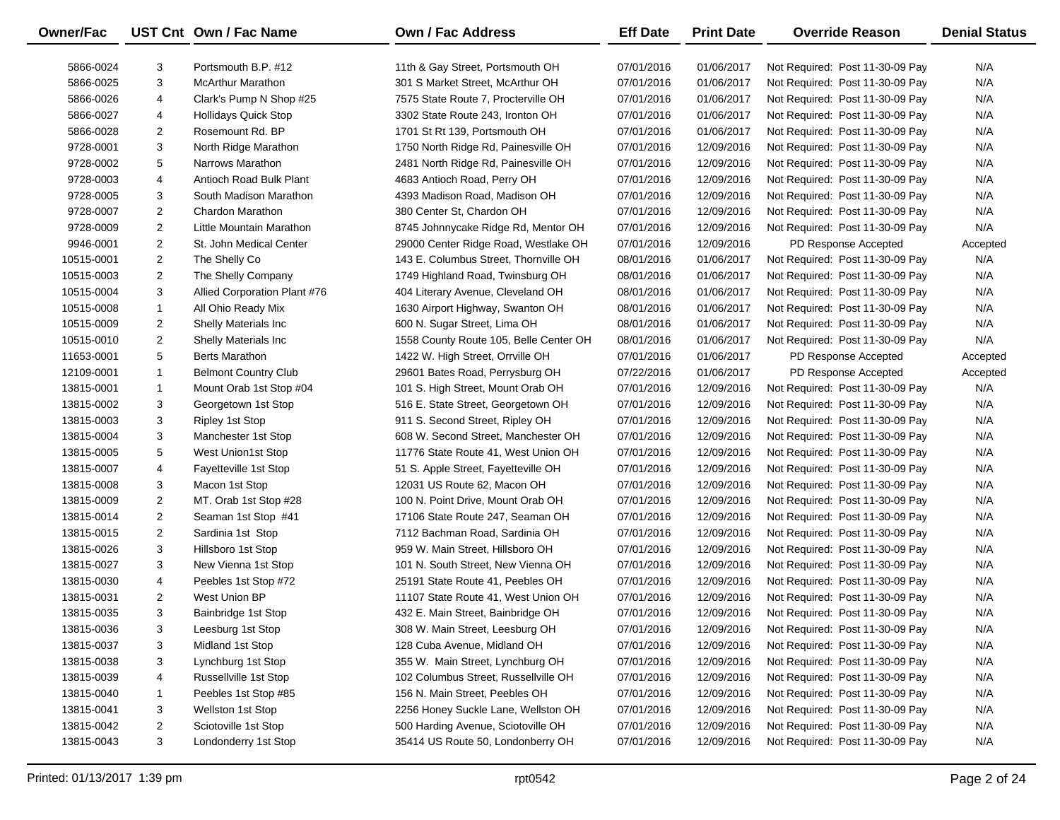| Owner/Fac | UST Cnt | Own / Fac Name | Own / Fac Address | Eff Date | Print Date | Override Reason | Denial Status |
|---|---|---|---|---|---|---|---|
| 5866-0024 | 3 | Portsmouth B.P. #12 | 11th & Gay Street, Portsmouth OH | 07/01/2016 | 01/06/2017 | Not Required: Post 11-30-09 Pay | N/A |
| 5866-0025 | 3 | McArthur Marathon | 301 S Market Street, McArthur OH | 07/01/2016 | 01/06/2017 | Not Required: Post 11-30-09 Pay | N/A |
| 5866-0026 | 4 | Clark's Pump N Shop #25 | 7575 State Route 7, Procterville OH | 07/01/2016 | 01/06/2017 | Not Required: Post 11-30-09 Pay | N/A |
| 5866-0027 | 4 | Hollidays Quick Stop | 3302 State Route 243, Ironton OH | 07/01/2016 | 01/06/2017 | Not Required: Post 11-30-09 Pay | N/A |
| 5866-0028 | 2 | Rosemount Rd. BP | 1701 St Rt 139, Portsmouth OH | 07/01/2016 | 01/06/2017 | Not Required: Post 11-30-09 Pay | N/A |
| 9728-0001 | 3 | North Ridge Marathon | 1750 North Ridge Rd, Painesville OH | 07/01/2016 | 12/09/2016 | Not Required: Post 11-30-09 Pay | N/A |
| 9728-0002 | 5 | Narrows Marathon | 2481 North Ridge Rd, Painesville OH | 07/01/2016 | 12/09/2016 | Not Required: Post 11-30-09 Pay | N/A |
| 9728-0003 | 4 | Antioch Road Bulk Plant | 4683 Antioch Road, Perry OH | 07/01/2016 | 12/09/2016 | Not Required: Post 11-30-09 Pay | N/A |
| 9728-0005 | 3 | South Madison Marathon | 4393 Madison Road, Madison OH | 07/01/2016 | 12/09/2016 | Not Required: Post 11-30-09 Pay | N/A |
| 9728-0007 | 2 | Chardon Marathon | 380 Center St, Chardon OH | 07/01/2016 | 12/09/2016 | Not Required: Post 11-30-09 Pay | N/A |
| 9728-0009 | 2 | Little Mountain Marathon | 8745 Johnnycake Ridge Rd, Mentor OH | 07/01/2016 | 12/09/2016 | Not Required: Post 11-30-09 Pay | N/A |
| 9946-0001 | 2 | St. John Medical Center | 29000 Center Ridge Road, Westlake OH | 07/01/2016 | 12/09/2016 | PD Response Accepted | Accepted |
| 10515-0001 | 2 | The Shelly Co | 143 E. Columbus Street, Thornville OH | 08/01/2016 | 01/06/2017 | Not Required: Post 11-30-09 Pay | N/A |
| 10515-0003 | 2 | The Shelly Company | 1749 Highland Road, Twinsburg OH | 08/01/2016 | 01/06/2017 | Not Required: Post 11-30-09 Pay | N/A |
| 10515-0004 | 3 | Allied Corporation Plant #76 | 404 Literary Avenue, Cleveland OH | 08/01/2016 | 01/06/2017 | Not Required: Post 11-30-09 Pay | N/A |
| 10515-0008 | 1 | All Ohio Ready Mix | 1630 Airport Highway, Swanton OH | 08/01/2016 | 01/06/2017 | Not Required: Post 11-30-09 Pay | N/A |
| 10515-0009 | 2 | Shelly Materials Inc | 600 N. Sugar Street, Lima OH | 08/01/2016 | 01/06/2017 | Not Required: Post 11-30-09 Pay | N/A |
| 10515-0010 | 2 | Shelly Materials Inc | 1558 County Route 105, Belle Center OH | 08/01/2016 | 01/06/2017 | Not Required: Post 11-30-09 Pay | N/A |
| 11653-0001 | 5 | Berts Marathon | 1422 W. High Street, Orrville OH | 07/01/2016 | 01/06/2017 | PD Response Accepted | Accepted |
| 12109-0001 | 1 | Belmont Country Club | 29601 Bates Road, Perrysburg OH | 07/22/2016 | 01/06/2017 | PD Response Accepted | Accepted |
| 13815-0001 | 1 | Mount Orab 1st Stop #04 | 101 S. High Street, Mount Orab OH | 07/01/2016 | 12/09/2016 | Not Required: Post 11-30-09 Pay | N/A |
| 13815-0002 | 3 | Georgetown 1st Stop | 516 E. State Street, Georgetown OH | 07/01/2016 | 12/09/2016 | Not Required: Post 11-30-09 Pay | N/A |
| 13815-0003 | 3 | Ripley 1st Stop | 911 S. Second Street, Ripley OH | 07/01/2016 | 12/09/2016 | Not Required: Post 11-30-09 Pay | N/A |
| 13815-0004 | 3 | Manchester 1st Stop | 608 W. Second Street, Manchester OH | 07/01/2016 | 12/09/2016 | Not Required: Post 11-30-09 Pay | N/A |
| 13815-0005 | 5 | West Union1st Stop | 11776 State Route 41, West Union OH | 07/01/2016 | 12/09/2016 | Not Required: Post 11-30-09 Pay | N/A |
| 13815-0007 | 4 | Fayetteville 1st Stop | 51 S. Apple Street, Fayetteville OH | 07/01/2016 | 12/09/2016 | Not Required: Post 11-30-09 Pay | N/A |
| 13815-0008 | 3 | Macon 1st Stop | 12031 US Route 62, Macon OH | 07/01/2016 | 12/09/2016 | Not Required: Post 11-30-09 Pay | N/A |
| 13815-0009 | 2 | MT. Orab 1st Stop #28 | 100 N. Point Drive, Mount Orab OH | 07/01/2016 | 12/09/2016 | Not Required: Post 11-30-09 Pay | N/A |
| 13815-0014 | 2 | Seaman 1st Stop #41 | 17106 State Route 247, Seaman OH | 07/01/2016 | 12/09/2016 | Not Required: Post 11-30-09 Pay | N/A |
| 13815-0015 | 2 | Sardinia 1st Stop | 7112 Bachman Road, Sardinia OH | 07/01/2016 | 12/09/2016 | Not Required: Post 11-30-09 Pay | N/A |
| 13815-0026 | 3 | Hillsboro 1st Stop | 959 W. Main Street, Hillsboro OH | 07/01/2016 | 12/09/2016 | Not Required: Post 11-30-09 Pay | N/A |
| 13815-0027 | 3 | New Vienna 1st Stop | 101 N. South Street, New Vienna OH | 07/01/2016 | 12/09/2016 | Not Required: Post 11-30-09 Pay | N/A |
| 13815-0030 | 4 | Peebles 1st Stop #72 | 25191 State Route 41, Peebles OH | 07/01/2016 | 12/09/2016 | Not Required: Post 11-30-09 Pay | N/A |
| 13815-0031 | 2 | West Union BP | 11107 State Route 41, West Union OH | 07/01/2016 | 12/09/2016 | Not Required: Post 11-30-09 Pay | N/A |
| 13815-0035 | 3 | Bainbridge 1st Stop | 432 E. Main Street, Bainbridge OH | 07/01/2016 | 12/09/2016 | Not Required: Post 11-30-09 Pay | N/A |
| 13815-0036 | 3 | Leesburg 1st Stop | 308 W. Main Street, Leesburg OH | 07/01/2016 | 12/09/2016 | Not Required: Post 11-30-09 Pay | N/A |
| 13815-0037 | 3 | Midland 1st Stop | 128 Cuba Avenue, Midland OH | 07/01/2016 | 12/09/2016 | Not Required: Post 11-30-09 Pay | N/A |
| 13815-0038 | 3 | Lynchburg 1st Stop | 355 W. Main Street, Lynchburg OH | 07/01/2016 | 12/09/2016 | Not Required: Post 11-30-09 Pay | N/A |
| 13815-0039 | 4 | Russellville 1st Stop | 102 Columbus Street, Russellville OH | 07/01/2016 | 12/09/2016 | Not Required: Post 11-30-09 Pay | N/A |
| 13815-0040 | 1 | Peebles 1st Stop #85 | 156 N. Main Street, Peebles OH | 07/01/2016 | 12/09/2016 | Not Required: Post 11-30-09 Pay | N/A |
| 13815-0041 | 3 | Wellston 1st Stop | 2256 Honey Suckle Lane, Wellston OH | 07/01/2016 | 12/09/2016 | Not Required: Post 11-30-09 Pay | N/A |
| 13815-0042 | 2 | Sciotoville 1st Stop | 500 Harding Avenue, Sciotoville OH | 07/01/2016 | 12/09/2016 | Not Required: Post 11-30-09 Pay | N/A |
| 13815-0043 | 3 | Londonderry 1st Stop | 35414 US Route 50, Londonberry OH | 07/01/2016 | 12/09/2016 | Not Required: Post 11-30-09 Pay | N/A |

Printed: 01/13/2017 1:39 pm rpt0542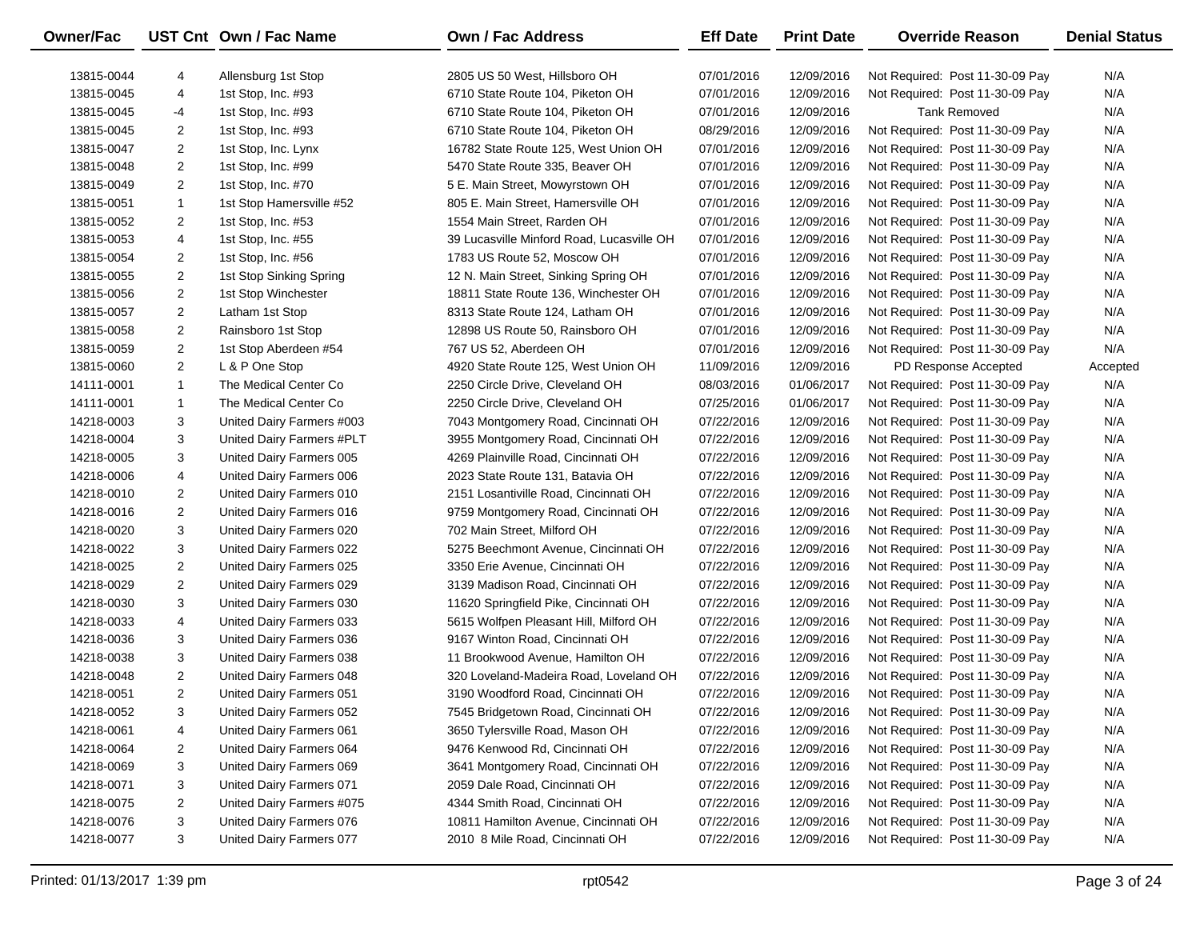| Owner/Fac | UST Cnt | Own / Fac Name | Own / Fac Address | Eff Date | Print Date | Override Reason | Denial Status |
|---|---|---|---|---|---|---|---|
| 13815-0044 | 4 | Allensburg 1st Stop | 2805 US 50 West, Hillsboro OH | 07/01/2016 | 12/09/2016 | Not Required: Post 11-30-09 Pay | N/A |
| 13815-0045 | 4 | 1st Stop, Inc. #93 | 6710 State Route 104, Piketon OH | 07/01/2016 | 12/09/2016 | Not Required: Post 11-30-09 Pay | N/A |
| 13815-0045 | -4 | 1st Stop, Inc. #93 | 6710 State Route 104, Piketon OH | 07/01/2016 | 12/09/2016 | Tank Removed | N/A |
| 13815-0045 | 2 | 1st Stop, Inc. #93 | 6710 State Route 104, Piketon OH | 08/29/2016 | 12/09/2016 | Not Required: Post 11-30-09 Pay | N/A |
| 13815-0047 | 2 | 1st Stop, Inc. Lynx | 16782 State Route 125, West Union OH | 07/01/2016 | 12/09/2016 | Not Required: Post 11-30-09 Pay | N/A |
| 13815-0048 | 2 | 1st Stop, Inc. #99 | 5470 State Route 335, Beaver OH | 07/01/2016 | 12/09/2016 | Not Required: Post 11-30-09 Pay | N/A |
| 13815-0049 | 2 | 1st Stop, Inc. #70 | 5 E. Main Street, Mowyrstown OH | 07/01/2016 | 12/09/2016 | Not Required: Post 11-30-09 Pay | N/A |
| 13815-0051 | 1 | 1st Stop Hamersville #52 | 805 E. Main Street, Hamersville OH | 07/01/2016 | 12/09/2016 | Not Required: Post 11-30-09 Pay | N/A |
| 13815-0052 | 2 | 1st Stop, Inc. #53 | 1554 Main Street, Rarden OH | 07/01/2016 | 12/09/2016 | Not Required: Post 11-30-09 Pay | N/A |
| 13815-0053 | 4 | 1st Stop, Inc. #55 | 39 Lucasville Minford Road, Lucasville OH | 07/01/2016 | 12/09/2016 | Not Required: Post 11-30-09 Pay | N/A |
| 13815-0054 | 2 | 1st Stop, Inc. #56 | 1783 US Route 52, Moscow OH | 07/01/2016 | 12/09/2016 | Not Required: Post 11-30-09 Pay | N/A |
| 13815-0055 | 2 | 1st Stop Sinking Spring | 12 N. Main Street, Sinking Spring OH | 07/01/2016 | 12/09/2016 | Not Required: Post 11-30-09 Pay | N/A |
| 13815-0056 | 2 | 1st Stop Winchester | 18811 State Route 136, Winchester OH | 07/01/2016 | 12/09/2016 | Not Required: Post 11-30-09 Pay | N/A |
| 13815-0057 | 2 | Latham 1st Stop | 8313 State Route 124, Latham OH | 07/01/2016 | 12/09/2016 | Not Required: Post 11-30-09 Pay | N/A |
| 13815-0058 | 2 | Rainsboro 1st Stop | 12898 US Route 50, Rainsboro OH | 07/01/2016 | 12/09/2016 | Not Required: Post 11-30-09 Pay | N/A |
| 13815-0059 | 2 | 1st Stop Aberdeen #54 | 767 US 52, Aberdeen OH | 07/01/2016 | 12/09/2016 | Not Required: Post 11-30-09 Pay | N/A |
| 13815-0060 | 2 | L & P One Stop | 4920 State Route 125, West Union OH | 11/09/2016 | 12/09/2016 | PD Response Accepted | Accepted |
| 14111-0001 | 1 | The Medical Center Co | 2250 Circle Drive, Cleveland OH | 08/03/2016 | 01/06/2017 | Not Required: Post 11-30-09 Pay | N/A |
| 14111-0001 | 1 | The Medical Center Co | 2250 Circle Drive, Cleveland OH | 07/25/2016 | 01/06/2017 | Not Required: Post 11-30-09 Pay | N/A |
| 14218-0003 | 3 | United Dairy Farmers #003 | 7043 Montgomery Road, Cincinnati OH | 07/22/2016 | 12/09/2016 | Not Required: Post 11-30-09 Pay | N/A |
| 14218-0004 | 3 | United Dairy Farmers #PLT | 3955 Montgomery Road, Cincinnati OH | 07/22/2016 | 12/09/2016 | Not Required: Post 11-30-09 Pay | N/A |
| 14218-0005 | 3 | United Dairy Farmers 005 | 4269 Plainville Road, Cincinnati OH | 07/22/2016 | 12/09/2016 | Not Required: Post 11-30-09 Pay | N/A |
| 14218-0006 | 4 | United Dairy Farmers 006 | 2023 State Route 131, Batavia OH | 07/22/2016 | 12/09/2016 | Not Required: Post 11-30-09 Pay | N/A |
| 14218-0010 | 2 | United Dairy Farmers 010 | 2151 Losantiville Road, Cincinnati OH | 07/22/2016 | 12/09/2016 | Not Required: Post 11-30-09 Pay | N/A |
| 14218-0016 | 2 | United Dairy Farmers 016 | 9759 Montgomery Road, Cincinnati OH | 07/22/2016 | 12/09/2016 | Not Required: Post 11-30-09 Pay | N/A |
| 14218-0020 | 3 | United Dairy Farmers 020 | 702 Main Street, Milford OH | 07/22/2016 | 12/09/2016 | Not Required: Post 11-30-09 Pay | N/A |
| 14218-0022 | 3 | United Dairy Farmers 022 | 5275 Beechmont Avenue, Cincinnati OH | 07/22/2016 | 12/09/2016 | Not Required: Post 11-30-09 Pay | N/A |
| 14218-0025 | 2 | United Dairy Farmers 025 | 3350 Erie Avenue, Cincinnati OH | 07/22/2016 | 12/09/2016 | Not Required: Post 11-30-09 Pay | N/A |
| 14218-0029 | 2 | United Dairy Farmers 029 | 3139 Madison Road, Cincinnati OH | 07/22/2016 | 12/09/2016 | Not Required: Post 11-30-09 Pay | N/A |
| 14218-0030 | 3 | United Dairy Farmers 030 | 11620 Springfield Pike, Cincinnati OH | 07/22/2016 | 12/09/2016 | Not Required: Post 11-30-09 Pay | N/A |
| 14218-0033 | 4 | United Dairy Farmers 033 | 5615 Wolfpen Pleasant Hill, Milford OH | 07/22/2016 | 12/09/2016 | Not Required: Post 11-30-09 Pay | N/A |
| 14218-0036 | 3 | United Dairy Farmers 036 | 9167 Winton Road, Cincinnati OH | 07/22/2016 | 12/09/2016 | Not Required: Post 11-30-09 Pay | N/A |
| 14218-0038 | 3 | United Dairy Farmers 038 | 11 Brookwood Avenue, Hamilton OH | 07/22/2016 | 12/09/2016 | Not Required: Post 11-30-09 Pay | N/A |
| 14218-0048 | 2 | United Dairy Farmers 048 | 320 Loveland-Madeira Road, Loveland OH | 07/22/2016 | 12/09/2016 | Not Required: Post 11-30-09 Pay | N/A |
| 14218-0051 | 2 | United Dairy Farmers 051 | 3190 Woodford Road, Cincinnati OH | 07/22/2016 | 12/09/2016 | Not Required: Post 11-30-09 Pay | N/A |
| 14218-0052 | 3 | United Dairy Farmers 052 | 7545 Bridgetown Road, Cincinnati OH | 07/22/2016 | 12/09/2016 | Not Required: Post 11-30-09 Pay | N/A |
| 14218-0061 | 4 | United Dairy Farmers 061 | 3650 Tylersville Road, Mason OH | 07/22/2016 | 12/09/2016 | Not Required: Post 11-30-09 Pay | N/A |
| 14218-0064 | 2 | United Dairy Farmers 064 | 9476 Kenwood Rd, Cincinnati OH | 07/22/2016 | 12/09/2016 | Not Required: Post 11-30-09 Pay | N/A |
| 14218-0069 | 3 | United Dairy Farmers 069 | 3641 Montgomery Road, Cincinnati OH | 07/22/2016 | 12/09/2016 | Not Required: Post 11-30-09 Pay | N/A |
| 14218-0071 | 3 | United Dairy Farmers 071 | 2059 Dale Road, Cincinnati OH | 07/22/2016 | 12/09/2016 | Not Required: Post 11-30-09 Pay | N/A |
| 14218-0075 | 2 | United Dairy Farmers #075 | 4344 Smith Road, Cincinnati OH | 07/22/2016 | 12/09/2016 | Not Required: Post 11-30-09 Pay | N/A |
| 14218-0076 | 3 | United Dairy Farmers 076 | 10811 Hamilton Avenue, Cincinnati OH | 07/22/2016 | 12/09/2016 | Not Required: Post 11-30-09 Pay | N/A |
| 14218-0077 | 3 | United Dairy Farmers 077 | 2010 8 Mile Road, Cincinnati OH | 07/22/2016 | 12/09/2016 | Not Required: Post 11-30-09 Pay | N/A |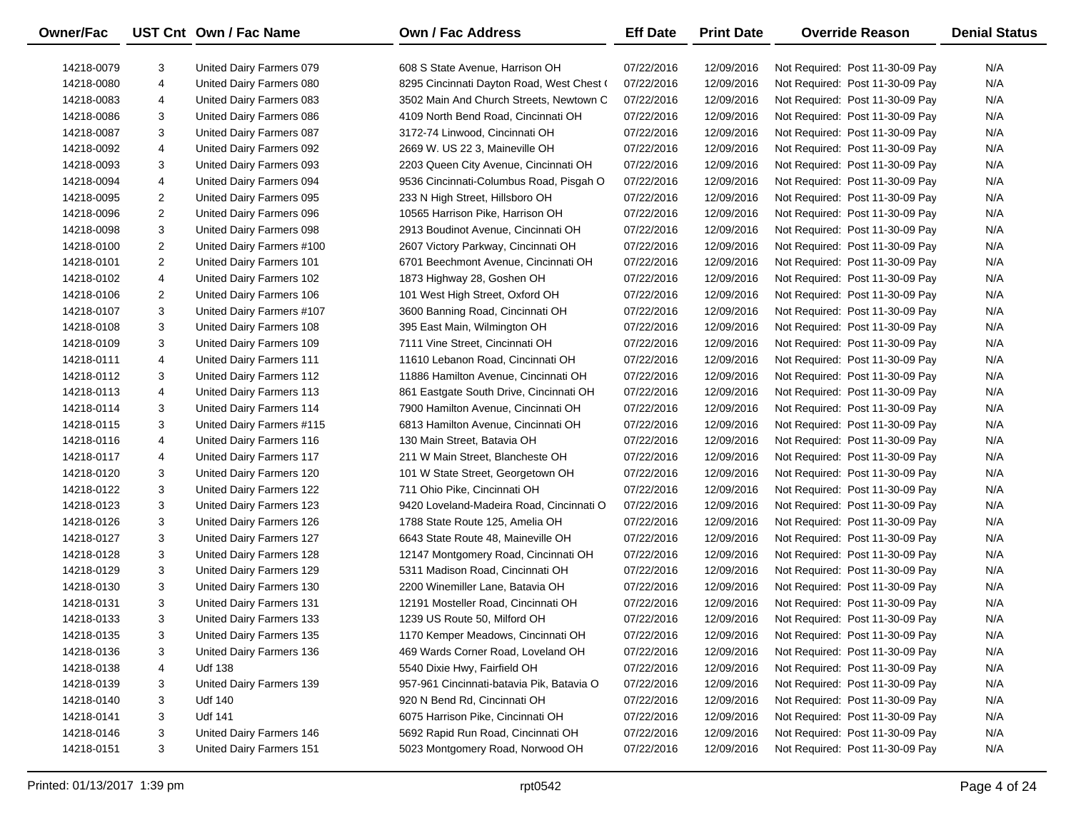| Owner/Fac | UST Cnt | Own / Fac Name | Own / Fac Address | Eff Date | Print Date | Override Reason | Denial Status |
|---|---|---|---|---|---|---|---|
| 14218-0079 | 3 | United Dairy Farmers 079 | 608 S State Avenue, Harrison OH | 07/22/2016 | 12/09/2016 | Not Required: Post 11-30-09 Pay | N/A |
| 14218-0080 | 4 | United Dairy Farmers 080 | 8295 Cincinnati Dayton Road, West Chest ( | 07/22/2016 | 12/09/2016 | Not Required: Post 11-30-09 Pay | N/A |
| 14218-0083 | 4 | United Dairy Farmers 083 | 3502 Main And Church Streets, Newtown C | 07/22/2016 | 12/09/2016 | Not Required: Post 11-30-09 Pay | N/A |
| 14218-0086 | 3 | United Dairy Farmers 086 | 4109 North Bend Road, Cincinnati OH | 07/22/2016 | 12/09/2016 | Not Required: Post 11-30-09 Pay | N/A |
| 14218-0087 | 3 | United Dairy Farmers 087 | 3172-74 Linwood, Cincinnati OH | 07/22/2016 | 12/09/2016 | Not Required: Post 11-30-09 Pay | N/A |
| 14218-0092 | 4 | United Dairy Farmers 092 | 2669 W. US 22 3, Maineville OH | 07/22/2016 | 12/09/2016 | Not Required: Post 11-30-09 Pay | N/A |
| 14218-0093 | 3 | United Dairy Farmers 093 | 2203 Queen City Avenue, Cincinnati OH | 07/22/2016 | 12/09/2016 | Not Required: Post 11-30-09 Pay | N/A |
| 14218-0094 | 4 | United Dairy Farmers 094 | 9536 Cincinnati-Columbus Road, Pisgah O | 07/22/2016 | 12/09/2016 | Not Required: Post 11-30-09 Pay | N/A |
| 14218-0095 | 2 | United Dairy Farmers 095 | 233 N High Street, Hillsboro OH | 07/22/2016 | 12/09/2016 | Not Required: Post 11-30-09 Pay | N/A |
| 14218-0096 | 2 | United Dairy Farmers 096 | 10565 Harrison Pike, Harrison OH | 07/22/2016 | 12/09/2016 | Not Required: Post 11-30-09 Pay | N/A |
| 14218-0098 | 3 | United Dairy Farmers 098 | 2913 Boudinot Avenue, Cincinnati OH | 07/22/2016 | 12/09/2016 | Not Required: Post 11-30-09 Pay | N/A |
| 14218-0100 | 2 | United Dairy Farmers #100 | 2607 Victory Parkway, Cincinnati OH | 07/22/2016 | 12/09/2016 | Not Required: Post 11-30-09 Pay | N/A |
| 14218-0101 | 2 | United Dairy Farmers 101 | 6701 Beechmont Avenue, Cincinnati OH | 07/22/2016 | 12/09/2016 | Not Required: Post 11-30-09 Pay | N/A |
| 14218-0102 | 4 | United Dairy Farmers 102 | 1873 Highway 28, Goshen OH | 07/22/2016 | 12/09/2016 | Not Required: Post 11-30-09 Pay | N/A |
| 14218-0106 | 2 | United Dairy Farmers 106 | 101 West High Street, Oxford OH | 07/22/2016 | 12/09/2016 | Not Required: Post 11-30-09 Pay | N/A |
| 14218-0107 | 3 | United Dairy Farmers #107 | 3600 Banning Road, Cincinnati OH | 07/22/2016 | 12/09/2016 | Not Required: Post 11-30-09 Pay | N/A |
| 14218-0108 | 3 | United Dairy Farmers 108 | 395 East Main, Wilmington OH | 07/22/2016 | 12/09/2016 | Not Required: Post 11-30-09 Pay | N/A |
| 14218-0109 | 3 | United Dairy Farmers 109 | 7111 Vine Street, Cincinnati OH | 07/22/2016 | 12/09/2016 | Not Required: Post 11-30-09 Pay | N/A |
| 14218-0111 | 4 | United Dairy Farmers 111 | 11610 Lebanon Road, Cincinnati OH | 07/22/2016 | 12/09/2016 | Not Required: Post 11-30-09 Pay | N/A |
| 14218-0112 | 3 | United Dairy Farmers 112 | 11886 Hamilton Avenue, Cincinnati OH | 07/22/2016 | 12/09/2016 | Not Required: Post 11-30-09 Pay | N/A |
| 14218-0113 | 4 | United Dairy Farmers 113 | 861 Eastgate South Drive, Cincinnati OH | 07/22/2016 | 12/09/2016 | Not Required: Post 11-30-09 Pay | N/A |
| 14218-0114 | 3 | United Dairy Farmers 114 | 7900 Hamilton Avenue, Cincinnati OH | 07/22/2016 | 12/09/2016 | Not Required: Post 11-30-09 Pay | N/A |
| 14218-0115 | 3 | United Dairy Farmers #115 | 6813 Hamilton Avenue, Cincinnati OH | 07/22/2016 | 12/09/2016 | Not Required: Post 11-30-09 Pay | N/A |
| 14218-0116 | 4 | United Dairy Farmers 116 | 130 Main Street, Batavia OH | 07/22/2016 | 12/09/2016 | Not Required: Post 11-30-09 Pay | N/A |
| 14218-0117 | 4 | United Dairy Farmers 117 | 211 W Main Street, Blancheste OH | 07/22/2016 | 12/09/2016 | Not Required: Post 11-30-09 Pay | N/A |
| 14218-0120 | 3 | United Dairy Farmers 120 | 101 W State Street, Georgetown OH | 07/22/2016 | 12/09/2016 | Not Required: Post 11-30-09 Pay | N/A |
| 14218-0122 | 3 | United Dairy Farmers 122 | 711 Ohio Pike, Cincinnati OH | 07/22/2016 | 12/09/2016 | Not Required: Post 11-30-09 Pay | N/A |
| 14218-0123 | 3 | United Dairy Farmers 123 | 9420 Loveland-Madeira Road, Cincinnati O | 07/22/2016 | 12/09/2016 | Not Required: Post 11-30-09 Pay | N/A |
| 14218-0126 | 3 | United Dairy Farmers 126 | 1788 State Route 125, Amelia OH | 07/22/2016 | 12/09/2016 | Not Required: Post 11-30-09 Pay | N/A |
| 14218-0127 | 3 | United Dairy Farmers 127 | 6643 State Route 48, Maineville OH | 07/22/2016 | 12/09/2016 | Not Required: Post 11-30-09 Pay | N/A |
| 14218-0128 | 3 | United Dairy Farmers 128 | 12147 Montgomery Road, Cincinnati OH | 07/22/2016 | 12/09/2016 | Not Required: Post 11-30-09 Pay | N/A |
| 14218-0129 | 3 | United Dairy Farmers 129 | 5311 Madison Road, Cincinnati OH | 07/22/2016 | 12/09/2016 | Not Required: Post 11-30-09 Pay | N/A |
| 14218-0130 | 3 | United Dairy Farmers 130 | 2200 Winemiller Lane, Batavia OH | 07/22/2016 | 12/09/2016 | Not Required: Post 11-30-09 Pay | N/A |
| 14218-0131 | 3 | United Dairy Farmers 131 | 12191 Mosteller Road, Cincinnati OH | 07/22/2016 | 12/09/2016 | Not Required: Post 11-30-09 Pay | N/A |
| 14218-0133 | 3 | United Dairy Farmers 133 | 1239 US Route 50, Milford OH | 07/22/2016 | 12/09/2016 | Not Required: Post 11-30-09 Pay | N/A |
| 14218-0135 | 3 | United Dairy Farmers 135 | 1170 Kemper Meadows, Cincinnati OH | 07/22/2016 | 12/09/2016 | Not Required: Post 11-30-09 Pay | N/A |
| 14218-0136 | 3 | United Dairy Farmers 136 | 469 Wards Corner Road, Loveland OH | 07/22/2016 | 12/09/2016 | Not Required: Post 11-30-09 Pay | N/A |
| 14218-0138 | 4 | Udf 138 | 5540 Dixie Hwy, Fairfield OH | 07/22/2016 | 12/09/2016 | Not Required: Post 11-30-09 Pay | N/A |
| 14218-0139 | 3 | United Dairy Farmers 139 | 957-961 Cincinnati-batavia Pik, Batavia O | 07/22/2016 | 12/09/2016 | Not Required: Post 11-30-09 Pay | N/A |
| 14218-0140 | 3 | Udf 140 | 920 N Bend Rd, Cincinnati OH | 07/22/2016 | 12/09/2016 | Not Required: Post 11-30-09 Pay | N/A |
| 14218-0141 | 3 | Udf 141 | 6075 Harrison Pike, Cincinnati OH | 07/22/2016 | 12/09/2016 | Not Required: Post 11-30-09 Pay | N/A |
| 14218-0146 | 3 | United Dairy Farmers 146 | 5692 Rapid Run Road, Cincinnati OH | 07/22/2016 | 12/09/2016 | Not Required: Post 11-30-09 Pay | N/A |
| 14218-0151 | 3 | United Dairy Farmers 151 | 5023 Montgomery Road, Norwood OH | 07/22/2016 | 12/09/2016 | Not Required: Post 11-30-09 Pay | N/A |

Printed: 01/13/2017 1:39 pm rpt0542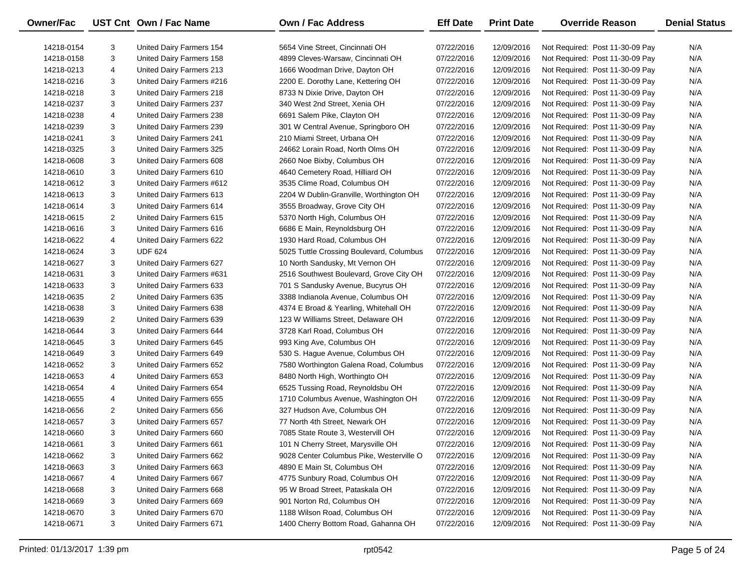| Owner/Fac | UST Cnt | Own / Fac Name | Own / Fac Address | Eff Date | Print Date | Override Reason | Denial Status |
|---|---|---|---|---|---|---|---|
| 14218-0154 | 3 | United Dairy Farmers 154 | 5654 Vine Street, Cincinnati OH | 07/22/2016 | 12/09/2016 | Not Required: Post 11-30-09 Pay | N/A |
| 14218-0158 | 3 | United Dairy Farmers 158 | 4899 Cleves-Warsaw, Cincinnati OH | 07/22/2016 | 12/09/2016 | Not Required: Post 11-30-09 Pay | N/A |
| 14218-0213 | 4 | United Dairy Farmers 213 | 1666 Woodman Drive, Dayton OH | 07/22/2016 | 12/09/2016 | Not Required: Post 11-30-09 Pay | N/A |
| 14218-0216 | 3 | United Dairy Farmers #216 | 2200 E. Dorothy Lane, Kettering OH | 07/22/2016 | 12/09/2016 | Not Required: Post 11-30-09 Pay | N/A |
| 14218-0218 | 3 | United Dairy Farmers 218 | 8733 N Dixie Drive, Dayton OH | 07/22/2016 | 12/09/2016 | Not Required: Post 11-30-09 Pay | N/A |
| 14218-0237 | 3 | United Dairy Farmers 237 | 340 West 2nd Street, Xenia OH | 07/22/2016 | 12/09/2016 | Not Required: Post 11-30-09 Pay | N/A |
| 14218-0238 | 4 | United Dairy Farmers 238 | 6691 Salem Pike, Clayton OH | 07/22/2016 | 12/09/2016 | Not Required: Post 11-30-09 Pay | N/A |
| 14218-0239 | 3 | United Dairy Farmers 239 | 301 W Central Avenue, Springboro OH | 07/22/2016 | 12/09/2016 | Not Required: Post 11-30-09 Pay | N/A |
| 14218-0241 | 3 | United Dairy Farmers 241 | 210 Miami Street, Urbana OH | 07/22/2016 | 12/09/2016 | Not Required: Post 11-30-09 Pay | N/A |
| 14218-0325 | 3 | United Dairy Farmers 325 | 24662 Lorain Road, North Olms OH | 07/22/2016 | 12/09/2016 | Not Required: Post 11-30-09 Pay | N/A |
| 14218-0608 | 3 | United Dairy Farmers 608 | 2660 Noe Bixby, Columbus OH | 07/22/2016 | 12/09/2016 | Not Required: Post 11-30-09 Pay | N/A |
| 14218-0610 | 3 | United Dairy Farmers 610 | 4640 Cemetery Road, Hilliard OH | 07/22/2016 | 12/09/2016 | Not Required: Post 11-30-09 Pay | N/A |
| 14218-0612 | 3 | United Dairy Farmers #612 | 3535 Clime Road, Columbus OH | 07/22/2016 | 12/09/2016 | Not Required: Post 11-30-09 Pay | N/A |
| 14218-0613 | 3 | United Dairy Farmers 613 | 2204 W Dublin-Granville, Worthington OH | 07/22/2016 | 12/09/2016 | Not Required: Post 11-30-09 Pay | N/A |
| 14218-0614 | 3 | United Dairy Farmers 614 | 3555 Broadway, Grove City OH | 07/22/2016 | 12/09/2016 | Not Required: Post 11-30-09 Pay | N/A |
| 14218-0615 | 2 | United Dairy Farmers 615 | 5370 North High, Columbus OH | 07/22/2016 | 12/09/2016 | Not Required: Post 11-30-09 Pay | N/A |
| 14218-0616 | 3 | United Dairy Farmers 616 | 6686 E Main, Reynoldsburg OH | 07/22/2016 | 12/09/2016 | Not Required: Post 11-30-09 Pay | N/A |
| 14218-0622 | 4 | United Dairy Farmers 622 | 1930 Hard Road, Columbus OH | 07/22/2016 | 12/09/2016 | Not Required: Post 11-30-09 Pay | N/A |
| 14218-0624 | 3 | UDF 624 | 5025 Tuttle Crossing Boulevard, Columbus | 07/22/2016 | 12/09/2016 | Not Required: Post 11-30-09 Pay | N/A |
| 14218-0627 | 3 | United Dairy Farmers 627 | 10 North Sandusky, Mt Vernon OH | 07/22/2016 | 12/09/2016 | Not Required: Post 11-30-09 Pay | N/A |
| 14218-0631 | 3 | United Dairy Farmers #631 | 2516 Southwest Boulevard, Grove City OH | 07/22/2016 | 12/09/2016 | Not Required: Post 11-30-09 Pay | N/A |
| 14218-0633 | 3 | United Dairy Farmers 633 | 701 S Sandusky Avenue, Bucyrus OH | 07/22/2016 | 12/09/2016 | Not Required: Post 11-30-09 Pay | N/A |
| 14218-0635 | 2 | United Dairy Farmers 635 | 3388 Indianola Avenue, Columbus OH | 07/22/2016 | 12/09/2016 | Not Required: Post 11-30-09 Pay | N/A |
| 14218-0638 | 3 | United Dairy Farmers 638 | 4374 E Broad & Yearling, Whitehall OH | 07/22/2016 | 12/09/2016 | Not Required: Post 11-30-09 Pay | N/A |
| 14218-0639 | 2 | United Dairy Farmers 639 | 123 W Williams Street, Delaware OH | 07/22/2016 | 12/09/2016 | Not Required: Post 11-30-09 Pay | N/A |
| 14218-0644 | 3 | United Dairy Farmers 644 | 3728 Karl Road, Columbus OH | 07/22/2016 | 12/09/2016 | Not Required: Post 11-30-09 Pay | N/A |
| 14218-0645 | 3 | United Dairy Farmers 645 | 993 King Ave, Columbus OH | 07/22/2016 | 12/09/2016 | Not Required: Post 11-30-09 Pay | N/A |
| 14218-0649 | 3 | United Dairy Farmers 649 | 530 S. Hague Avenue, Columbus OH | 07/22/2016 | 12/09/2016 | Not Required: Post 11-30-09 Pay | N/A |
| 14218-0652 | 3 | United Dairy Farmers 652 | 7580 Worthington Galena Road, Columbus | 07/22/2016 | 12/09/2016 | Not Required: Post 11-30-09 Pay | N/A |
| 14218-0653 | 4 | United Dairy Farmers 653 | 8480 North High, Worthingto OH | 07/22/2016 | 12/09/2016 | Not Required: Post 11-30-09 Pay | N/A |
| 14218-0654 | 4 | United Dairy Farmers 654 | 6525 Tussing Road, Reynoldsbu OH | 07/22/2016 | 12/09/2016 | Not Required: Post 11-30-09 Pay | N/A |
| 14218-0655 | 4 | United Dairy Farmers 655 | 1710 Columbus Avenue, Washington OH | 07/22/2016 | 12/09/2016 | Not Required: Post 11-30-09 Pay | N/A |
| 14218-0656 | 2 | United Dairy Farmers 656 | 327 Hudson Ave, Columbus OH | 07/22/2016 | 12/09/2016 | Not Required: Post 11-30-09 Pay | N/A |
| 14218-0657 | 3 | United Dairy Farmers 657 | 77 North 4th Street, Newark OH | 07/22/2016 | 12/09/2016 | Not Required: Post 11-30-09 Pay | N/A |
| 14218-0660 | 3 | United Dairy Farmers 660 | 7085 State Route 3, Westervill OH | 07/22/2016 | 12/09/2016 | Not Required: Post 11-30-09 Pay | N/A |
| 14218-0661 | 3 | United Dairy Farmers 661 | 101 N Cherry Street, Marysville OH | 07/22/2016 | 12/09/2016 | Not Required: Post 11-30-09 Pay | N/A |
| 14218-0662 | 3 | United Dairy Farmers 662 | 9028 Center Columbus Pike, Westerville O | 07/22/2016 | 12/09/2016 | Not Required: Post 11-30-09 Pay | N/A |
| 14218-0663 | 3 | United Dairy Farmers 663 | 4890 E Main St, Columbus OH | 07/22/2016 | 12/09/2016 | Not Required: Post 11-30-09 Pay | N/A |
| 14218-0667 | 4 | United Dairy Farmers 667 | 4775 Sunbury Road, Columbus OH | 07/22/2016 | 12/09/2016 | Not Required: Post 11-30-09 Pay | N/A |
| 14218-0668 | 3 | United Dairy Farmers 668 | 95 W Broad Street, Pataskala OH | 07/22/2016 | 12/09/2016 | Not Required: Post 11-30-09 Pay | N/A |
| 14218-0669 | 3 | United Dairy Farmers 669 | 901 Norton Rd, Columbus OH | 07/22/2016 | 12/09/2016 | Not Required: Post 11-30-09 Pay | N/A |
| 14218-0670 | 3 | United Dairy Farmers 670 | 1188 Wilson Road, Columbus OH | 07/22/2016 | 12/09/2016 | Not Required: Post 11-30-09 Pay | N/A |
| 14218-0671 | 3 | United Dairy Farmers 671 | 1400 Cherry Bottom Road, Gahanna OH | 07/22/2016 | 12/09/2016 | Not Required: Post 11-30-09 Pay | N/A |

Printed: 01/13/2017 1:39 pm rpt0542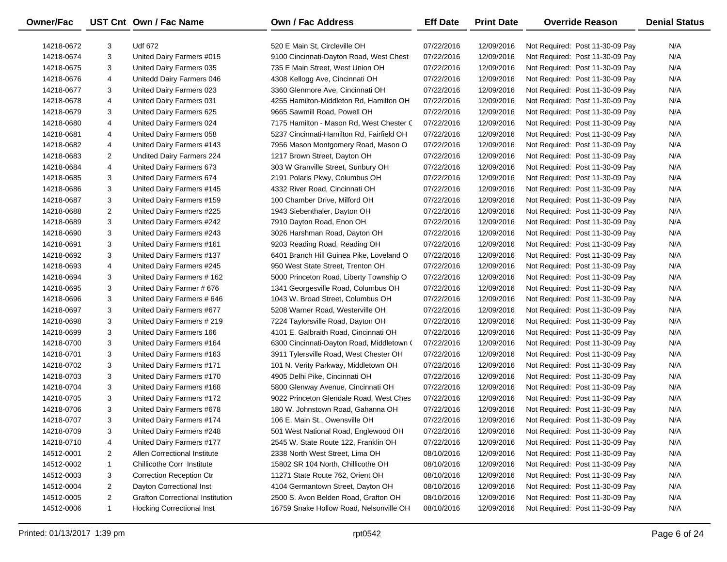| Owner/Fac | UST Cnt | Own / Fac Name | Own / Fac Address | Eff Date | Print Date | Override Reason | Denial Status |
|---|---|---|---|---|---|---|---|
| 14218-0672 | 3 | Udf 672 | 520 E Main St, Circleville OH | 07/22/2016 | 12/09/2016 | Not Required: Post 11-30-09 Pay | N/A |
| 14218-0674 | 3 | United Dairy Farmers #015 | 9100 Cincinnati-Dayton Road, West Chest | 07/22/2016 | 12/09/2016 | Not Required: Post 11-30-09 Pay | N/A |
| 14218-0675 | 3 | United Dairy Farmers 035 | 735 E Main Street, West Union OH | 07/22/2016 | 12/09/2016 | Not Required: Post 11-30-09 Pay | N/A |
| 14218-0676 | 4 | Unitedd Dairy Farmers 046 | 4308 Kellogg Ave, Cincinnati OH | 07/22/2016 | 12/09/2016 | Not Required: Post 11-30-09 Pay | N/A |
| 14218-0677 | 3 | United Dairy Farmers 023 | 3360 Glenmore Ave, Cincinnati OH | 07/22/2016 | 12/09/2016 | Not Required: Post 11-30-09 Pay | N/A |
| 14218-0678 | 4 | United Dairy Farmers 031 | 4255 Hamilton-Middleton Rd, Hamilton OH | 07/22/2016 | 12/09/2016 | Not Required: Post 11-30-09 Pay | N/A |
| 14218-0679 | 3 | United Dairy Farmers 625 | 9665 Sawmill Road, Powell OH | 07/22/2016 | 12/09/2016 | Not Required: Post 11-30-09 Pay | N/A |
| 14218-0680 | 4 | United Dairy Farmers 024 | 7175 Hamilton - Mason Rd, West Chester C | 07/22/2016 | 12/09/2016 | Not Required: Post 11-30-09 Pay | N/A |
| 14218-0681 | 4 | United Dairy Farmers 058 | 5237 Cincinnati-Hamilton Rd, Fairfield OH | 07/22/2016 | 12/09/2016 | Not Required: Post 11-30-09 Pay | N/A |
| 14218-0682 | 4 | United Dairy Farmers #143 | 7956 Mason Montgomery Road, Mason O | 07/22/2016 | 12/09/2016 | Not Required: Post 11-30-09 Pay | N/A |
| 14218-0683 | 2 | Undited Dairy Farmers 224 | 1217 Brown Street, Dayton OH | 07/22/2016 | 12/09/2016 | Not Required: Post 11-30-09 Pay | N/A |
| 14218-0684 | 4 | United Dairy Farmers 673 | 303 W Granville Street, Sunbury OH | 07/22/2016 | 12/09/2016 | Not Required: Post 11-30-09 Pay | N/A |
| 14218-0685 | 3 | United Dairy Farmers 674 | 2191 Polaris Pkwy, Columbus OH | 07/22/2016 | 12/09/2016 | Not Required: Post 11-30-09 Pay | N/A |
| 14218-0686 | 3 | United Dairy Farmers #145 | 4332 River Road, Cincinnati OH | 07/22/2016 | 12/09/2016 | Not Required: Post 11-30-09 Pay | N/A |
| 14218-0687 | 3 | United Dairy Farmers #159 | 100 Chamber Drive, Milford OH | 07/22/2016 | 12/09/2016 | Not Required: Post 11-30-09 Pay | N/A |
| 14218-0688 | 2 | United Dairy Farmers #225 | 1943 Siebenthaler, Dayton OH | 07/22/2016 | 12/09/2016 | Not Required: Post 11-30-09 Pay | N/A |
| 14218-0689 | 3 | United Dairy Farmers #242 | 7910 Dayton Road, Enon OH | 07/22/2016 | 12/09/2016 | Not Required: Post 11-30-09 Pay | N/A |
| 14218-0690 | 3 | United Dairy Farmers #243 | 3026 Harshman Road, Dayton OH | 07/22/2016 | 12/09/2016 | Not Required: Post 11-30-09 Pay | N/A |
| 14218-0691 | 3 | United Dairy Farmers #161 | 9203 Reading Road, Reading OH | 07/22/2016 | 12/09/2016 | Not Required: Post 11-30-09 Pay | N/A |
| 14218-0692 | 3 | United Dairy Farmers #137 | 6401 Branch Hill Guinea Pike, Loveland O | 07/22/2016 | 12/09/2016 | Not Required: Post 11-30-09 Pay | N/A |
| 14218-0693 | 4 | United Dairy Farmers #245 | 950 West State Street, Trenton OH | 07/22/2016 | 12/09/2016 | Not Required: Post 11-30-09 Pay | N/A |
| 14218-0694 | 3 | United Dairy Farmers # 162 | 5000 Princeton Road, Liberty Township O | 07/22/2016 | 12/09/2016 | Not Required: Post 11-30-09 Pay | N/A |
| 14218-0695 | 3 | United Dairy Farmer # 676 | 1341 Georgesville Road, Columbus OH | 07/22/2016 | 12/09/2016 | Not Required: Post 11-30-09 Pay | N/A |
| 14218-0696 | 3 | United Dairy Farmers # 646 | 1043 W. Broad Street, Columbus OH | 07/22/2016 | 12/09/2016 | Not Required: Post 11-30-09 Pay | N/A |
| 14218-0697 | 3 | United Dairy Farmers #677 | 5208 Warner Road, Westerville OH | 07/22/2016 | 12/09/2016 | Not Required: Post 11-30-09 Pay | N/A |
| 14218-0698 | 3 | United Dairy Farmers # 219 | 7224 Taylorsville Road, Dayton OH | 07/22/2016 | 12/09/2016 | Not Required: Post 11-30-09 Pay | N/A |
| 14218-0699 | 3 | United Dairy Farmers 166 | 4101 E. Galbraith Road, Cincinnati OH | 07/22/2016 | 12/09/2016 | Not Required: Post 11-30-09 Pay | N/A |
| 14218-0700 | 3 | United Dairy Farmers #164 | 6300 Cincinnati-Dayton Road, Middletown ( | 07/22/2016 | 12/09/2016 | Not Required: Post 11-30-09 Pay | N/A |
| 14218-0701 | 3 | United Dairy Farmers #163 | 3911 Tylersville Road, West Chester OH | 07/22/2016 | 12/09/2016 | Not Required: Post 11-30-09 Pay | N/A |
| 14218-0702 | 3 | United Dairy Farmers #171 | 101 N. Verity Parkway, Middletown OH | 07/22/2016 | 12/09/2016 | Not Required: Post 11-30-09 Pay | N/A |
| 14218-0703 | 3 | United Dairy Farmers #170 | 4905 Delhi Pike, Cincinnati OH | 07/22/2016 | 12/09/2016 | Not Required: Post 11-30-09 Pay | N/A |
| 14218-0704 | 3 | United Dairy Farmers #168 | 5800 Glenway Avenue, Cincinnati OH | 07/22/2016 | 12/09/2016 | Not Required: Post 11-30-09 Pay | N/A |
| 14218-0705 | 3 | United Dairy Farmers #172 | 9022 Princeton Glendale Road, West Ches | 07/22/2016 | 12/09/2016 | Not Required: Post 11-30-09 Pay | N/A |
| 14218-0706 | 3 | United Dairy Farmers #678 | 180 W. Johnstown Road, Gahanna OH | 07/22/2016 | 12/09/2016 | Not Required: Post 11-30-09 Pay | N/A |
| 14218-0707 | 3 | United Dairy Farmers #174 | 106 E. Main St., Owensville OH | 07/22/2016 | 12/09/2016 | Not Required: Post 11-30-09 Pay | N/A |
| 14218-0709 | 3 | United Dairy Farmers #248 | 501 West National Road, Englewood OH | 07/22/2016 | 12/09/2016 | Not Required: Post 11-30-09 Pay | N/A |
| 14218-0710 | 4 | United Dairy Farmers #177 | 2545 W. State Route 122, Franklin OH | 07/22/2016 | 12/09/2016 | Not Required: Post 11-30-09 Pay | N/A |
| 14512-0001 | 2 | Allen Correctional Institute | 2338 North West Street, Lima OH | 08/10/2016 | 12/09/2016 | Not Required: Post 11-30-09 Pay | N/A |
| 14512-0002 | 1 | Chillicothe Corr Institute | 15802 SR 104 North, Chillicothe OH | 08/10/2016 | 12/09/2016 | Not Required: Post 11-30-09 Pay | N/A |
| 14512-0003 | 3 | Correction Reception Ctr | 11271 State Route 762, Orient OH | 08/10/2016 | 12/09/2016 | Not Required: Post 11-30-09 Pay | N/A |
| 14512-0004 | 2 | Dayton Correctional Inst | 4104 Germantown Street, Dayton OH | 08/10/2016 | 12/09/2016 | Not Required: Post 11-30-09 Pay | N/A |
| 14512-0005 | 2 | Grafton Correctional Institution | 2500 S. Avon Belden Road, Grafton OH | 08/10/2016 | 12/09/2016 | Not Required: Post 11-30-09 Pay | N/A |
| 14512-0006 | 1 | Hocking Correctional Inst | 16759 Snake Hollow Road, Nelsonville OH | 08/10/2016 | 12/09/2016 | Not Required: Post 11-30-09 Pay | N/A |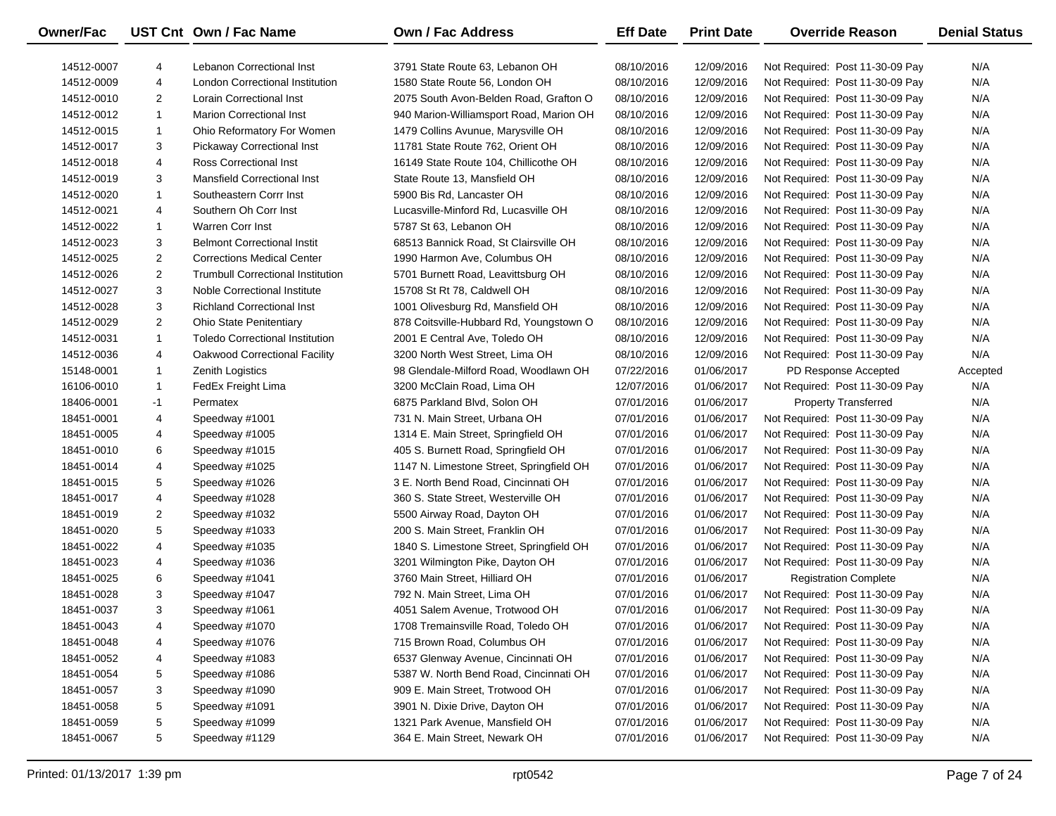| Owner/Fac | UST Cnt | Own / Fac Name | Own / Fac Address | Eff Date | Print Date | Override Reason | Denial Status |
|---|---|---|---|---|---|---|---|
| 14512-0007 | 4 | Lebanon Correctional Inst | 3791 State Route 63, Lebanon OH | 08/10/2016 | 12/09/2016 | Not Required: Post 11-30-09 Pay | N/A |
| 14512-0009 | 4 | London Correctional Institution | 1580 State Route 56, London OH | 08/10/2016 | 12/09/2016 | Not Required: Post 11-30-09 Pay | N/A |
| 14512-0010 | 2 | Lorain Correctional Inst | 2075 South Avon-Belden Road, Grafton O | 08/10/2016 | 12/09/2016 | Not Required: Post 11-30-09 Pay | N/A |
| 14512-0012 | 1 | Marion Correctional Inst | 940 Marion-Williamsport Road, Marion OH | 08/10/2016 | 12/09/2016 | Not Required: Post 11-30-09 Pay | N/A |
| 14512-0015 | 1 | Ohio Reformatory For Women | 1479 Collins Avunue, Marysville OH | 08/10/2016 | 12/09/2016 | Not Required: Post 11-30-09 Pay | N/A |
| 14512-0017 | 3 | Pickaway Correctional Inst | 11781 State Route 762, Orient OH | 08/10/2016 | 12/09/2016 | Not Required: Post 11-30-09 Pay | N/A |
| 14512-0018 | 4 | Ross Correctional Inst | 16149 State Route 104, Chillicothe OH | 08/10/2016 | 12/09/2016 | Not Required: Post 11-30-09 Pay | N/A |
| 14512-0019 | 3 | Mansfield Correctional Inst | State Route 13, Mansfield OH | 08/10/2016 | 12/09/2016 | Not Required: Post 11-30-09 Pay | N/A |
| 14512-0020 | 1 | Southeastern Corrr Inst | 5900 Bis Rd, Lancaster OH | 08/10/2016 | 12/09/2016 | Not Required: Post 11-30-09 Pay | N/A |
| 14512-0021 | 4 | Southern Oh Corr Inst | Lucasville-Minford Rd, Lucasville OH | 08/10/2016 | 12/09/2016 | Not Required: Post 11-30-09 Pay | N/A |
| 14512-0022 | 1 | Warren Corr Inst | 5787 St 63, Lebanon OH | 08/10/2016 | 12/09/2016 | Not Required: Post 11-30-09 Pay | N/A |
| 14512-0023 | 3 | Belmont Correctional Instit | 68513 Bannick Road, St Clairsville OH | 08/10/2016 | 12/09/2016 | Not Required: Post 11-30-09 Pay | N/A |
| 14512-0025 | 2 | Corrections Medical Center | 1990 Harmon Ave, Columbus OH | 08/10/2016 | 12/09/2016 | Not Required: Post 11-30-09 Pay | N/A |
| 14512-0026 | 2 | Trumbull Correctional Institution | 5701 Burnett Road, Leavittsburg OH | 08/10/2016 | 12/09/2016 | Not Required: Post 11-30-09 Pay | N/A |
| 14512-0027 | 3 | Noble Correctional Institute | 15708 St Rt 78, Caldwell OH | 08/10/2016 | 12/09/2016 | Not Required: Post 11-30-09 Pay | N/A |
| 14512-0028 | 3 | Richland Correctional Inst | 1001 Olivesburg Rd, Mansfield OH | 08/10/2016 | 12/09/2016 | Not Required: Post 11-30-09 Pay | N/A |
| 14512-0029 | 2 | Ohio State Penitentiary | 878 Coitsville-Hubbard Rd, Youngstown O | 08/10/2016 | 12/09/2016 | Not Required: Post 11-30-09 Pay | N/A |
| 14512-0031 | 1 | Toledo Correctional Institution | 2001 E Central Ave, Toledo OH | 08/10/2016 | 12/09/2016 | Not Required: Post 11-30-09 Pay | N/A |
| 14512-0036 | 4 | Oakwood Correctional Facility | 3200 North West Street, Lima OH | 08/10/2016 | 12/09/2016 | Not Required: Post 11-30-09 Pay | N/A |
| 15148-0001 | 1 | Zenith Logistics | 98 Glendale-Milford Road, Woodlawn OH | 07/22/2016 | 01/06/2017 | PD Response Accepted | Accepted |
| 16106-0010 | 1 | FedEx Freight Lima | 3200 McClain Road, Lima OH | 12/07/2016 | 01/06/2017 | Not Required: Post 11-30-09 Pay | N/A |
| 18406-0001 | -1 | Permatex | 6875 Parkland Blvd, Solon OH | 07/01/2016 | 01/06/2017 | Property Transferred | N/A |
| 18451-0001 | 4 | Speedway #1001 | 731 N. Main Street, Urbana OH | 07/01/2016 | 01/06/2017 | Not Required: Post 11-30-09 Pay | N/A |
| 18451-0005 | 4 | Speedway #1005 | 1314 E. Main Street, Springfield OH | 07/01/2016 | 01/06/2017 | Not Required: Post 11-30-09 Pay | N/A |
| 18451-0010 | 6 | Speedway #1015 | 405 S. Burnett Road, Springfield OH | 07/01/2016 | 01/06/2017 | Not Required: Post 11-30-09 Pay | N/A |
| 18451-0014 | 4 | Speedway #1025 | 1147 N. Limestone Street, Springfield OH | 07/01/2016 | 01/06/2017 | Not Required: Post 11-30-09 Pay | N/A |
| 18451-0015 | 5 | Speedway #1026 | 3 E. North Bend Road, Cincinnati OH | 07/01/2016 | 01/06/2017 | Not Required: Post 11-30-09 Pay | N/A |
| 18451-0017 | 4 | Speedway #1028 | 360 S. State Street, Westerville OH | 07/01/2016 | 01/06/2017 | Not Required: Post 11-30-09 Pay | N/A |
| 18451-0019 | 2 | Speedway #1032 | 5500 Airway Road, Dayton OH | 07/01/2016 | 01/06/2017 | Not Required: Post 11-30-09 Pay | N/A |
| 18451-0020 | 5 | Speedway #1033 | 200 S. Main Street, Franklin OH | 07/01/2016 | 01/06/2017 | Not Required: Post 11-30-09 Pay | N/A |
| 18451-0022 | 4 | Speedway #1035 | 1840 S. Limestone Street, Springfield OH | 07/01/2016 | 01/06/2017 | Not Required: Post 11-30-09 Pay | N/A |
| 18451-0023 | 4 | Speedway #1036 | 3201 Wilmington Pike, Dayton OH | 07/01/2016 | 01/06/2017 | Not Required: Post 11-30-09 Pay | N/A |
| 18451-0025 | 6 | Speedway #1041 | 3760 Main Street, Hilliard OH | 07/01/2016 | 01/06/2017 | Registration Complete | N/A |
| 18451-0028 | 3 | Speedway #1047 | 792 N. Main Street, Lima OH | 07/01/2016 | 01/06/2017 | Not Required: Post 11-30-09 Pay | N/A |
| 18451-0037 | 3 | Speedway #1061 | 4051 Salem Avenue, Trotwood OH | 07/01/2016 | 01/06/2017 | Not Required: Post 11-30-09 Pay | N/A |
| 18451-0043 | 4 | Speedway #1070 | 1708 Tremainsville Road, Toledo OH | 07/01/2016 | 01/06/2017 | Not Required: Post 11-30-09 Pay | N/A |
| 18451-0048 | 4 | Speedway #1076 | 715 Brown Road, Columbus OH | 07/01/2016 | 01/06/2017 | Not Required: Post 11-30-09 Pay | N/A |
| 18451-0052 | 4 | Speedway #1083 | 6537 Glenway Avenue, Cincinnati OH | 07/01/2016 | 01/06/2017 | Not Required: Post 11-30-09 Pay | N/A |
| 18451-0054 | 5 | Speedway #1086 | 5387 W. North Bend Road, Cincinnati OH | 07/01/2016 | 01/06/2017 | Not Required: Post 11-30-09 Pay | N/A |
| 18451-0057 | 3 | Speedway #1090 | 909 E. Main Street, Trotwood OH | 07/01/2016 | 01/06/2017 | Not Required: Post 11-30-09 Pay | N/A |
| 18451-0058 | 5 | Speedway #1091 | 3901 N. Dixie Drive, Dayton OH | 07/01/2016 | 01/06/2017 | Not Required: Post 11-30-09 Pay | N/A |
| 18451-0059 | 5 | Speedway #1099 | 1321 Park Avenue, Mansfield OH | 07/01/2016 | 01/06/2017 | Not Required: Post 11-30-09 Pay | N/A |
| 18451-0067 | 5 | Speedway #1129 | 364 E. Main Street, Newark OH | 07/01/2016 | 01/06/2017 | Not Required: Post 11-30-09 Pay | N/A |

Printed: 01/13/2017 1:39 pm rpt0542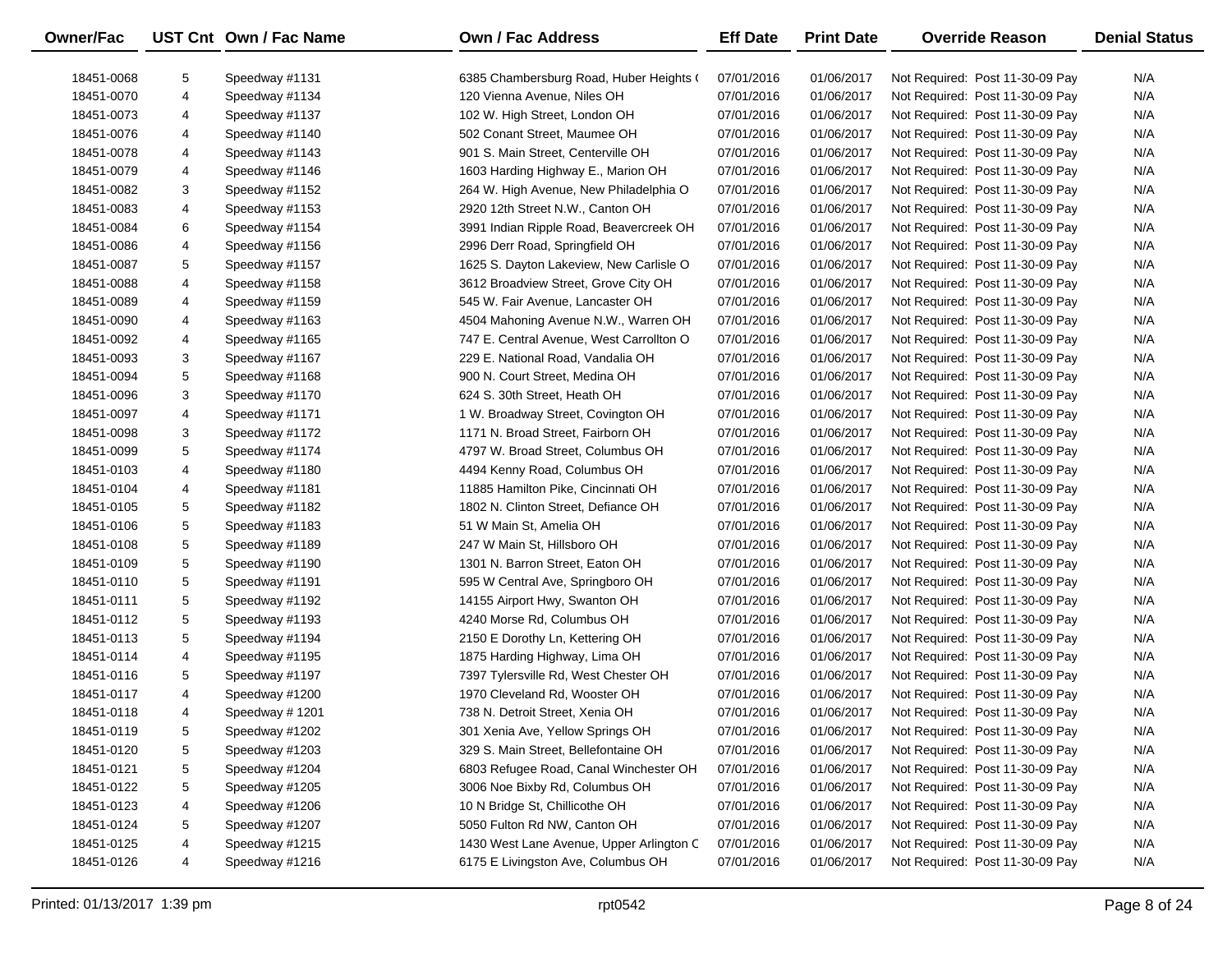| Owner/Fac | UST Cnt | Own / Fac Name | Own / Fac Address | Eff Date | Print Date | Override Reason | Denial Status |
|---|---|---|---|---|---|---|---|
| 18451-0068 | 5 | Speedway #1131 | 6385 Chambersburg Road, Huber Heights ( | 07/01/2016 | 01/06/2017 | Not Required: Post 11-30-09 Pay | N/A |
| 18451-0070 | 4 | Speedway #1134 | 120 Vienna Avenue, Niles OH | 07/01/2016 | 01/06/2017 | Not Required: Post 11-30-09 Pay | N/A |
| 18451-0073 | 4 | Speedway #1137 | 102 W. High Street, London OH | 07/01/2016 | 01/06/2017 | Not Required: Post 11-30-09 Pay | N/A |
| 18451-0076 | 4 | Speedway #1140 | 502 Conant Street, Maumee OH | 07/01/2016 | 01/06/2017 | Not Required: Post 11-30-09 Pay | N/A |
| 18451-0078 | 4 | Speedway #1143 | 901 S. Main Street, Centerville OH | 07/01/2016 | 01/06/2017 | Not Required: Post 11-30-09 Pay | N/A |
| 18451-0079 | 4 | Speedway #1146 | 1603 Harding Highway E., Marion OH | 07/01/2016 | 01/06/2017 | Not Required: Post 11-30-09 Pay | N/A |
| 18451-0082 | 3 | Speedway #1152 | 264 W. High Avenue, New Philadelphia O | 07/01/2016 | 01/06/2017 | Not Required: Post 11-30-09 Pay | N/A |
| 18451-0083 | 4 | Speedway #1153 | 2920 12th Street N.W., Canton OH | 07/01/2016 | 01/06/2017 | Not Required: Post 11-30-09 Pay | N/A |
| 18451-0084 | 6 | Speedway #1154 | 3991 Indian Ripple Road, Beavercreek OH | 07/01/2016 | 01/06/2017 | Not Required: Post 11-30-09 Pay | N/A |
| 18451-0086 | 4 | Speedway #1156 | 2996 Derr Road, Springfield OH | 07/01/2016 | 01/06/2017 | Not Required: Post 11-30-09 Pay | N/A |
| 18451-0087 | 5 | Speedway #1157 | 1625 S. Dayton Lakeview, New Carlisle O | 07/01/2016 | 01/06/2017 | Not Required: Post 11-30-09 Pay | N/A |
| 18451-0088 | 4 | Speedway #1158 | 3612 Broadview Street, Grove City OH | 07/01/2016 | 01/06/2017 | Not Required: Post 11-30-09 Pay | N/A |
| 18451-0089 | 4 | Speedway #1159 | 545 W. Fair Avenue, Lancaster OH | 07/01/2016 | 01/06/2017 | Not Required: Post 11-30-09 Pay | N/A |
| 18451-0090 | 4 | Speedway #1163 | 4504 Mahoning Avenue N.W., Warren OH | 07/01/2016 | 01/06/2017 | Not Required: Post 11-30-09 Pay | N/A |
| 18451-0092 | 4 | Speedway #1165 | 747 E. Central Avenue, West Carrollton O | 07/01/2016 | 01/06/2017 | Not Required: Post 11-30-09 Pay | N/A |
| 18451-0093 | 3 | Speedway #1167 | 229 E. National Road, Vandalia OH | 07/01/2016 | 01/06/2017 | Not Required: Post 11-30-09 Pay | N/A |
| 18451-0094 | 5 | Speedway #1168 | 900 N. Court Street, Medina OH | 07/01/2016 | 01/06/2017 | Not Required: Post 11-30-09 Pay | N/A |
| 18451-0096 | 3 | Speedway #1170 | 624 S. 30th Street, Heath OH | 07/01/2016 | 01/06/2017 | Not Required: Post 11-30-09 Pay | N/A |
| 18451-0097 | 4 | Speedway #1171 | 1 W. Broadway Street, Covington OH | 07/01/2016 | 01/06/2017 | Not Required: Post 11-30-09 Pay | N/A |
| 18451-0098 | 3 | Speedway #1172 | 1171 N. Broad Street, Fairborn OH | 07/01/2016 | 01/06/2017 | Not Required: Post 11-30-09 Pay | N/A |
| 18451-0099 | 5 | Speedway #1174 | 4797 W. Broad Street, Columbus OH | 07/01/2016 | 01/06/2017 | Not Required: Post 11-30-09 Pay | N/A |
| 18451-0103 | 4 | Speedway #1180 | 4494 Kenny Road, Columbus OH | 07/01/2016 | 01/06/2017 | Not Required: Post 11-30-09 Pay | N/A |
| 18451-0104 | 4 | Speedway #1181 | 11885 Hamilton Pike, Cincinnati OH | 07/01/2016 | 01/06/2017 | Not Required: Post 11-30-09 Pay | N/A |
| 18451-0105 | 5 | Speedway #1182 | 1802 N. Clinton Street, Defiance OH | 07/01/2016 | 01/06/2017 | Not Required: Post 11-30-09 Pay | N/A |
| 18451-0106 | 5 | Speedway #1183 | 51 W Main St, Amelia OH | 07/01/2016 | 01/06/2017 | Not Required: Post 11-30-09 Pay | N/A |
| 18451-0108 | 5 | Speedway #1189 | 247 W Main St, Hillsboro OH | 07/01/2016 | 01/06/2017 | Not Required: Post 11-30-09 Pay | N/A |
| 18451-0109 | 5 | Speedway #1190 | 1301 N. Barron Street, Eaton OH | 07/01/2016 | 01/06/2017 | Not Required: Post 11-30-09 Pay | N/A |
| 18451-0110 | 5 | Speedway #1191 | 595 W Central Ave, Springboro OH | 07/01/2016 | 01/06/2017 | Not Required: Post 11-30-09 Pay | N/A |
| 18451-0111 | 5 | Speedway #1192 | 14155 Airport Hwy, Swanton OH | 07/01/2016 | 01/06/2017 | Not Required: Post 11-30-09 Pay | N/A |
| 18451-0112 | 5 | Speedway #1193 | 4240 Morse Rd, Columbus OH | 07/01/2016 | 01/06/2017 | Not Required: Post 11-30-09 Pay | N/A |
| 18451-0113 | 5 | Speedway #1194 | 2150 E Dorothy Ln, Kettering OH | 07/01/2016 | 01/06/2017 | Not Required: Post 11-30-09 Pay | N/A |
| 18451-0114 | 4 | Speedway #1195 | 1875 Harding Highway, Lima OH | 07/01/2016 | 01/06/2017 | Not Required: Post 11-30-09 Pay | N/A |
| 18451-0116 | 5 | Speedway #1197 | 7397 Tylersville Rd, West Chester OH | 07/01/2016 | 01/06/2017 | Not Required: Post 11-30-09 Pay | N/A |
| 18451-0117 | 4 | Speedway #1200 | 1970 Cleveland Rd, Wooster OH | 07/01/2016 | 01/06/2017 | Not Required: Post 11-30-09 Pay | N/A |
| 18451-0118 | 4 | Speedway # 1201 | 738 N. Detroit Street, Xenia OH | 07/01/2016 | 01/06/2017 | Not Required: Post 11-30-09 Pay | N/A |
| 18451-0119 | 5 | Speedway #1202 | 301 Xenia Ave, Yellow Springs OH | 07/01/2016 | 01/06/2017 | Not Required: Post 11-30-09 Pay | N/A |
| 18451-0120 | 5 | Speedway #1203 | 329 S. Main Street, Bellefontaine OH | 07/01/2016 | 01/06/2017 | Not Required: Post 11-30-09 Pay | N/A |
| 18451-0121 | 5 | Speedway #1204 | 6803 Refugee Road, Canal Winchester OH | 07/01/2016 | 01/06/2017 | Not Required: Post 11-30-09 Pay | N/A |
| 18451-0122 | 5 | Speedway #1205 | 3006 Noe Bixby Rd, Columbus OH | 07/01/2016 | 01/06/2017 | Not Required: Post 11-30-09 Pay | N/A |
| 18451-0123 | 4 | Speedway #1206 | 10 N Bridge St, Chillicothe OH | 07/01/2016 | 01/06/2017 | Not Required: Post 11-30-09 Pay | N/A |
| 18451-0124 | 5 | Speedway #1207 | 5050 Fulton Rd NW, Canton OH | 07/01/2016 | 01/06/2017 | Not Required: Post 11-30-09 Pay | N/A |
| 18451-0125 | 4 | Speedway #1215 | 1430 West Lane Avenue, Upper Arlington C | 07/01/2016 | 01/06/2017 | Not Required: Post 11-30-09 Pay | N/A |
| 18451-0126 | 4 | Speedway #1216 | 6175 E Livingston Ave, Columbus OH | 07/01/2016 | 01/06/2017 | Not Required: Post 11-30-09 Pay | N/A |

Printed: 01/13/2017 1:39 pm rpt0542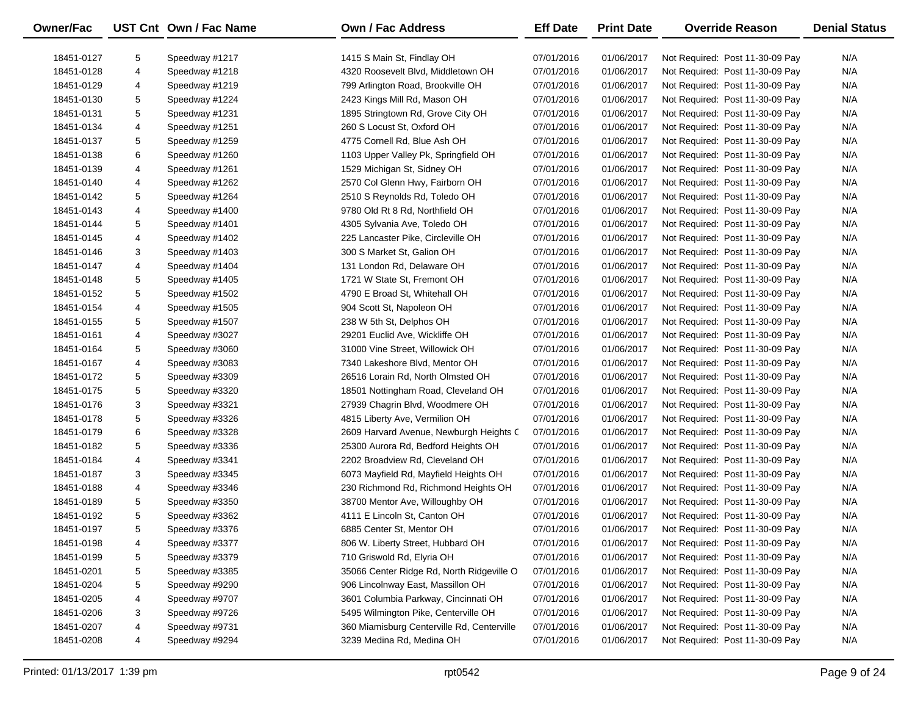| Owner/Fac | UST Cnt | Own / Fac Name | Own / Fac Address | Eff Date | Print Date | Override Reason | Denial Status |
|---|---|---|---|---|---|---|---|
| 18451-0127 | 5 | Speedway #1217 | 1415 S Main St, Findlay OH | 07/01/2016 | 01/06/2017 | Not Required: Post 11-30-09 Pay | N/A |
| 18451-0128 | 4 | Speedway #1218 | 4320 Roosevelt Blvd, Middletown OH | 07/01/2016 | 01/06/2017 | Not Required: Post 11-30-09 Pay | N/A |
| 18451-0129 | 4 | Speedway #1219 | 799 Arlington Road, Brookville OH | 07/01/2016 | 01/06/2017 | Not Required: Post 11-30-09 Pay | N/A |
| 18451-0130 | 5 | Speedway #1224 | 2423 Kings Mill Rd, Mason OH | 07/01/2016 | 01/06/2017 | Not Required: Post 11-30-09 Pay | N/A |
| 18451-0131 | 5 | Speedway #1231 | 1895 Stringtown Rd, Grove City OH | 07/01/2016 | 01/06/2017 | Not Required: Post 11-30-09 Pay | N/A |
| 18451-0134 | 4 | Speedway #1251 | 260 S Locust St, Oxford OH | 07/01/2016 | 01/06/2017 | Not Required: Post 11-30-09 Pay | N/A |
| 18451-0137 | 5 | Speedway #1259 | 4775 Cornell Rd, Blue Ash OH | 07/01/2016 | 01/06/2017 | Not Required: Post 11-30-09 Pay | N/A |
| 18451-0138 | 6 | Speedway #1260 | 1103 Upper Valley Pk, Springfield OH | 07/01/2016 | 01/06/2017 | Not Required: Post 11-30-09 Pay | N/A |
| 18451-0139 | 4 | Speedway #1261 | 1529 Michigan St, Sidney OH | 07/01/2016 | 01/06/2017 | Not Required: Post 11-30-09 Pay | N/A |
| 18451-0140 | 4 | Speedway #1262 | 2570 Col Glenn Hwy, Fairborn OH | 07/01/2016 | 01/06/2017 | Not Required: Post 11-30-09 Pay | N/A |
| 18451-0142 | 5 | Speedway #1264 | 2510 S Reynolds Rd, Toledo OH | 07/01/2016 | 01/06/2017 | Not Required: Post 11-30-09 Pay | N/A |
| 18451-0143 | 4 | Speedway #1400 | 9780 Old Rt 8 Rd, Northfield OH | 07/01/2016 | 01/06/2017 | Not Required: Post 11-30-09 Pay | N/A |
| 18451-0144 | 5 | Speedway #1401 | 4305 Sylvania Ave, Toledo OH | 07/01/2016 | 01/06/2017 | Not Required: Post 11-30-09 Pay | N/A |
| 18451-0145 | 4 | Speedway #1402 | 225 Lancaster Pike, Circleville OH | 07/01/2016 | 01/06/2017 | Not Required: Post 11-30-09 Pay | N/A |
| 18451-0146 | 3 | Speedway #1403 | 300 S Market St, Galion OH | 07/01/2016 | 01/06/2017 | Not Required: Post 11-30-09 Pay | N/A |
| 18451-0147 | 4 | Speedway #1404 | 131 London Rd, Delaware OH | 07/01/2016 | 01/06/2017 | Not Required: Post 11-30-09 Pay | N/A |
| 18451-0148 | 5 | Speedway #1405 | 1721 W State St, Fremont OH | 07/01/2016 | 01/06/2017 | Not Required: Post 11-30-09 Pay | N/A |
| 18451-0152 | 5 | Speedway #1502 | 4790 E Broad St, Whitehall OH | 07/01/2016 | 01/06/2017 | Not Required: Post 11-30-09 Pay | N/A |
| 18451-0154 | 4 | Speedway #1505 | 904 Scott St, Napoleon OH | 07/01/2016 | 01/06/2017 | Not Required: Post 11-30-09 Pay | N/A |
| 18451-0155 | 5 | Speedway #1507 | 238 W 5th St, Delphos OH | 07/01/2016 | 01/06/2017 | Not Required: Post 11-30-09 Pay | N/A |
| 18451-0161 | 4 | Speedway #3027 | 29201 Euclid Ave, Wickliffe OH | 07/01/2016 | 01/06/2017 | Not Required: Post 11-30-09 Pay | N/A |
| 18451-0164 | 5 | Speedway #3060 | 31000 Vine Street, Willowick OH | 07/01/2016 | 01/06/2017 | Not Required: Post 11-30-09 Pay | N/A |
| 18451-0167 | 4 | Speedway #3083 | 7340 Lakeshore Blvd, Mentor OH | 07/01/2016 | 01/06/2017 | Not Required: Post 11-30-09 Pay | N/A |
| 18451-0172 | 5 | Speedway #3309 | 26516 Lorain Rd, North Olmsted OH | 07/01/2016 | 01/06/2017 | Not Required: Post 11-30-09 Pay | N/A |
| 18451-0175 | 5 | Speedway #3320 | 18501 Nottingham Road, Cleveland OH | 07/01/2016 | 01/06/2017 | Not Required: Post 11-30-09 Pay | N/A |
| 18451-0176 | 3 | Speedway #3321 | 27939 Chagrin Blvd, Woodmere OH | 07/01/2016 | 01/06/2017 | Not Required: Post 11-30-09 Pay | N/A |
| 18451-0178 | 5 | Speedway #3326 | 4815 Liberty Ave, Vermilion OH | 07/01/2016 | 01/06/2017 | Not Required: Post 11-30-09 Pay | N/A |
| 18451-0179 | 6 | Speedway #3328 | 2609 Harvard Avenue, Newburgh Heights C | 07/01/2016 | 01/06/2017 | Not Required: Post 11-30-09 Pay | N/A |
| 18451-0182 | 5 | Speedway #3336 | 25300 Aurora Rd, Bedford Heights OH | 07/01/2016 | 01/06/2017 | Not Required: Post 11-30-09 Pay | N/A |
| 18451-0184 | 4 | Speedway #3341 | 2202 Broadview Rd, Cleveland OH | 07/01/2016 | 01/06/2017 | Not Required: Post 11-30-09 Pay | N/A |
| 18451-0187 | 3 | Speedway #3345 | 6073 Mayfield Rd, Mayfield Heights OH | 07/01/2016 | 01/06/2017 | Not Required: Post 11-30-09 Pay | N/A |
| 18451-0188 | 4 | Speedway #3346 | 230 Richmond Rd, Richmond Heights OH | 07/01/2016 | 01/06/2017 | Not Required: Post 11-30-09 Pay | N/A |
| 18451-0189 | 5 | Speedway #3350 | 38700 Mentor Ave, Willoughby OH | 07/01/2016 | 01/06/2017 | Not Required: Post 11-30-09 Pay | N/A |
| 18451-0192 | 5 | Speedway #3362 | 4111 E Lincoln St, Canton OH | 07/01/2016 | 01/06/2017 | Not Required: Post 11-30-09 Pay | N/A |
| 18451-0197 | 5 | Speedway #3376 | 6885 Center St, Mentor OH | 07/01/2016 | 01/06/2017 | Not Required: Post 11-30-09 Pay | N/A |
| 18451-0198 | 4 | Speedway #3377 | 806 W. Liberty Street, Hubbard OH | 07/01/2016 | 01/06/2017 | Not Required: Post 11-30-09 Pay | N/A |
| 18451-0199 | 5 | Speedway #3379 | 710 Griswold Rd, Elyria OH | 07/01/2016 | 01/06/2017 | Not Required: Post 11-30-09 Pay | N/A |
| 18451-0201 | 5 | Speedway #3385 | 35066 Center Ridge Rd, North Ridgeville O | 07/01/2016 | 01/06/2017 | Not Required: Post 11-30-09 Pay | N/A |
| 18451-0204 | 5 | Speedway #9290 | 906 Lincolnway East, Massillon OH | 07/01/2016 | 01/06/2017 | Not Required: Post 11-30-09 Pay | N/A |
| 18451-0205 | 4 | Speedway #9707 | 3601 Columbia Parkway, Cincinnati OH | 07/01/2016 | 01/06/2017 | Not Required: Post 11-30-09 Pay | N/A |
| 18451-0206 | 3 | Speedway #9726 | 5495 Wilmington Pike, Centerville OH | 07/01/2016 | 01/06/2017 | Not Required: Post 11-30-09 Pay | N/A |
| 18451-0207 | 4 | Speedway #9731 | 360 Miamisburg Centerville Rd, Centerville | 07/01/2016 | 01/06/2017 | Not Required: Post 11-30-09 Pay | N/A |
| 18451-0208 | 4 | Speedway #9294 | 3239 Medina Rd, Medina OH | 07/01/2016 | 01/06/2017 | Not Required: Post 11-30-09 Pay | N/A |

Printed: 01/13/2017 1:39 pm rpt0542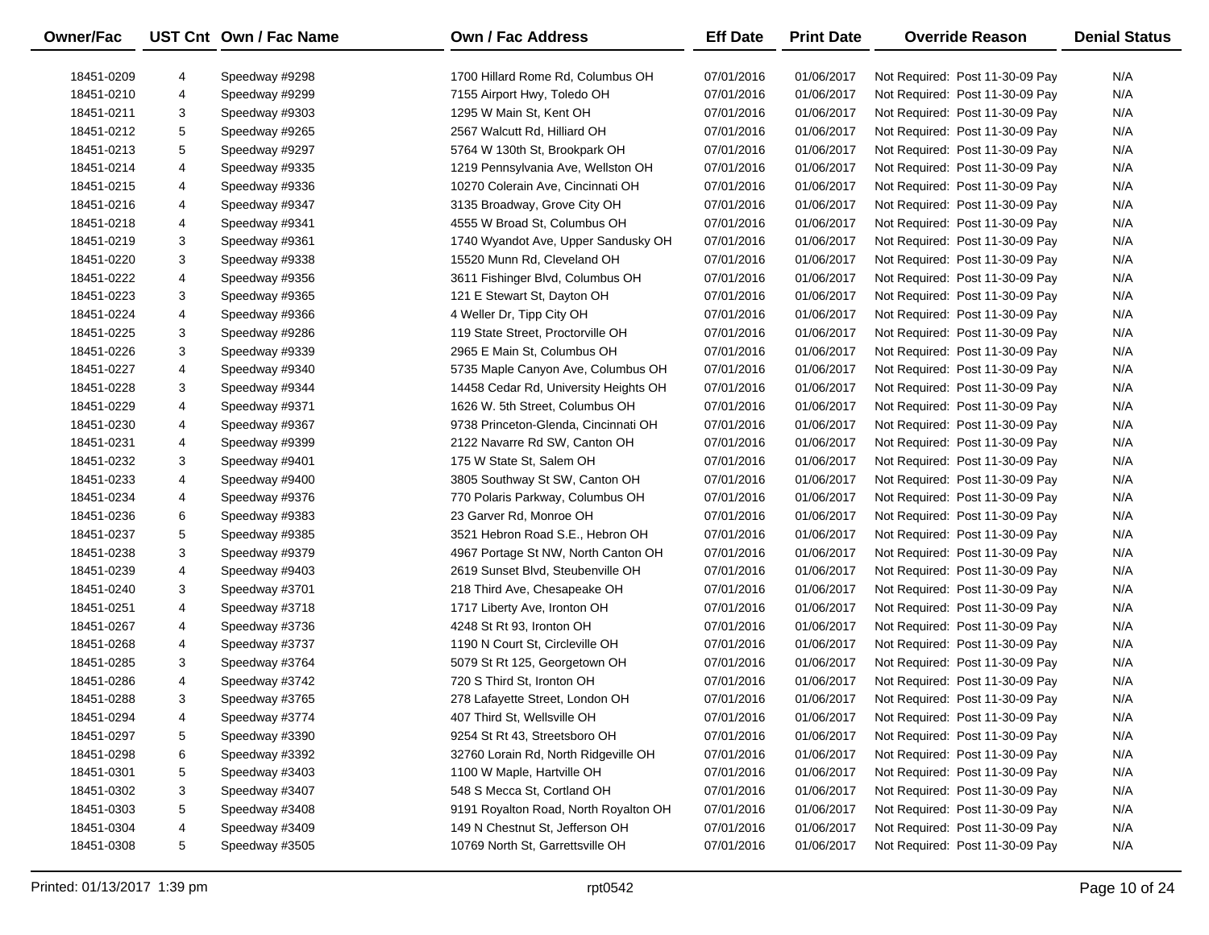| Owner/Fac | UST Cnt | Own / Fac Name | Own / Fac Address | Eff Date | Print Date | Override Reason | Denial Status |
|---|---|---|---|---|---|---|---|
| 18451-0209 | 4 | Speedway #9298 | 1700 Hillard Rome Rd, Columbus OH | 07/01/2016 | 01/06/2017 | Not Required: Post 11-30-09 Pay | N/A |
| 18451-0210 | 4 | Speedway #9299 | 7155 Airport Hwy, Toledo OH | 07/01/2016 | 01/06/2017 | Not Required: Post 11-30-09 Pay | N/A |
| 18451-0211 | 3 | Speedway #9303 | 1295 W Main St, Kent OH | 07/01/2016 | 01/06/2017 | Not Required: Post 11-30-09 Pay | N/A |
| 18451-0212 | 5 | Speedway #9265 | 2567 Walcutt Rd, Hilliard OH | 07/01/2016 | 01/06/2017 | Not Required: Post 11-30-09 Pay | N/A |
| 18451-0213 | 5 | Speedway #9297 | 5764 W 130th St, Brookpark OH | 07/01/2016 | 01/06/2017 | Not Required: Post 11-30-09 Pay | N/A |
| 18451-0214 | 4 | Speedway #9335 | 1219 Pennsylvania Ave, Wellston OH | 07/01/2016 | 01/06/2017 | Not Required: Post 11-30-09 Pay | N/A |
| 18451-0215 | 4 | Speedway #9336 | 10270 Colerain Ave, Cincinnati OH | 07/01/2016 | 01/06/2017 | Not Required: Post 11-30-09 Pay | N/A |
| 18451-0216 | 4 | Speedway #9347 | 3135 Broadway, Grove City OH | 07/01/2016 | 01/06/2017 | Not Required: Post 11-30-09 Pay | N/A |
| 18451-0218 | 4 | Speedway #9341 | 4555 W Broad St, Columbus OH | 07/01/2016 | 01/06/2017 | Not Required: Post 11-30-09 Pay | N/A |
| 18451-0219 | 3 | Speedway #9361 | 1740 Wyandot Ave, Upper Sandusky OH | 07/01/2016 | 01/06/2017 | Not Required: Post 11-30-09 Pay | N/A |
| 18451-0220 | 3 | Speedway #9338 | 15520 Munn Rd, Cleveland OH | 07/01/2016 | 01/06/2017 | Not Required: Post 11-30-09 Pay | N/A |
| 18451-0222 | 4 | Speedway #9356 | 3611 Fishinger Blvd, Columbus OH | 07/01/2016 | 01/06/2017 | Not Required: Post 11-30-09 Pay | N/A |
| 18451-0223 | 3 | Speedway #9365 | 121 E Stewart St, Dayton OH | 07/01/2016 | 01/06/2017 | Not Required: Post 11-30-09 Pay | N/A |
| 18451-0224 | 4 | Speedway #9366 | 4 Weller Dr, Tipp City OH | 07/01/2016 | 01/06/2017 | Not Required: Post 11-30-09 Pay | N/A |
| 18451-0225 | 3 | Speedway #9286 | 119 State Street, Proctorville OH | 07/01/2016 | 01/06/2017 | Not Required: Post 11-30-09 Pay | N/A |
| 18451-0226 | 3 | Speedway #9339 | 2965 E Main St, Columbus OH | 07/01/2016 | 01/06/2017 | Not Required: Post 11-30-09 Pay | N/A |
| 18451-0227 | 4 | Speedway #9340 | 5735 Maple Canyon Ave, Columbus OH | 07/01/2016 | 01/06/2017 | Not Required: Post 11-30-09 Pay | N/A |
| 18451-0228 | 3 | Speedway #9344 | 14458 Cedar Rd, University Heights OH | 07/01/2016 | 01/06/2017 | Not Required: Post 11-30-09 Pay | N/A |
| 18451-0229 | 4 | Speedway #9371 | 1626 W. 5th Street, Columbus OH | 07/01/2016 | 01/06/2017 | Not Required: Post 11-30-09 Pay | N/A |
| 18451-0230 | 4 | Speedway #9367 | 9738 Princeton-Glenda, Cincinnati OH | 07/01/2016 | 01/06/2017 | Not Required: Post 11-30-09 Pay | N/A |
| 18451-0231 | 4 | Speedway #9399 | 2122 Navarre Rd SW, Canton OH | 07/01/2016 | 01/06/2017 | Not Required: Post 11-30-09 Pay | N/A |
| 18451-0232 | 3 | Speedway #9401 | 175 W State St, Salem OH | 07/01/2016 | 01/06/2017 | Not Required: Post 11-30-09 Pay | N/A |
| 18451-0233 | 4 | Speedway #9400 | 3805 Southway St SW, Canton OH | 07/01/2016 | 01/06/2017 | Not Required: Post 11-30-09 Pay | N/A |
| 18451-0234 | 4 | Speedway #9376 | 770 Polaris Parkway, Columbus OH | 07/01/2016 | 01/06/2017 | Not Required: Post 11-30-09 Pay | N/A |
| 18451-0236 | 6 | Speedway #9383 | 23 Garver Rd, Monroe OH | 07/01/2016 | 01/06/2017 | Not Required: Post 11-30-09 Pay | N/A |
| 18451-0237 | 5 | Speedway #9385 | 3521 Hebron Road S.E., Hebron OH | 07/01/2016 | 01/06/2017 | Not Required: Post 11-30-09 Pay | N/A |
| 18451-0238 | 3 | Speedway #9379 | 4967 Portage St NW, North Canton OH | 07/01/2016 | 01/06/2017 | Not Required: Post 11-30-09 Pay | N/A |
| 18451-0239 | 4 | Speedway #9403 | 2619 Sunset Blvd, Steubenville OH | 07/01/2016 | 01/06/2017 | Not Required: Post 11-30-09 Pay | N/A |
| 18451-0240 | 3 | Speedway #3701 | 218 Third Ave, Chesapeake OH | 07/01/2016 | 01/06/2017 | Not Required: Post 11-30-09 Pay | N/A |
| 18451-0251 | 4 | Speedway #3718 | 1717 Liberty Ave, Ironton OH | 07/01/2016 | 01/06/2017 | Not Required: Post 11-30-09 Pay | N/A |
| 18451-0267 | 4 | Speedway #3736 | 4248 St Rt 93, Ironton OH | 07/01/2016 | 01/06/2017 | Not Required: Post 11-30-09 Pay | N/A |
| 18451-0268 | 4 | Speedway #3737 | 1190 N Court St, Circleville OH | 07/01/2016 | 01/06/2017 | Not Required: Post 11-30-09 Pay | N/A |
| 18451-0285 | 3 | Speedway #3764 | 5079 St Rt 125, Georgetown OH | 07/01/2016 | 01/06/2017 | Not Required: Post 11-30-09 Pay | N/A |
| 18451-0286 | 4 | Speedway #3742 | 720 S Third St, Ironton OH | 07/01/2016 | 01/06/2017 | Not Required: Post 11-30-09 Pay | N/A |
| 18451-0288 | 3 | Speedway #3765 | 278 Lafayette Street, London OH | 07/01/2016 | 01/06/2017 | Not Required: Post 11-30-09 Pay | N/A |
| 18451-0294 | 4 | Speedway #3774 | 407 Third St, Wellsville OH | 07/01/2016 | 01/06/2017 | Not Required: Post 11-30-09 Pay | N/A |
| 18451-0297 | 5 | Speedway #3390 | 9254 St Rt 43, Streetsboro OH | 07/01/2016 | 01/06/2017 | Not Required: Post 11-30-09 Pay | N/A |
| 18451-0298 | 6 | Speedway #3392 | 32760 Lorain Rd, North Ridgeville OH | 07/01/2016 | 01/06/2017 | Not Required: Post 11-30-09 Pay | N/A |
| 18451-0301 | 5 | Speedway #3403 | 1100 W Maple, Hartville OH | 07/01/2016 | 01/06/2017 | Not Required: Post 11-30-09 Pay | N/A |
| 18451-0302 | 3 | Speedway #3407 | 548 S Mecca St, Cortland OH | 07/01/2016 | 01/06/2017 | Not Required: Post 11-30-09 Pay | N/A |
| 18451-0303 | 5 | Speedway #3408 | 9191 Royalton Road, North Royalton OH | 07/01/2016 | 01/06/2017 | Not Required: Post 11-30-09 Pay | N/A |
| 18451-0304 | 4 | Speedway #3409 | 149 N Chestnut St, Jefferson OH | 07/01/2016 | 01/06/2017 | Not Required: Post 11-30-09 Pay | N/A |
| 18451-0308 | 5 | Speedway #3505 | 10769 North St, Garrettsville OH | 07/01/2016 | 01/06/2017 | Not Required: Post 11-30-09 Pay | N/A |

Printed: 01/13/2017 1:39 pm rpt0542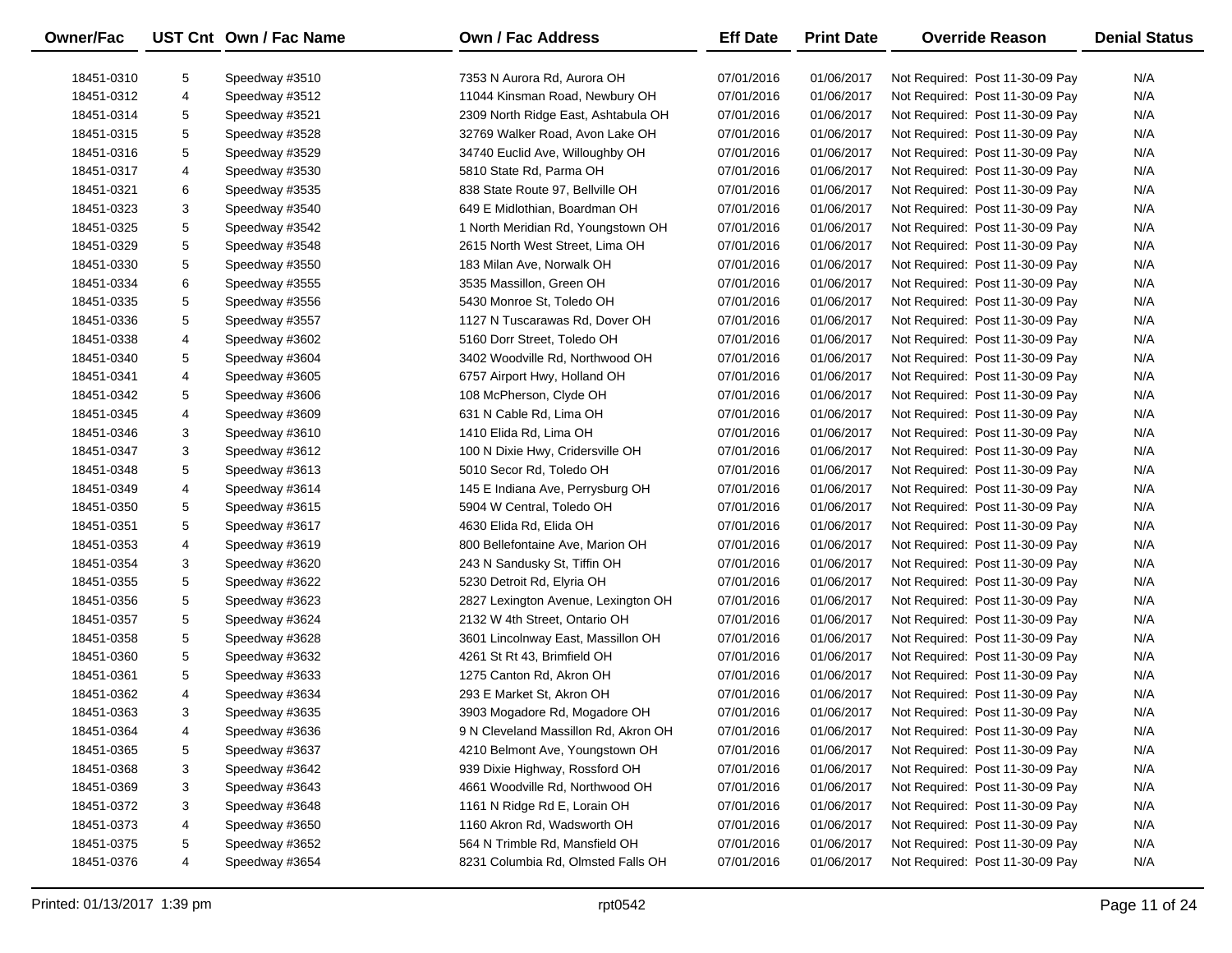| Owner/Fac | UST Cnt | Own / Fac Name | Own / Fac Address | Eff Date | Print Date | Override Reason | Denial Status |
|---|---|---|---|---|---|---|---|
| 18451-0310 | 5 | Speedway #3510 | 7353 N Aurora Rd, Aurora OH | 07/01/2016 | 01/06/2017 | Not Required: Post 11-30-09 Pay | N/A |
| 18451-0312 | 4 | Speedway #3512 | 11044 Kinsman Road, Newbury OH | 07/01/2016 | 01/06/2017 | Not Required: Post 11-30-09 Pay | N/A |
| 18451-0314 | 5 | Speedway #3521 | 2309 North Ridge East, Ashtabula OH | 07/01/2016 | 01/06/2017 | Not Required: Post 11-30-09 Pay | N/A |
| 18451-0315 | 5 | Speedway #3528 | 32769 Walker Road, Avon Lake OH | 07/01/2016 | 01/06/2017 | Not Required: Post 11-30-09 Pay | N/A |
| 18451-0316 | 5 | Speedway #3529 | 34740 Euclid Ave, Willoughby OH | 07/01/2016 | 01/06/2017 | Not Required: Post 11-30-09 Pay | N/A |
| 18451-0317 | 4 | Speedway #3530 | 5810 State Rd, Parma OH | 07/01/2016 | 01/06/2017 | Not Required: Post 11-30-09 Pay | N/A |
| 18451-0321 | 6 | Speedway #3535 | 838 State Route 97, Bellville OH | 07/01/2016 | 01/06/2017 | Not Required: Post 11-30-09 Pay | N/A |
| 18451-0323 | 3 | Speedway #3540 | 649 E Midlothian, Boardman OH | 07/01/2016 | 01/06/2017 | Not Required: Post 11-30-09 Pay | N/A |
| 18451-0325 | 5 | Speedway #3542 | 1 North Meridian Rd, Youngstown OH | 07/01/2016 | 01/06/2017 | Not Required: Post 11-30-09 Pay | N/A |
| 18451-0329 | 5 | Speedway #3548 | 2615 North West Street, Lima OH | 07/01/2016 | 01/06/2017 | Not Required: Post 11-30-09 Pay | N/A |
| 18451-0330 | 5 | Speedway #3550 | 183 Milan Ave, Norwalk OH | 07/01/2016 | 01/06/2017 | Not Required: Post 11-30-09 Pay | N/A |
| 18451-0334 | 6 | Speedway #3555 | 3535 Massillon, Green OH | 07/01/2016 | 01/06/2017 | Not Required: Post 11-30-09 Pay | N/A |
| 18451-0335 | 5 | Speedway #3556 | 5430 Monroe St, Toledo OH | 07/01/2016 | 01/06/2017 | Not Required: Post 11-30-09 Pay | N/A |
| 18451-0336 | 5 | Speedway #3557 | 1127 N Tuscarawas Rd, Dover OH | 07/01/2016 | 01/06/2017 | Not Required: Post 11-30-09 Pay | N/A |
| 18451-0338 | 4 | Speedway #3602 | 5160 Dorr Street, Toledo OH | 07/01/2016 | 01/06/2017 | Not Required: Post 11-30-09 Pay | N/A |
| 18451-0340 | 5 | Speedway #3604 | 3402 Woodville Rd, Northwood OH | 07/01/2016 | 01/06/2017 | Not Required: Post 11-30-09 Pay | N/A |
| 18451-0341 | 4 | Speedway #3605 | 6757 Airport Hwy, Holland OH | 07/01/2016 | 01/06/2017 | Not Required: Post 11-30-09 Pay | N/A |
| 18451-0342 | 5 | Speedway #3606 | 108 McPherson, Clyde OH | 07/01/2016 | 01/06/2017 | Not Required: Post 11-30-09 Pay | N/A |
| 18451-0345 | 4 | Speedway #3609 | 631 N Cable Rd, Lima OH | 07/01/2016 | 01/06/2017 | Not Required: Post 11-30-09 Pay | N/A |
| 18451-0346 | 3 | Speedway #3610 | 1410 Elida Rd, Lima OH | 07/01/2016 | 01/06/2017 | Not Required: Post 11-30-09 Pay | N/A |
| 18451-0347 | 3 | Speedway #3612 | 100 N Dixie Hwy, Cridersville OH | 07/01/2016 | 01/06/2017 | Not Required: Post 11-30-09 Pay | N/A |
| 18451-0348 | 5 | Speedway #3613 | 5010 Secor Rd, Toledo OH | 07/01/2016 | 01/06/2017 | Not Required: Post 11-30-09 Pay | N/A |
| 18451-0349 | 4 | Speedway #3614 | 145 E Indiana Ave, Perrysburg OH | 07/01/2016 | 01/06/2017 | Not Required: Post 11-30-09 Pay | N/A |
| 18451-0350 | 5 | Speedway #3615 | 5904 W Central, Toledo OH | 07/01/2016 | 01/06/2017 | Not Required: Post 11-30-09 Pay | N/A |
| 18451-0351 | 5 | Speedway #3617 | 4630 Elida Rd, Elida OH | 07/01/2016 | 01/06/2017 | Not Required: Post 11-30-09 Pay | N/A |
| 18451-0353 | 4 | Speedway #3619 | 800 Bellefontaine Ave, Marion OH | 07/01/2016 | 01/06/2017 | Not Required: Post 11-30-09 Pay | N/A |
| 18451-0354 | 3 | Speedway #3620 | 243 N Sandusky St, Tiffin OH | 07/01/2016 | 01/06/2017 | Not Required: Post 11-30-09 Pay | N/A |
| 18451-0355 | 5 | Speedway #3622 | 5230 Detroit Rd, Elyria OH | 07/01/2016 | 01/06/2017 | Not Required: Post 11-30-09 Pay | N/A |
| 18451-0356 | 5 | Speedway #3623 | 2827 Lexington Avenue, Lexington OH | 07/01/2016 | 01/06/2017 | Not Required: Post 11-30-09 Pay | N/A |
| 18451-0357 | 5 | Speedway #3624 | 2132 W 4th Street, Ontario OH | 07/01/2016 | 01/06/2017 | Not Required: Post 11-30-09 Pay | N/A |
| 18451-0358 | 5 | Speedway #3628 | 3601 Lincolnway East, Massillon OH | 07/01/2016 | 01/06/2017 | Not Required: Post 11-30-09 Pay | N/A |
| 18451-0360 | 5 | Speedway #3632 | 4261 St Rt 43, Brimfield OH | 07/01/2016 | 01/06/2017 | Not Required: Post 11-30-09 Pay | N/A |
| 18451-0361 | 5 | Speedway #3633 | 1275 Canton Rd, Akron OH | 07/01/2016 | 01/06/2017 | Not Required: Post 11-30-09 Pay | N/A |
| 18451-0362 | 4 | Speedway #3634 | 293 E Market St, Akron OH | 07/01/2016 | 01/06/2017 | Not Required: Post 11-30-09 Pay | N/A |
| 18451-0363 | 3 | Speedway #3635 | 3903 Mogadore Rd, Mogadore OH | 07/01/2016 | 01/06/2017 | Not Required: Post 11-30-09 Pay | N/A |
| 18451-0364 | 4 | Speedway #3636 | 9 N Cleveland Massillon Rd, Akron OH | 07/01/2016 | 01/06/2017 | Not Required: Post 11-30-09 Pay | N/A |
| 18451-0365 | 5 | Speedway #3637 | 4210 Belmont Ave, Youngstown OH | 07/01/2016 | 01/06/2017 | Not Required: Post 11-30-09 Pay | N/A |
| 18451-0368 | 3 | Speedway #3642 | 939 Dixie Highway, Rossford OH | 07/01/2016 | 01/06/2017 | Not Required: Post 11-30-09 Pay | N/A |
| 18451-0369 | 3 | Speedway #3643 | 4661 Woodville Rd, Northwood OH | 07/01/2016 | 01/06/2017 | Not Required: Post 11-30-09 Pay | N/A |
| 18451-0372 | 3 | Speedway #3648 | 1161 N Ridge Rd E, Lorain OH | 07/01/2016 | 01/06/2017 | Not Required: Post 11-30-09 Pay | N/A |
| 18451-0373 | 4 | Speedway #3650 | 1160 Akron Rd, Wadsworth OH | 07/01/2016 | 01/06/2017 | Not Required: Post 11-30-09 Pay | N/A |
| 18451-0375 | 5 | Speedway #3652 | 564 N Trimble Rd, Mansfield OH | 07/01/2016 | 01/06/2017 | Not Required: Post 11-30-09 Pay | N/A |
| 18451-0376 | 4 | Speedway #3654 | 8231 Columbia Rd, Olmsted Falls OH | 07/01/2016 | 01/06/2017 | Not Required: Post 11-30-09 Pay | N/A |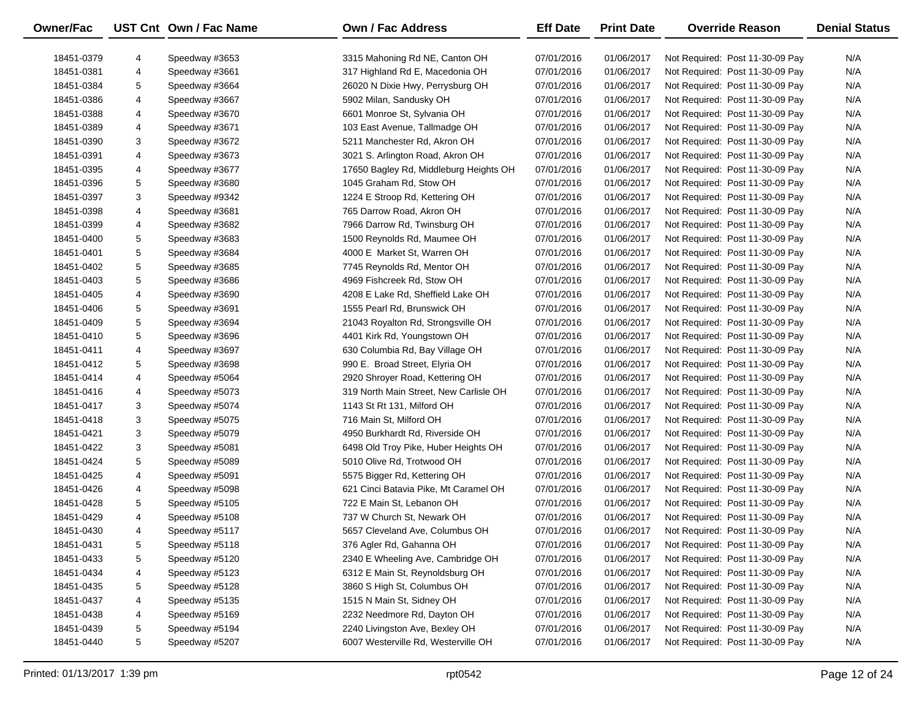| Owner/Fac | UST Cnt | Own / Fac Name | Own / Fac Address | Eff Date | Print Date | Override Reason | Denial Status |
|---|---|---|---|---|---|---|---|
| 18451-0379 | 4 | Speedway #3653 | 3315 Mahoning Rd NE, Canton OH | 07/01/2016 | 01/06/2017 | Not Required: Post 11-30-09 Pay | N/A |
| 18451-0381 | 4 | Speedway #3661 | 317 Highland Rd E, Macedonia OH | 07/01/2016 | 01/06/2017 | Not Required: Post 11-30-09 Pay | N/A |
| 18451-0384 | 5 | Speedway #3664 | 26020 N Dixie Hwy, Perrysburg OH | 07/01/2016 | 01/06/2017 | Not Required: Post 11-30-09 Pay | N/A |
| 18451-0386 | 4 | Speedway #3667 | 5902 Milan, Sandusky OH | 07/01/2016 | 01/06/2017 | Not Required: Post 11-30-09 Pay | N/A |
| 18451-0388 | 4 | Speedway #3670 | 6601 Monroe St, Sylvania OH | 07/01/2016 | 01/06/2017 | Not Required: Post 11-30-09 Pay | N/A |
| 18451-0389 | 4 | Speedway #3671 | 103 East Avenue, Tallmadge OH | 07/01/2016 | 01/06/2017 | Not Required: Post 11-30-09 Pay | N/A |
| 18451-0390 | 3 | Speedway #3672 | 5211 Manchester Rd, Akron OH | 07/01/2016 | 01/06/2017 | Not Required: Post 11-30-09 Pay | N/A |
| 18451-0391 | 4 | Speedway #3673 | 3021 S. Arlington Road, Akron OH | 07/01/2016 | 01/06/2017 | Not Required: Post 11-30-09 Pay | N/A |
| 18451-0395 | 4 | Speedway #3677 | 17650 Bagley Rd, Middleburg Heights OH | 07/01/2016 | 01/06/2017 | Not Required: Post 11-30-09 Pay | N/A |
| 18451-0396 | 5 | Speedway #3680 | 1045 Graham Rd, Stow OH | 07/01/2016 | 01/06/2017 | Not Required: Post 11-30-09 Pay | N/A |
| 18451-0397 | 3 | Speedway #9342 | 1224 E Stroop Rd, Kettering OH | 07/01/2016 | 01/06/2017 | Not Required: Post 11-30-09 Pay | N/A |
| 18451-0398 | 4 | Speedway #3681 | 765 Darrow Road, Akron OH | 07/01/2016 | 01/06/2017 | Not Required: Post 11-30-09 Pay | N/A |
| 18451-0399 | 4 | Speedway #3682 | 7966 Darrow Rd, Twinsburg OH | 07/01/2016 | 01/06/2017 | Not Required: Post 11-30-09 Pay | N/A |
| 18451-0400 | 5 | Speedway #3683 | 1500 Reynolds Rd, Maumee OH | 07/01/2016 | 01/06/2017 | Not Required: Post 11-30-09 Pay | N/A |
| 18451-0401 | 5 | Speedway #3684 | 4000 E Market St, Warren OH | 07/01/2016 | 01/06/2017 | Not Required: Post 11-30-09 Pay | N/A |
| 18451-0402 | 5 | Speedway #3685 | 7745 Reynolds Rd, Mentor OH | 07/01/2016 | 01/06/2017 | Not Required: Post 11-30-09 Pay | N/A |
| 18451-0403 | 5 | Speedway #3686 | 4969 Fishcreek Rd, Stow OH | 07/01/2016 | 01/06/2017 | Not Required: Post 11-30-09 Pay | N/A |
| 18451-0405 | 4 | Speedway #3690 | 4208 E Lake Rd, Sheffield Lake OH | 07/01/2016 | 01/06/2017 | Not Required: Post 11-30-09 Pay | N/A |
| 18451-0406 | 5 | Speedway #3691 | 1555 Pearl Rd, Brunswick OH | 07/01/2016 | 01/06/2017 | Not Required: Post 11-30-09 Pay | N/A |
| 18451-0409 | 5 | Speedway #3694 | 21043 Royalton Rd, Strongsville OH | 07/01/2016 | 01/06/2017 | Not Required: Post 11-30-09 Pay | N/A |
| 18451-0410 | 5 | Speedway #3696 | 4401 Kirk Rd, Youngstown OH | 07/01/2016 | 01/06/2017 | Not Required: Post 11-30-09 Pay | N/A |
| 18451-0411 | 4 | Speedway #3697 | 630 Columbia Rd, Bay Village OH | 07/01/2016 | 01/06/2017 | Not Required: Post 11-30-09 Pay | N/A |
| 18451-0412 | 5 | Speedway #3698 | 990 E. Broad Street, Elyria OH | 07/01/2016 | 01/06/2017 | Not Required: Post 11-30-09 Pay | N/A |
| 18451-0414 | 4 | Speedway #5064 | 2920 Shroyer Road, Kettering OH | 07/01/2016 | 01/06/2017 | Not Required: Post 11-30-09 Pay | N/A |
| 18451-0416 | 4 | Speedway #5073 | 319 North Main Street, New Carlisle OH | 07/01/2016 | 01/06/2017 | Not Required: Post 11-30-09 Pay | N/A |
| 18451-0417 | 3 | Speedway #5074 | 1143 St Rt 131, Milford OH | 07/01/2016 | 01/06/2017 | Not Required: Post 11-30-09 Pay | N/A |
| 18451-0418 | 3 | Speedway #5075 | 716 Main St, Milford OH | 07/01/2016 | 01/06/2017 | Not Required: Post 11-30-09 Pay | N/A |
| 18451-0421 | 3 | Speedway #5079 | 4950 Burkhardt Rd, Riverside OH | 07/01/2016 | 01/06/2017 | Not Required: Post 11-30-09 Pay | N/A |
| 18451-0422 | 3 | Speedway #5081 | 6498 Old Troy Pike, Huber Heights OH | 07/01/2016 | 01/06/2017 | Not Required: Post 11-30-09 Pay | N/A |
| 18451-0424 | 5 | Speedway #5089 | 5010 Olive Rd, Trotwood OH | 07/01/2016 | 01/06/2017 | Not Required: Post 11-30-09 Pay | N/A |
| 18451-0425 | 4 | Speedway #5091 | 5575 Bigger Rd, Kettering OH | 07/01/2016 | 01/06/2017 | Not Required: Post 11-30-09 Pay | N/A |
| 18451-0426 | 4 | Speedway #5098 | 621 Cinci Batavia Pike, Mt Caramel OH | 07/01/2016 | 01/06/2017 | Not Required: Post 11-30-09 Pay | N/A |
| 18451-0428 | 5 | Speedway #5105 | 722 E Main St, Lebanon OH | 07/01/2016 | 01/06/2017 | Not Required: Post 11-30-09 Pay | N/A |
| 18451-0429 | 4 | Speedway #5108 | 737 W Church St, Newark OH | 07/01/2016 | 01/06/2017 | Not Required: Post 11-30-09 Pay | N/A |
| 18451-0430 | 4 | Speedway #5117 | 5657 Cleveland Ave, Columbus OH | 07/01/2016 | 01/06/2017 | Not Required: Post 11-30-09 Pay | N/A |
| 18451-0431 | 5 | Speedway #5118 | 376 Agler Rd, Gahanna OH | 07/01/2016 | 01/06/2017 | Not Required: Post 11-30-09 Pay | N/A |
| 18451-0433 | 5 | Speedway #5120 | 2340 E Wheeling Ave, Cambridge OH | 07/01/2016 | 01/06/2017 | Not Required: Post 11-30-09 Pay | N/A |
| 18451-0434 | 4 | Speedway #5123 | 6312 E Main St, Reynoldsburg OH | 07/01/2016 | 01/06/2017 | Not Required: Post 11-30-09 Pay | N/A |
| 18451-0435 | 5 | Speedway #5128 | 3860 S High St, Columbus OH | 07/01/2016 | 01/06/2017 | Not Required: Post 11-30-09 Pay | N/A |
| 18451-0437 | 4 | Speedway #5135 | 1515 N Main St, Sidney OH | 07/01/2016 | 01/06/2017 | Not Required: Post 11-30-09 Pay | N/A |
| 18451-0438 | 4 | Speedway #5169 | 2232 Needmore Rd, Dayton OH | 07/01/2016 | 01/06/2017 | Not Required: Post 11-30-09 Pay | N/A |
| 18451-0439 | 5 | Speedway #5194 | 2240 Livingston Ave, Bexley OH | 07/01/2016 | 01/06/2017 | Not Required: Post 11-30-09 Pay | N/A |
| 18451-0440 | 5 | Speedway #5207 | 6007 Westerville Rd, Westerville OH | 07/01/2016 | 01/06/2017 | Not Required: Post 11-30-09 Pay | N/A |

Printed: 01/13/2017 1:39 pm rpt0542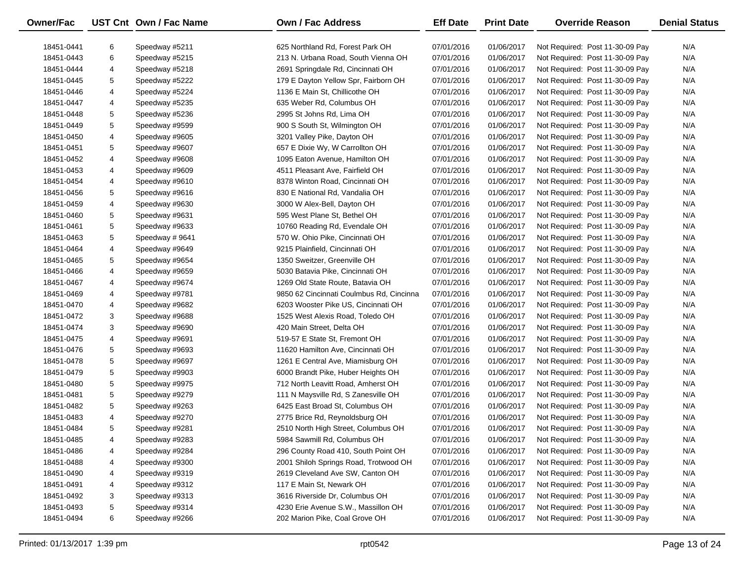| Owner/Fac | UST Cnt | Own / Fac Name | Own / Fac Address | Eff Date | Print Date | Override Reason | Denial Status |
|---|---|---|---|---|---|---|---|
| 18451-0441 | 6 | Speedway #5211 | 625 Northland Rd, Forest Park OH | 07/01/2016 | 01/06/2017 | Not Required: Post 11-30-09 Pay | N/A |
| 18451-0443 | 6 | Speedway #5215 | 213 N. Urbana Road, South Vienna OH | 07/01/2016 | 01/06/2017 | Not Required: Post 11-30-09 Pay | N/A |
| 18451-0444 | 4 | Speedway #5218 | 2691 Springdale Rd, Cincinnati OH | 07/01/2016 | 01/06/2017 | Not Required: Post 11-30-09 Pay | N/A |
| 18451-0445 | 5 | Speedway #5222 | 179 E Dayton Yellow Spr, Fairborn OH | 07/01/2016 | 01/06/2017 | Not Required: Post 11-30-09 Pay | N/A |
| 18451-0446 | 4 | Speedway #5224 | 1136 E Main St, Chillicothe OH | 07/01/2016 | 01/06/2017 | Not Required: Post 11-30-09 Pay | N/A |
| 18451-0447 | 4 | Speedway #5235 | 635 Weber Rd, Columbus OH | 07/01/2016 | 01/06/2017 | Not Required: Post 11-30-09 Pay | N/A |
| 18451-0448 | 5 | Speedway #5236 | 2995 St Johns Rd, Lima OH | 07/01/2016 | 01/06/2017 | Not Required: Post 11-30-09 Pay | N/A |
| 18451-0449 | 5 | Speedway #9599 | 900 S South St, Wilmington OH | 07/01/2016 | 01/06/2017 | Not Required: Post 11-30-09 Pay | N/A |
| 18451-0450 | 4 | Speedway #9605 | 3201 Valley Pike, Dayton OH | 07/01/2016 | 01/06/2017 | Not Required: Post 11-30-09 Pay | N/A |
| 18451-0451 | 5 | Speedway #9607 | 657 E Dixie Wy, W Carrollton OH | 07/01/2016 | 01/06/2017 | Not Required: Post 11-30-09 Pay | N/A |
| 18451-0452 | 4 | Speedway #9608 | 1095 Eaton Avenue, Hamilton OH | 07/01/2016 | 01/06/2017 | Not Required: Post 11-30-09 Pay | N/A |
| 18451-0453 | 4 | Speedway #9609 | 4511 Pleasant Ave, Fairfield OH | 07/01/2016 | 01/06/2017 | Not Required: Post 11-30-09 Pay | N/A |
| 18451-0454 | 4 | Speedway #9610 | 8378 Winton Road, Cincinnati OH | 07/01/2016 | 01/06/2017 | Not Required: Post 11-30-09 Pay | N/A |
| 18451-0456 | 5 | Speedway #9616 | 830 E National Rd, Vandalia OH | 07/01/2016 | 01/06/2017 | Not Required: Post 11-30-09 Pay | N/A |
| 18451-0459 | 4 | Speedway #9630 | 3000 W Alex-Bell, Dayton OH | 07/01/2016 | 01/06/2017 | Not Required: Post 11-30-09 Pay | N/A |
| 18451-0460 | 5 | Speedway #9631 | 595 West Plane St, Bethel OH | 07/01/2016 | 01/06/2017 | Not Required: Post 11-30-09 Pay | N/A |
| 18451-0461 | 5 | Speedway #9633 | 10760 Reading Rd, Evendale OH | 07/01/2016 | 01/06/2017 | Not Required: Post 11-30-09 Pay | N/A |
| 18451-0463 | 5 | Speedway # 9641 | 570 W. Ohio Pike, Cincinnati OH | 07/01/2016 | 01/06/2017 | Not Required: Post 11-30-09 Pay | N/A |
| 18451-0464 | 4 | Speedway #9649 | 9215 Plainfield, Cincinnati OH | 07/01/2016 | 01/06/2017 | Not Required: Post 11-30-09 Pay | N/A |
| 18451-0465 | 5 | Speedway #9654 | 1350 Sweitzer, Greenville OH | 07/01/2016 | 01/06/2017 | Not Required: Post 11-30-09 Pay | N/A |
| 18451-0466 | 4 | Speedway #9659 | 5030 Batavia Pike, Cincinnati OH | 07/01/2016 | 01/06/2017 | Not Required: Post 11-30-09 Pay | N/A |
| 18451-0467 | 4 | Speedway #9674 | 1269 Old State Route, Batavia OH | 07/01/2016 | 01/06/2017 | Not Required: Post 11-30-09 Pay | N/A |
| 18451-0469 | 4 | Speedway #9781 | 9850 62 Cincinnati Coulmbus Rd, Cincinna | 07/01/2016 | 01/06/2017 | Not Required: Post 11-30-09 Pay | N/A |
| 18451-0470 | 4 | Speedway #9682 | 6203 Wooster Pike US, Cincinnati OH | 07/01/2016 | 01/06/2017 | Not Required: Post 11-30-09 Pay | N/A |
| 18451-0472 | 3 | Speedway #9688 | 1525 West Alexis Road, Toledo OH | 07/01/2016 | 01/06/2017 | Not Required: Post 11-30-09 Pay | N/A |
| 18451-0474 | 3 | Speedway #9690 | 420 Main Street, Delta OH | 07/01/2016 | 01/06/2017 | Not Required: Post 11-30-09 Pay | N/A |
| 18451-0475 | 4 | Speedway #9691 | 519-57 E State St, Fremont OH | 07/01/2016 | 01/06/2017 | Not Required: Post 11-30-09 Pay | N/A |
| 18451-0476 | 5 | Speedway #9693 | 11620 Hamilton Ave, Cincinnati OH | 07/01/2016 | 01/06/2017 | Not Required: Post 11-30-09 Pay | N/A |
| 18451-0478 | 5 | Speedway #9697 | 1261 E Central Ave, Miamisburg OH | 07/01/2016 | 01/06/2017 | Not Required: Post 11-30-09 Pay | N/A |
| 18451-0479 | 5 | Speedway #9903 | 6000 Brandt Pike, Huber Heights OH | 07/01/2016 | 01/06/2017 | Not Required: Post 11-30-09 Pay | N/A |
| 18451-0480 | 5 | Speedway #9975 | 712 North Leavitt Road, Amherst OH | 07/01/2016 | 01/06/2017 | Not Required: Post 11-30-09 Pay | N/A |
| 18451-0481 | 5 | Speedway #9279 | 111 N Maysville Rd, S Zanesville OH | 07/01/2016 | 01/06/2017 | Not Required: Post 11-30-09 Pay | N/A |
| 18451-0482 | 5 | Speedway #9263 | 6425 East Broad St, Columbus OH | 07/01/2016 | 01/06/2017 | Not Required: Post 11-30-09 Pay | N/A |
| 18451-0483 | 4 | Speedway #9270 | 2775 Brice Rd, Reynoldsburg OH | 07/01/2016 | 01/06/2017 | Not Required: Post 11-30-09 Pay | N/A |
| 18451-0484 | 5 | Speedway #9281 | 2510 North High Street, Columbus OH | 07/01/2016 | 01/06/2017 | Not Required: Post 11-30-09 Pay | N/A |
| 18451-0485 | 4 | Speedway #9283 | 5984 Sawmill Rd, Columbus OH | 07/01/2016 | 01/06/2017 | Not Required: Post 11-30-09 Pay | N/A |
| 18451-0486 | 4 | Speedway #9284 | 296 County Road 410, South Point OH | 07/01/2016 | 01/06/2017 | Not Required: Post 11-30-09 Pay | N/A |
| 18451-0488 | 4 | Speedway #9300 | 2001 Shiloh Springs Road, Trotwood OH | 07/01/2016 | 01/06/2017 | Not Required: Post 11-30-09 Pay | N/A |
| 18451-0490 | 4 | Speedway #9319 | 2619 Cleveland Ave SW, Canton OH | 07/01/2016 | 01/06/2017 | Not Required: Post 11-30-09 Pay | N/A |
| 18451-0491 | 4 | Speedway #9312 | 117 E Main St, Newark OH | 07/01/2016 | 01/06/2017 | Not Required: Post 11-30-09 Pay | N/A |
| 18451-0492 | 3 | Speedway #9313 | 3616 Riverside Dr, Columbus OH | 07/01/2016 | 01/06/2017 | Not Required: Post 11-30-09 Pay | N/A |
| 18451-0493 | 5 | Speedway #9314 | 4230 Erie Avenue S.W., Massillon OH | 07/01/2016 | 01/06/2017 | Not Required: Post 11-30-09 Pay | N/A |
| 18451-0494 | 6 | Speedway #9266 | 202 Marion Pike, Coal Grove OH | 07/01/2016 | 01/06/2017 | Not Required: Post 11-30-09 Pay | N/A |

Printed: 01/13/2017 1:39 pm rpt0542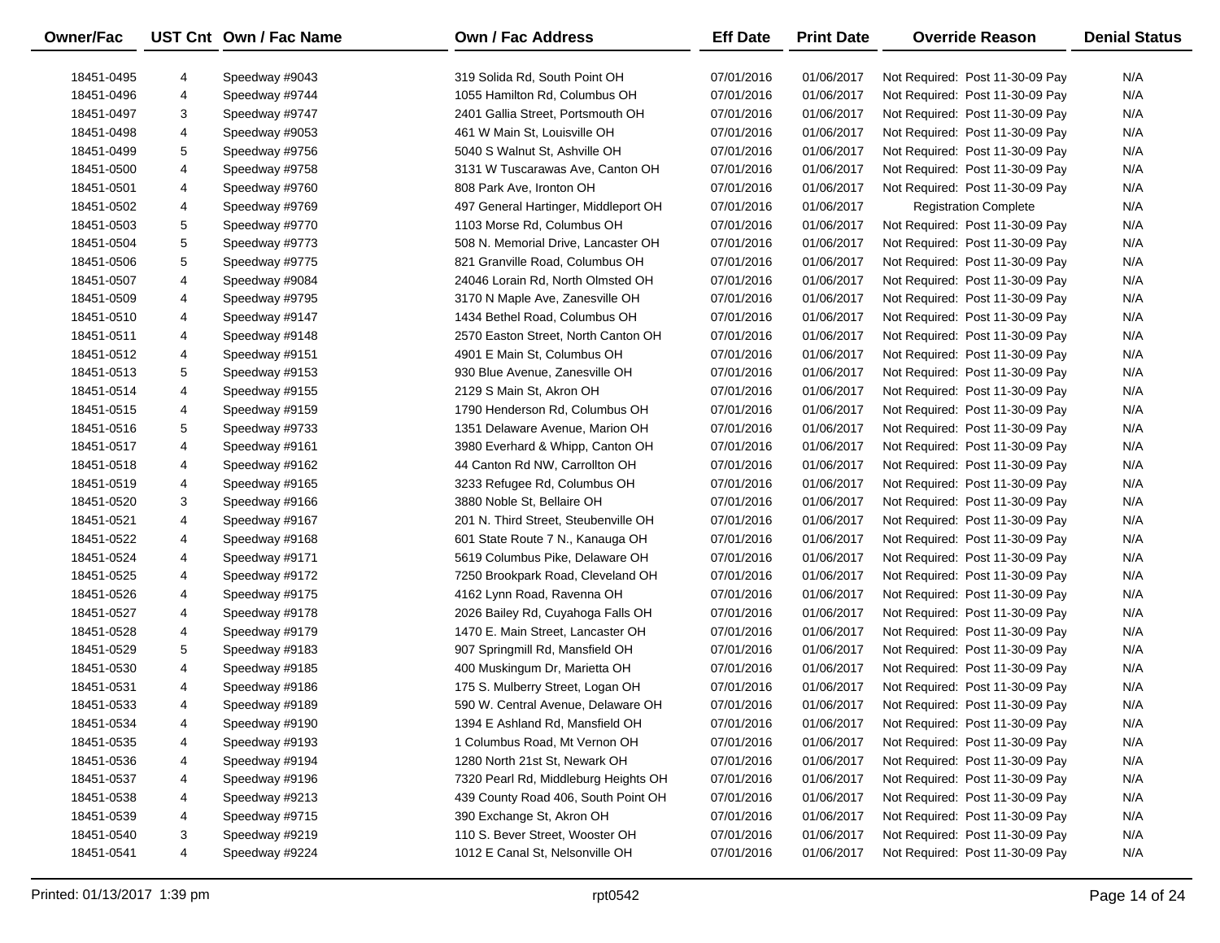| Owner/Fac | UST Cnt | Own / Fac Name | Own / Fac Address | Eff Date | Print Date | Override Reason | Denial Status |
|---|---|---|---|---|---|---|---|
| 18451-0495 | 4 | Speedway #9043 | 319 Solida Rd, South Point OH | 07/01/2016 | 01/06/2017 | Not Required: Post 11-30-09 Pay | N/A |
| 18451-0496 | 4 | Speedway #9744 | 1055 Hamilton Rd, Columbus OH | 07/01/2016 | 01/06/2017 | Not Required: Post 11-30-09 Pay | N/A |
| 18451-0497 | 3 | Speedway #9747 | 2401 Gallia Street, Portsmouth OH | 07/01/2016 | 01/06/2017 | Not Required: Post 11-30-09 Pay | N/A |
| 18451-0498 | 4 | Speedway #9053 | 461 W Main St, Louisville OH | 07/01/2016 | 01/06/2017 | Not Required: Post 11-30-09 Pay | N/A |
| 18451-0499 | 5 | Speedway #9756 | 5040 S Walnut St, Ashville OH | 07/01/2016 | 01/06/2017 | Not Required: Post 11-30-09 Pay | N/A |
| 18451-0500 | 4 | Speedway #9758 | 3131 W Tuscarawas Ave, Canton OH | 07/01/2016 | 01/06/2017 | Not Required: Post 11-30-09 Pay | N/A |
| 18451-0501 | 4 | Speedway #9760 | 808 Park Ave, Ironton OH | 07/01/2016 | 01/06/2017 | Not Required: Post 11-30-09 Pay | N/A |
| 18451-0502 | 4 | Speedway #9769 | 497 General Hartinger, Middleport OH | 07/01/2016 | 01/06/2017 | Registration Complete | N/A |
| 18451-0503 | 5 | Speedway #9770 | 1103 Morse Rd, Columbus OH | 07/01/2016 | 01/06/2017 | Not Required: Post 11-30-09 Pay | N/A |
| 18451-0504 | 5 | Speedway #9773 | 508 N. Memorial Drive, Lancaster OH | 07/01/2016 | 01/06/2017 | Not Required: Post 11-30-09 Pay | N/A |
| 18451-0506 | 5 | Speedway #9775 | 821 Granville Road, Columbus OH | 07/01/2016 | 01/06/2017 | Not Required: Post 11-30-09 Pay | N/A |
| 18451-0507 | 4 | Speedway #9084 | 24046 Lorain Rd, North Olmsted OH | 07/01/2016 | 01/06/2017 | Not Required: Post 11-30-09 Pay | N/A |
| 18451-0509 | 4 | Speedway #9795 | 3170 N Maple Ave, Zanesville OH | 07/01/2016 | 01/06/2017 | Not Required: Post 11-30-09 Pay | N/A |
| 18451-0510 | 4 | Speedway #9147 | 1434 Bethel Road, Columbus OH | 07/01/2016 | 01/06/2017 | Not Required: Post 11-30-09 Pay | N/A |
| 18451-0511 | 4 | Speedway #9148 | 2570 Easton Street, North Canton OH | 07/01/2016 | 01/06/2017 | Not Required: Post 11-30-09 Pay | N/A |
| 18451-0512 | 4 | Speedway #9151 | 4901 E Main St, Columbus OH | 07/01/2016 | 01/06/2017 | Not Required: Post 11-30-09 Pay | N/A |
| 18451-0513 | 5 | Speedway #9153 | 930 Blue Avenue, Zanesville OH | 07/01/2016 | 01/06/2017 | Not Required: Post 11-30-09 Pay | N/A |
| 18451-0514 | 4 | Speedway #9155 | 2129 S Main St, Akron OH | 07/01/2016 | 01/06/2017 | Not Required: Post 11-30-09 Pay | N/A |
| 18451-0515 | 4 | Speedway #9159 | 1790 Henderson Rd, Columbus OH | 07/01/2016 | 01/06/2017 | Not Required: Post 11-30-09 Pay | N/A |
| 18451-0516 | 5 | Speedway #9733 | 1351 Delaware Avenue, Marion OH | 07/01/2016 | 01/06/2017 | Not Required: Post 11-30-09 Pay | N/A |
| 18451-0517 | 4 | Speedway #9161 | 3980 Everhard & Whipp, Canton OH | 07/01/2016 | 01/06/2017 | Not Required: Post 11-30-09 Pay | N/A |
| 18451-0518 | 4 | Speedway #9162 | 44 Canton Rd NW, Carrollton OH | 07/01/2016 | 01/06/2017 | Not Required: Post 11-30-09 Pay | N/A |
| 18451-0519 | 4 | Speedway #9165 | 3233 Refugee Rd, Columbus OH | 07/01/2016 | 01/06/2017 | Not Required: Post 11-30-09 Pay | N/A |
| 18451-0520 | 3 | Speedway #9166 | 3880 Noble St, Bellaire OH | 07/01/2016 | 01/06/2017 | Not Required: Post 11-30-09 Pay | N/A |
| 18451-0521 | 4 | Speedway #9167 | 201 N. Third Street, Steubenville OH | 07/01/2016 | 01/06/2017 | Not Required: Post 11-30-09 Pay | N/A |
| 18451-0522 | 4 | Speedway #9168 | 601 State Route 7 N., Kanauga OH | 07/01/2016 | 01/06/2017 | Not Required: Post 11-30-09 Pay | N/A |
| 18451-0524 | 4 | Speedway #9171 | 5619 Columbus Pike, Delaware OH | 07/01/2016 | 01/06/2017 | Not Required: Post 11-30-09 Pay | N/A |
| 18451-0525 | 4 | Speedway #9172 | 7250 Brookpark Road, Cleveland OH | 07/01/2016 | 01/06/2017 | Not Required: Post 11-30-09 Pay | N/A |
| 18451-0526 | 4 | Speedway #9175 | 4162 Lynn Road, Ravenna OH | 07/01/2016 | 01/06/2017 | Not Required: Post 11-30-09 Pay | N/A |
| 18451-0527 | 4 | Speedway #9178 | 2026 Bailey Rd, Cuyahoga Falls OH | 07/01/2016 | 01/06/2017 | Not Required: Post 11-30-09 Pay | N/A |
| 18451-0528 | 4 | Speedway #9179 | 1470 E. Main Street, Lancaster OH | 07/01/2016 | 01/06/2017 | Not Required: Post 11-30-09 Pay | N/A |
| 18451-0529 | 5 | Speedway #9183 | 907 Springmill Rd, Mansfield OH | 07/01/2016 | 01/06/2017 | Not Required: Post 11-30-09 Pay | N/A |
| 18451-0530 | 4 | Speedway #9185 | 400 Muskingum Dr, Marietta OH | 07/01/2016 | 01/06/2017 | Not Required: Post 11-30-09 Pay | N/A |
| 18451-0531 | 4 | Speedway #9186 | 175 S. Mulberry Street, Logan OH | 07/01/2016 | 01/06/2017 | Not Required: Post 11-30-09 Pay | N/A |
| 18451-0533 | 4 | Speedway #9189 | 590 W. Central Avenue, Delaware OH | 07/01/2016 | 01/06/2017 | Not Required: Post 11-30-09 Pay | N/A |
| 18451-0534 | 4 | Speedway #9190 | 1394 E Ashland Rd, Mansfield OH | 07/01/2016 | 01/06/2017 | Not Required: Post 11-30-09 Pay | N/A |
| 18451-0535 | 4 | Speedway #9193 | 1 Columbus Road, Mt Vernon OH | 07/01/2016 | 01/06/2017 | Not Required: Post 11-30-09 Pay | N/A |
| 18451-0536 | 4 | Speedway #9194 | 1280 North 21st St, Newark OH | 07/01/2016 | 01/06/2017 | Not Required: Post 11-30-09 Pay | N/A |
| 18451-0537 | 4 | Speedway #9196 | 7320 Pearl Rd, Middleburg Heights OH | 07/01/2016 | 01/06/2017 | Not Required: Post 11-30-09 Pay | N/A |
| 18451-0538 | 4 | Speedway #9213 | 439 County Road 406, South Point OH | 07/01/2016 | 01/06/2017 | Not Required: Post 11-30-09 Pay | N/A |
| 18451-0539 | 4 | Speedway #9715 | 390 Exchange St, Akron OH | 07/01/2016 | 01/06/2017 | Not Required: Post 11-30-09 Pay | N/A |
| 18451-0540 | 3 | Speedway #9219 | 110 S. Bever Street, Wooster OH | 07/01/2016 | 01/06/2017 | Not Required: Post 11-30-09 Pay | N/A |
| 18451-0541 | 4 | Speedway #9224 | 1012 E Canal St, Nelsonville OH | 07/01/2016 | 01/06/2017 | Not Required: Post 11-30-09 Pay | N/A |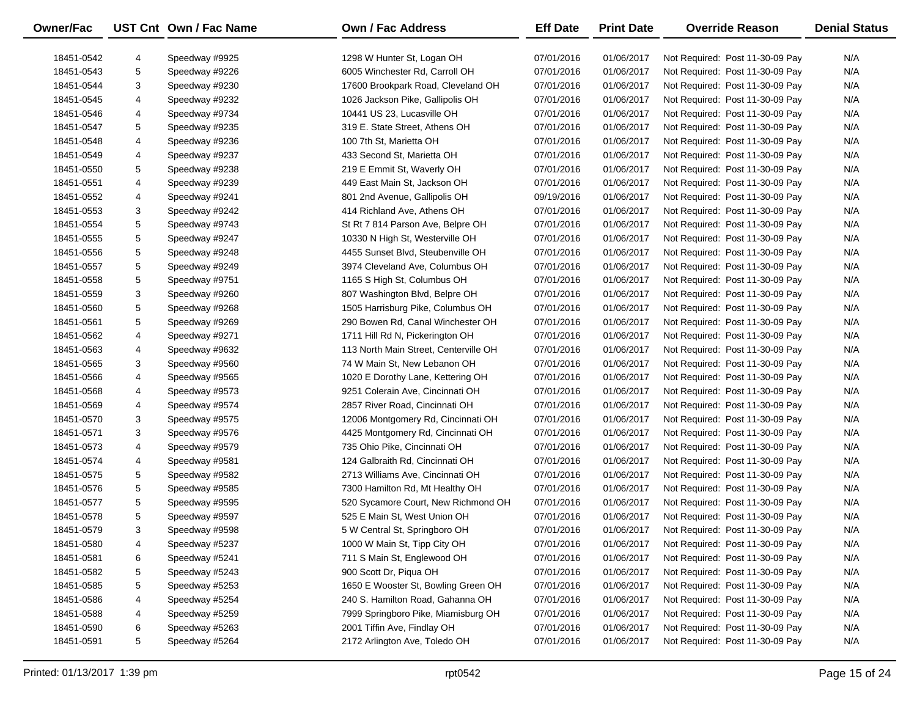| Owner/Fac | UST Cnt | Own / Fac Name | Own / Fac Address | Eff Date | Print Date | Override Reason | Denial Status |
|---|---|---|---|---|---|---|---|
| 18451-0542 | 4 | Speedway #9925 | 1298 W Hunter St, Logan OH | 07/01/2016 | 01/06/2017 | Not Required: Post 11-30-09 Pay | N/A |
| 18451-0543 | 5 | Speedway #9226 | 6005 Winchester Rd, Carroll OH | 07/01/2016 | 01/06/2017 | Not Required: Post 11-30-09 Pay | N/A |
| 18451-0544 | 3 | Speedway #9230 | 17600 Brookpark Road, Cleveland OH | 07/01/2016 | 01/06/2017 | Not Required: Post 11-30-09 Pay | N/A |
| 18451-0545 | 4 | Speedway #9232 | 1026 Jackson Pike, Gallipolis OH | 07/01/2016 | 01/06/2017 | Not Required: Post 11-30-09 Pay | N/A |
| 18451-0546 | 4 | Speedway #9734 | 10441 US 23, Lucasville OH | 07/01/2016 | 01/06/2017 | Not Required: Post 11-30-09 Pay | N/A |
| 18451-0547 | 5 | Speedway #9235 | 319 E. State Street, Athens OH | 07/01/2016 | 01/06/2017 | Not Required: Post 11-30-09 Pay | N/A |
| 18451-0548 | 4 | Speedway #9236 | 100 7th St, Marietta OH | 07/01/2016 | 01/06/2017 | Not Required: Post 11-30-09 Pay | N/A |
| 18451-0549 | 4 | Speedway #9237 | 433 Second St, Marietta OH | 07/01/2016 | 01/06/2017 | Not Required: Post 11-30-09 Pay | N/A |
| 18451-0550 | 5 | Speedway #9238 | 219 E Emmit St, Waverly OH | 07/01/2016 | 01/06/2017 | Not Required: Post 11-30-09 Pay | N/A |
| 18451-0551 | 4 | Speedway #9239 | 449 East Main St, Jackson OH | 07/01/2016 | 01/06/2017 | Not Required: Post 11-30-09 Pay | N/A |
| 18451-0552 | 4 | Speedway #9241 | 801 2nd Avenue, Gallipolis OH | 09/19/2016 | 01/06/2017 | Not Required: Post 11-30-09 Pay | N/A |
| 18451-0553 | 3 | Speedway #9242 | 414 Richland Ave, Athens OH | 07/01/2016 | 01/06/2017 | Not Required: Post 11-30-09 Pay | N/A |
| 18451-0554 | 5 | Speedway #9743 | St Rt 7 814 Parson Ave, Belpre OH | 07/01/2016 | 01/06/2017 | Not Required: Post 11-30-09 Pay | N/A |
| 18451-0555 | 5 | Speedway #9247 | 10330 N High St, Westerville OH | 07/01/2016 | 01/06/2017 | Not Required: Post 11-30-09 Pay | N/A |
| 18451-0556 | 5 | Speedway #9248 | 4455 Sunset Blvd, Steubenville OH | 07/01/2016 | 01/06/2017 | Not Required: Post 11-30-09 Pay | N/A |
| 18451-0557 | 5 | Speedway #9249 | 3974 Cleveland Ave, Columbus OH | 07/01/2016 | 01/06/2017 | Not Required: Post 11-30-09 Pay | N/A |
| 18451-0558 | 5 | Speedway #9751 | 1165 S High St, Columbus OH | 07/01/2016 | 01/06/2017 | Not Required: Post 11-30-09 Pay | N/A |
| 18451-0559 | 3 | Speedway #9260 | 807 Washington Blvd, Belpre OH | 07/01/2016 | 01/06/2017 | Not Required: Post 11-30-09 Pay | N/A |
| 18451-0560 | 5 | Speedway #9268 | 1505 Harrisburg Pike, Columbus OH | 07/01/2016 | 01/06/2017 | Not Required: Post 11-30-09 Pay | N/A |
| 18451-0561 | 5 | Speedway #9269 | 290 Bowen Rd, Canal Winchester OH | 07/01/2016 | 01/06/2017 | Not Required: Post 11-30-09 Pay | N/A |
| 18451-0562 | 4 | Speedway #9271 | 1711 Hill Rd N, Pickerington OH | 07/01/2016 | 01/06/2017 | Not Required: Post 11-30-09 Pay | N/A |
| 18451-0563 | 4 | Speedway #9632 | 113 North Main Street, Centerville OH | 07/01/2016 | 01/06/2017 | Not Required: Post 11-30-09 Pay | N/A |
| 18451-0565 | 3 | Speedway #9560 | 74 W Main St, New Lebanon OH | 07/01/2016 | 01/06/2017 | Not Required: Post 11-30-09 Pay | N/A |
| 18451-0566 | 4 | Speedway #9565 | 1020 E Dorothy Lane, Kettering OH | 07/01/2016 | 01/06/2017 | Not Required: Post 11-30-09 Pay | N/A |
| 18451-0568 | 4 | Speedway #9573 | 9251 Colerain Ave, Cincinnati OH | 07/01/2016 | 01/06/2017 | Not Required: Post 11-30-09 Pay | N/A |
| 18451-0569 | 4 | Speedway #9574 | 2857 River Road, Cincinnati OH | 07/01/2016 | 01/06/2017 | Not Required: Post 11-30-09 Pay | N/A |
| 18451-0570 | 3 | Speedway #9575 | 12006 Montgomery Rd, Cincinnati OH | 07/01/2016 | 01/06/2017 | Not Required: Post 11-30-09 Pay | N/A |
| 18451-0571 | 3 | Speedway #9576 | 4425 Montgomery Rd, Cincinnati OH | 07/01/2016 | 01/06/2017 | Not Required: Post 11-30-09 Pay | N/A |
| 18451-0573 | 4 | Speedway #9579 | 735 Ohio Pike, Cincinnati OH | 07/01/2016 | 01/06/2017 | Not Required: Post 11-30-09 Pay | N/A |
| 18451-0574 | 4 | Speedway #9581 | 124 Galbraith Rd, Cincinnati OH | 07/01/2016 | 01/06/2017 | Not Required: Post 11-30-09 Pay | N/A |
| 18451-0575 | 5 | Speedway #9582 | 2713 Williams Ave, Cincinnati OH | 07/01/2016 | 01/06/2017 | Not Required: Post 11-30-09 Pay | N/A |
| 18451-0576 | 5 | Speedway #9585 | 7300 Hamilton Rd, Mt Healthy OH | 07/01/2016 | 01/06/2017 | Not Required: Post 11-30-09 Pay | N/A |
| 18451-0577 | 5 | Speedway #9595 | 520 Sycamore Court, New Richmond OH | 07/01/2016 | 01/06/2017 | Not Required: Post 11-30-09 Pay | N/A |
| 18451-0578 | 5 | Speedway #9597 | 525 E Main St, West Union OH | 07/01/2016 | 01/06/2017 | Not Required: Post 11-30-09 Pay | N/A |
| 18451-0579 | 3 | Speedway #9598 | 5 W Central St, Springboro OH | 07/01/2016 | 01/06/2017 | Not Required: Post 11-30-09 Pay | N/A |
| 18451-0580 | 4 | Speedway #5237 | 1000 W Main St, Tipp City OH | 07/01/2016 | 01/06/2017 | Not Required: Post 11-30-09 Pay | N/A |
| 18451-0581 | 6 | Speedway #5241 | 711 S Main St, Englewood OH | 07/01/2016 | 01/06/2017 | Not Required: Post 11-30-09 Pay | N/A |
| 18451-0582 | 5 | Speedway #5243 | 900 Scott Dr, Piqua OH | 07/01/2016 | 01/06/2017 | Not Required: Post 11-30-09 Pay | N/A |
| 18451-0585 | 5 | Speedway #5253 | 1650 E Wooster St, Bowling Green OH | 07/01/2016 | 01/06/2017 | Not Required: Post 11-30-09 Pay | N/A |
| 18451-0586 | 4 | Speedway #5254 | 240 S. Hamilton Road, Gahanna OH | 07/01/2016 | 01/06/2017 | Not Required: Post 11-30-09 Pay | N/A |
| 18451-0588 | 4 | Speedway #5259 | 7999 Springboro Pike, Miamisburg OH | 07/01/2016 | 01/06/2017 | Not Required: Post 11-30-09 Pay | N/A |
| 18451-0590 | 6 | Speedway #5263 | 2001 Tiffin Ave, Findlay OH | 07/01/2016 | 01/06/2017 | Not Required: Post 11-30-09 Pay | N/A |
| 18451-0591 | 5 | Speedway #5264 | 2172 Arlington Ave, Toledo OH | 07/01/2016 | 01/06/2017 | Not Required: Post 11-30-09 Pay | N/A |

Printed: 01/13/2017 1:39 pm rpt0542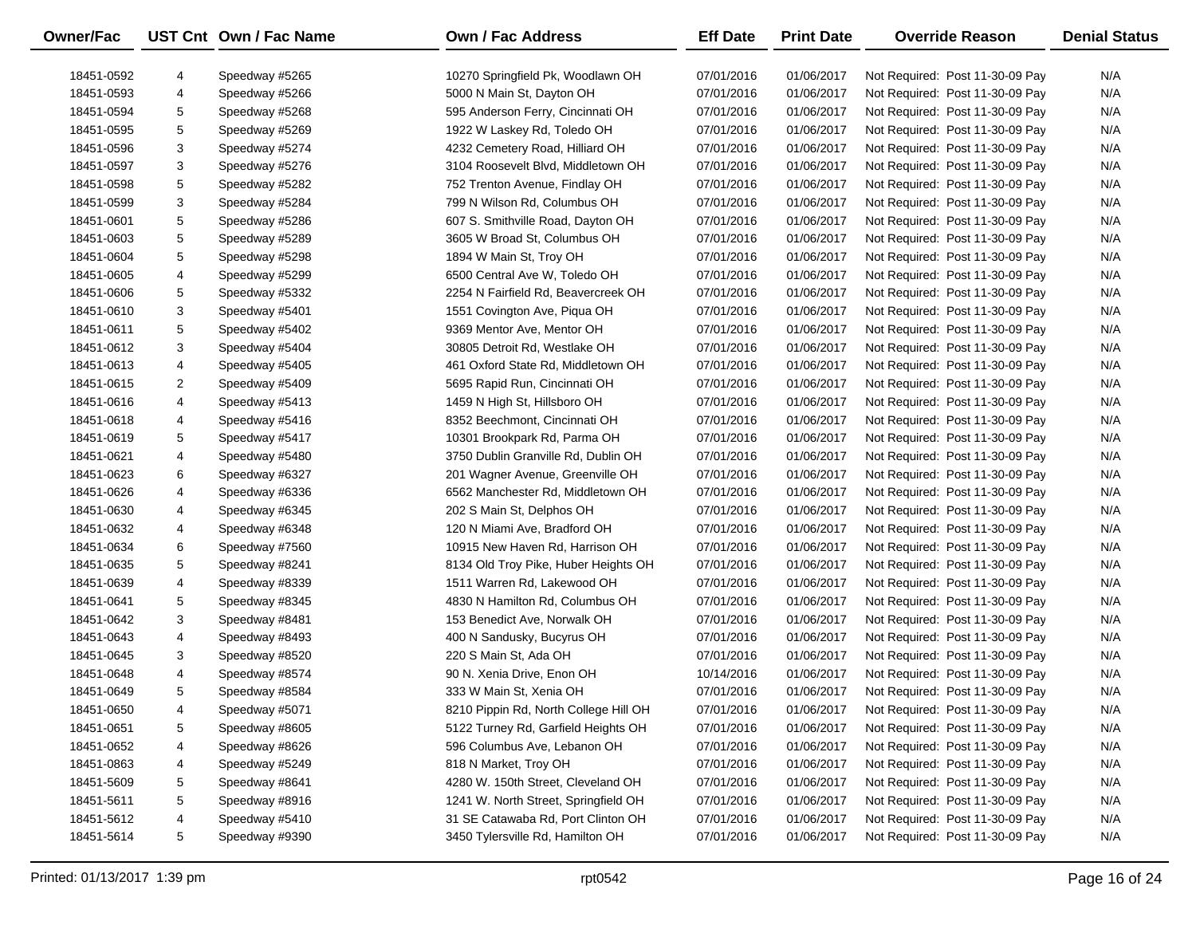| Owner/Fac | UST Cnt | Own / Fac Name | Own / Fac Address | Eff Date | Print Date | Override Reason | Denial Status |
|---|---|---|---|---|---|---|---|
| 18451-0592 | 4 | Speedway #5265 | 10270 Springfield Pk, Woodlawn OH | 07/01/2016 | 01/06/2017 | Not Required: Post 11-30-09 Pay | N/A |
| 18451-0593 | 4 | Speedway #5266 | 5000 N Main St, Dayton OH | 07/01/2016 | 01/06/2017 | Not Required: Post 11-30-09 Pay | N/A |
| 18451-0594 | 5 | Speedway #5268 | 595 Anderson Ferry, Cincinnati OH | 07/01/2016 | 01/06/2017 | Not Required: Post 11-30-09 Pay | N/A |
| 18451-0595 | 5 | Speedway #5269 | 1922 W Laskey Rd, Toledo OH | 07/01/2016 | 01/06/2017 | Not Required: Post 11-30-09 Pay | N/A |
| 18451-0596 | 3 | Speedway #5274 | 4232 Cemetery Road, Hilliard OH | 07/01/2016 | 01/06/2017 | Not Required: Post 11-30-09 Pay | N/A |
| 18451-0597 | 3 | Speedway #5276 | 3104 Roosevelt Blvd, Middletown OH | 07/01/2016 | 01/06/2017 | Not Required: Post 11-30-09 Pay | N/A |
| 18451-0598 | 5 | Speedway #5282 | 752 Trenton Avenue, Findlay OH | 07/01/2016 | 01/06/2017 | Not Required: Post 11-30-09 Pay | N/A |
| 18451-0599 | 3 | Speedway #5284 | 799 N Wilson Rd, Columbus OH | 07/01/2016 | 01/06/2017 | Not Required: Post 11-30-09 Pay | N/A |
| 18451-0601 | 5 | Speedway #5286 | 607 S. Smithville Road, Dayton OH | 07/01/2016 | 01/06/2017 | Not Required: Post 11-30-09 Pay | N/A |
| 18451-0603 | 5 | Speedway #5289 | 3605 W Broad St, Columbus OH | 07/01/2016 | 01/06/2017 | Not Required: Post 11-30-09 Pay | N/A |
| 18451-0604 | 5 | Speedway #5298 | 1894 W Main St, Troy OH | 07/01/2016 | 01/06/2017 | Not Required: Post 11-30-09 Pay | N/A |
| 18451-0605 | 4 | Speedway #5299 | 6500 Central Ave W, Toledo OH | 07/01/2016 | 01/06/2017 | Not Required: Post 11-30-09 Pay | N/A |
| 18451-0606 | 5 | Speedway #5332 | 2254 N Fairfield Rd, Beavercreek OH | 07/01/2016 | 01/06/2017 | Not Required: Post 11-30-09 Pay | N/A |
| 18451-0610 | 3 | Speedway #5401 | 1551 Covington Ave, Piqua OH | 07/01/2016 | 01/06/2017 | Not Required: Post 11-30-09 Pay | N/A |
| 18451-0611 | 5 | Speedway #5402 | 9369 Mentor Ave, Mentor OH | 07/01/2016 | 01/06/2017 | Not Required: Post 11-30-09 Pay | N/A |
| 18451-0612 | 3 | Speedway #5404 | 30805 Detroit Rd, Westlake OH | 07/01/2016 | 01/06/2017 | Not Required: Post 11-30-09 Pay | N/A |
| 18451-0613 | 4 | Speedway #5405 | 461 Oxford State Rd, Middletown OH | 07/01/2016 | 01/06/2017 | Not Required: Post 11-30-09 Pay | N/A |
| 18451-0615 | 2 | Speedway #5409 | 5695 Rapid Run, Cincinnati OH | 07/01/2016 | 01/06/2017 | Not Required: Post 11-30-09 Pay | N/A |
| 18451-0616 | 4 | Speedway #5413 | 1459 N High St, Hillsboro OH | 07/01/2016 | 01/06/2017 | Not Required: Post 11-30-09 Pay | N/A |
| 18451-0618 | 4 | Speedway #5416 | 8352 Beechmont, Cincinnati OH | 07/01/2016 | 01/06/2017 | Not Required: Post 11-30-09 Pay | N/A |
| 18451-0619 | 5 | Speedway #5417 | 10301 Brookpark Rd, Parma OH | 07/01/2016 | 01/06/2017 | Not Required: Post 11-30-09 Pay | N/A |
| 18451-0621 | 4 | Speedway #5480 | 3750 Dublin Granville Rd, Dublin OH | 07/01/2016 | 01/06/2017 | Not Required: Post 11-30-09 Pay | N/A |
| 18451-0623 | 6 | Speedway #6327 | 201 Wagner Avenue, Greenville OH | 07/01/2016 | 01/06/2017 | Not Required: Post 11-30-09 Pay | N/A |
| 18451-0626 | 4 | Speedway #6336 | 6562 Manchester Rd, Middletown OH | 07/01/2016 | 01/06/2017 | Not Required: Post 11-30-09 Pay | N/A |
| 18451-0630 | 4 | Speedway #6345 | 202 S Main St, Delphos OH | 07/01/2016 | 01/06/2017 | Not Required: Post 11-30-09 Pay | N/A |
| 18451-0632 | 4 | Speedway #6348 | 120 N Miami Ave, Bradford OH | 07/01/2016 | 01/06/2017 | Not Required: Post 11-30-09 Pay | N/A |
| 18451-0634 | 6 | Speedway #7560 | 10915 New Haven Rd, Harrison OH | 07/01/2016 | 01/06/2017 | Not Required: Post 11-30-09 Pay | N/A |
| 18451-0635 | 5 | Speedway #8241 | 8134 Old Troy Pike, Huber Heights OH | 07/01/2016 | 01/06/2017 | Not Required: Post 11-30-09 Pay | N/A |
| 18451-0639 | 4 | Speedway #8339 | 1511 Warren Rd, Lakewood OH | 07/01/2016 | 01/06/2017 | Not Required: Post 11-30-09 Pay | N/A |
| 18451-0641 | 5 | Speedway #8345 | 4830 N Hamilton Rd, Columbus OH | 07/01/2016 | 01/06/2017 | Not Required: Post 11-30-09 Pay | N/A |
| 18451-0642 | 3 | Speedway #8481 | 153 Benedict Ave, Norwalk OH | 07/01/2016 | 01/06/2017 | Not Required: Post 11-30-09 Pay | N/A |
| 18451-0643 | 4 | Speedway #8493 | 400 N Sandusky, Bucyrus OH | 07/01/2016 | 01/06/2017 | Not Required: Post 11-30-09 Pay | N/A |
| 18451-0645 | 3 | Speedway #8520 | 220 S Main St, Ada OH | 07/01/2016 | 01/06/2017 | Not Required: Post 11-30-09 Pay | N/A |
| 18451-0648 | 4 | Speedway #8574 | 90 N. Xenia Drive, Enon OH | 10/14/2016 | 01/06/2017 | Not Required: Post 11-30-09 Pay | N/A |
| 18451-0649 | 5 | Speedway #8584 | 333 W Main St, Xenia OH | 07/01/2016 | 01/06/2017 | Not Required: Post 11-30-09 Pay | N/A |
| 18451-0650 | 4 | Speedway #5071 | 8210 Pippin Rd, North College Hill OH | 07/01/2016 | 01/06/2017 | Not Required: Post 11-30-09 Pay | N/A |
| 18451-0651 | 5 | Speedway #8605 | 5122 Turney Rd, Garfield Heights OH | 07/01/2016 | 01/06/2017 | Not Required: Post 11-30-09 Pay | N/A |
| 18451-0652 | 4 | Speedway #8626 | 596 Columbus Ave, Lebanon OH | 07/01/2016 | 01/06/2017 | Not Required: Post 11-30-09 Pay | N/A |
| 18451-0863 | 4 | Speedway #5249 | 818 N Market, Troy OH | 07/01/2016 | 01/06/2017 | Not Required: Post 11-30-09 Pay | N/A |
| 18451-5609 | 5 | Speedway #8641 | 4280 W. 150th Street, Cleveland OH | 07/01/2016 | 01/06/2017 | Not Required: Post 11-30-09 Pay | N/A |
| 18451-5611 | 5 | Speedway #8916 | 1241 W. North Street, Springfield OH | 07/01/2016 | 01/06/2017 | Not Required: Post 11-30-09 Pay | N/A |
| 18451-5612 | 4 | Speedway #5410 | 31 SE Catawaba Rd, Port Clinton OH | 07/01/2016 | 01/06/2017 | Not Required: Post 11-30-09 Pay | N/A |
| 18451-5614 | 5 | Speedway #9390 | 3450 Tylersville Rd, Hamilton OH | 07/01/2016 | 01/06/2017 | Not Required: Post 11-30-09 Pay | N/A |

Printed: 01/13/2017 1:39 pm rpt0542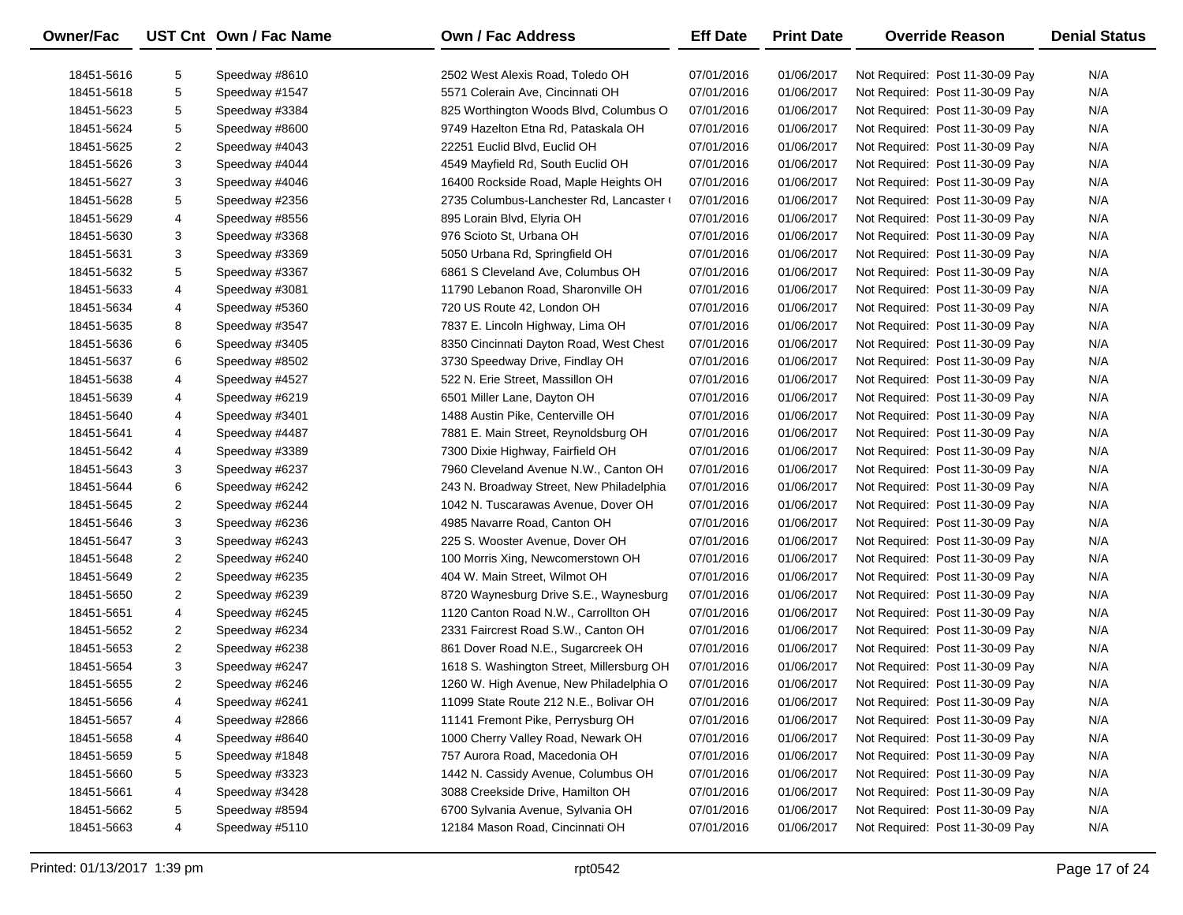| Owner/Fac | UST Cnt | Own / Fac Name | Own / Fac Address | Eff Date | Print Date | Override Reason | Denial Status |
|---|---|---|---|---|---|---|---|
| 18451-5616 | 5 | Speedway #8610 | 2502 West Alexis Road, Toledo OH | 07/01/2016 | 01/06/2017 | Not Required: Post 11-30-09 Pay | N/A |
| 18451-5618 | 5 | Speedway #1547 | 5571 Colerain Ave, Cincinnati OH | 07/01/2016 | 01/06/2017 | Not Required: Post 11-30-09 Pay | N/A |
| 18451-5623 | 5 | Speedway #3384 | 825 Worthington Woods Blvd, Columbus O | 07/01/2016 | 01/06/2017 | Not Required: Post 11-30-09 Pay | N/A |
| 18451-5624 | 5 | Speedway #8600 | 9749 Hazelton Etna Rd, Pataskala OH | 07/01/2016 | 01/06/2017 | Not Required: Post 11-30-09 Pay | N/A |
| 18451-5625 | 2 | Speedway #4043 | 22251 Euclid Blvd, Euclid OH | 07/01/2016 | 01/06/2017 | Not Required: Post 11-30-09 Pay | N/A |
| 18451-5626 | 3 | Speedway #4044 | 4549 Mayfield Rd, South Euclid OH | 07/01/2016 | 01/06/2017 | Not Required: Post 11-30-09 Pay | N/A |
| 18451-5627 | 3 | Speedway #4046 | 16400 Rockside Road, Maple Heights OH | 07/01/2016 | 01/06/2017 | Not Required: Post 11-30-09 Pay | N/A |
| 18451-5628 | 5 | Speedway #2356 | 2735 Columbus-Lanchester Rd, Lancaster ( | 07/01/2016 | 01/06/2017 | Not Required: Post 11-30-09 Pay | N/A |
| 18451-5629 | 4 | Speedway #8556 | 895 Lorain Blvd, Elyria OH | 07/01/2016 | 01/06/2017 | Not Required: Post 11-30-09 Pay | N/A |
| 18451-5630 | 3 | Speedway #3368 | 976 Scioto St, Urbana OH | 07/01/2016 | 01/06/2017 | Not Required: Post 11-30-09 Pay | N/A |
| 18451-5631 | 3 | Speedway #3369 | 5050 Urbana Rd, Springfield OH | 07/01/2016 | 01/06/2017 | Not Required: Post 11-30-09 Pay | N/A |
| 18451-5632 | 5 | Speedway #3367 | 6861 S Cleveland Ave, Columbus OH | 07/01/2016 | 01/06/2017 | Not Required: Post 11-30-09 Pay | N/A |
| 18451-5633 | 4 | Speedway #3081 | 11790 Lebanon Road, Sharonville OH | 07/01/2016 | 01/06/2017 | Not Required: Post 11-30-09 Pay | N/A |
| 18451-5634 | 4 | Speedway #5360 | 720 US Route 42, London OH | 07/01/2016 | 01/06/2017 | Not Required: Post 11-30-09 Pay | N/A |
| 18451-5635 | 8 | Speedway #3547 | 7837 E. Lincoln Highway, Lima OH | 07/01/2016 | 01/06/2017 | Not Required: Post 11-30-09 Pay | N/A |
| 18451-5636 | 6 | Speedway #3405 | 8350 Cincinnati Dayton Road, West Chest | 07/01/2016 | 01/06/2017 | Not Required: Post 11-30-09 Pay | N/A |
| 18451-5637 | 6 | Speedway #8502 | 3730 Speedway Drive, Findlay OH | 07/01/2016 | 01/06/2017 | Not Required: Post 11-30-09 Pay | N/A |
| 18451-5638 | 4 | Speedway #4527 | 522 N. Erie Street, Massillon OH | 07/01/2016 | 01/06/2017 | Not Required: Post 11-30-09 Pay | N/A |
| 18451-5639 | 4 | Speedway #6219 | 6501 Miller Lane, Dayton OH | 07/01/2016 | 01/06/2017 | Not Required: Post 11-30-09 Pay | N/A |
| 18451-5640 | 4 | Speedway #3401 | 1488 Austin Pike, Centerville OH | 07/01/2016 | 01/06/2017 | Not Required: Post 11-30-09 Pay | N/A |
| 18451-5641 | 4 | Speedway #4487 | 7881 E. Main Street, Reynoldsburg OH | 07/01/2016 | 01/06/2017 | Not Required: Post 11-30-09 Pay | N/A |
| 18451-5642 | 4 | Speedway #3389 | 7300 Dixie Highway, Fairfield OH | 07/01/2016 | 01/06/2017 | Not Required: Post 11-30-09 Pay | N/A |
| 18451-5643 | 3 | Speedway #6237 | 7960 Cleveland Avenue N.W., Canton OH | 07/01/2016 | 01/06/2017 | Not Required: Post 11-30-09 Pay | N/A |
| 18451-5644 | 6 | Speedway #6242 | 243 N. Broadway Street, New Philadelphia | 07/01/2016 | 01/06/2017 | Not Required: Post 11-30-09 Pay | N/A |
| 18451-5645 | 2 | Speedway #6244 | 1042 N. Tuscarawas Avenue, Dover OH | 07/01/2016 | 01/06/2017 | Not Required: Post 11-30-09 Pay | N/A |
| 18451-5646 | 3 | Speedway #6236 | 4985 Navarre Road, Canton OH | 07/01/2016 | 01/06/2017 | Not Required: Post 11-30-09 Pay | N/A |
| 18451-5647 | 3 | Speedway #6243 | 225 S. Wooster Avenue, Dover OH | 07/01/2016 | 01/06/2017 | Not Required: Post 11-30-09 Pay | N/A |
| 18451-5648 | 2 | Speedway #6240 | 100 Morris Xing, Newcomerstown OH | 07/01/2016 | 01/06/2017 | Not Required: Post 11-30-09 Pay | N/A |
| 18451-5649 | 2 | Speedway #6235 | 404 W. Main Street, Wilmot OH | 07/01/2016 | 01/06/2017 | Not Required: Post 11-30-09 Pay | N/A |
| 18451-5650 | 2 | Speedway #6239 | 8720 Waynesburg Drive S.E., Waynesburg | 07/01/2016 | 01/06/2017 | Not Required: Post 11-30-09 Pay | N/A |
| 18451-5651 | 4 | Speedway #6245 | 1120 Canton Road N.W., Carrollton OH | 07/01/2016 | 01/06/2017 | Not Required: Post 11-30-09 Pay | N/A |
| 18451-5652 | 2 | Speedway #6234 | 2331 Faircrest Road S.W., Canton OH | 07/01/2016 | 01/06/2017 | Not Required: Post 11-30-09 Pay | N/A |
| 18451-5653 | 2 | Speedway #6238 | 861 Dover Road N.E., Sugarcreek OH | 07/01/2016 | 01/06/2017 | Not Required: Post 11-30-09 Pay | N/A |
| 18451-5654 | 3 | Speedway #6247 | 1618 S. Washington Street, Millersburg OH | 07/01/2016 | 01/06/2017 | Not Required: Post 11-30-09 Pay | N/A |
| 18451-5655 | 2 | Speedway #6246 | 1260 W. High Avenue, New Philadelphia O | 07/01/2016 | 01/06/2017 | Not Required: Post 11-30-09 Pay | N/A |
| 18451-5656 | 4 | Speedway #6241 | 11099 State Route 212 N.E., Bolivar OH | 07/01/2016 | 01/06/2017 | Not Required: Post 11-30-09 Pay | N/A |
| 18451-5657 | 4 | Speedway #2866 | 11141 Fremont Pike, Perrysburg OH | 07/01/2016 | 01/06/2017 | Not Required: Post 11-30-09 Pay | N/A |
| 18451-5658 | 4 | Speedway #8640 | 1000 Cherry Valley Road, Newark OH | 07/01/2016 | 01/06/2017 | Not Required: Post 11-30-09 Pay | N/A |
| 18451-5659 | 5 | Speedway #1848 | 757 Aurora Road, Macedonia OH | 07/01/2016 | 01/06/2017 | Not Required: Post 11-30-09 Pay | N/A |
| 18451-5660 | 5 | Speedway #3323 | 1442 N. Cassidy Avenue, Columbus OH | 07/01/2016 | 01/06/2017 | Not Required: Post 11-30-09 Pay | N/A |
| 18451-5661 | 4 | Speedway #3428 | 3088 Creekside Drive, Hamilton OH | 07/01/2016 | 01/06/2017 | Not Required: Post 11-30-09 Pay | N/A |
| 18451-5662 | 5 | Speedway #8594 | 6700 Sylvania Avenue, Sylvania OH | 07/01/2016 | 01/06/2017 | Not Required: Post 11-30-09 Pay | N/A |
| 18451-5663 | 4 | Speedway #5110 | 12184 Mason Road, Cincinnati OH | 07/01/2016 | 01/06/2017 | Not Required: Post 11-30-09 Pay | N/A |

Printed: 01/13/2017 1:39 pm rpt0542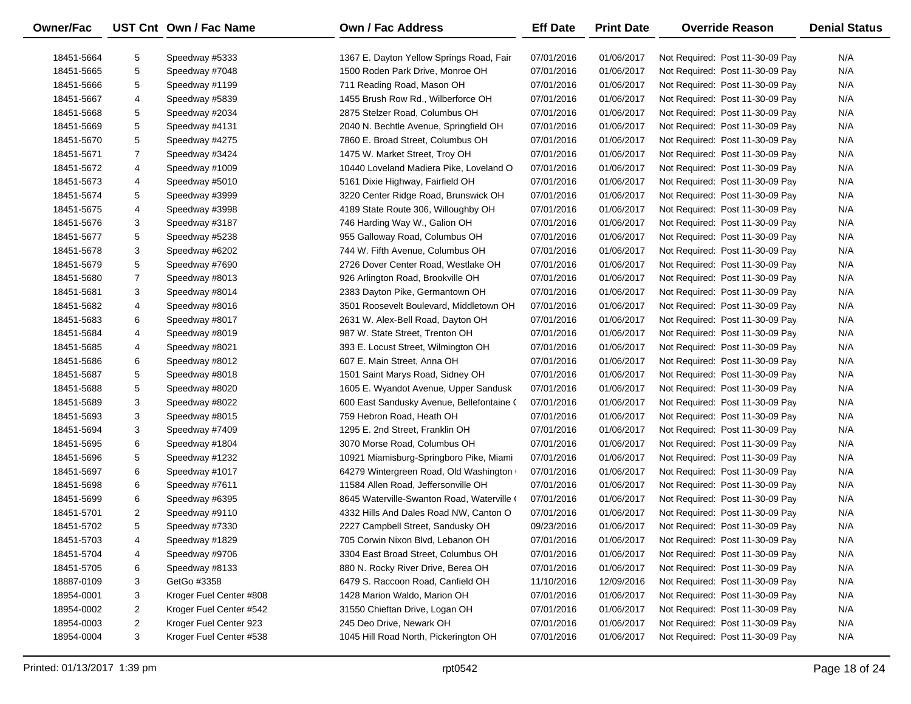| Owner/Fac | UST Cnt | Own / Fac Name | Own / Fac Address | Eff Date | Print Date | Override Reason | Denial Status |
|---|---|---|---|---|---|---|---|
| 18451-5664 | 5 | Speedway #5333 | 1367 E. Dayton Yellow Springs Road, Fair | 07/01/2016 | 01/06/2017 | Not Required: Post 11-30-09 Pay | N/A |
| 18451-5665 | 5 | Speedway #7048 | 1500 Roden Park Drive, Monroe OH | 07/01/2016 | 01/06/2017 | Not Required: Post 11-30-09 Pay | N/A |
| 18451-5666 | 5 | Speedway #1199 | 711 Reading Road, Mason OH | 07/01/2016 | 01/06/2017 | Not Required: Post 11-30-09 Pay | N/A |
| 18451-5667 | 4 | Speedway #5839 | 1455 Brush Row Rd., Wilberforce OH | 07/01/2016 | 01/06/2017 | Not Required: Post 11-30-09 Pay | N/A |
| 18451-5668 | 5 | Speedway #2034 | 2875 Stelzer Road, Columbus OH | 07/01/2016 | 01/06/2017 | Not Required: Post 11-30-09 Pay | N/A |
| 18451-5669 | 5 | Speedway #4131 | 2040 N. Bechtle Avenue, Springfield OH | 07/01/2016 | 01/06/2017 | Not Required: Post 11-30-09 Pay | N/A |
| 18451-5670 | 5 | Speedway #4275 | 7860 E. Broad Street, Columbus OH | 07/01/2016 | 01/06/2017 | Not Required: Post 11-30-09 Pay | N/A |
| 18451-5671 | 7 | Speedway #3424 | 1475 W. Market Street, Troy OH | 07/01/2016 | 01/06/2017 | Not Required: Post 11-30-09 Pay | N/A |
| 18451-5672 | 4 | Speedway #1009 | 10440 Loveland Madiera Pike, Loveland O | 07/01/2016 | 01/06/2017 | Not Required: Post 11-30-09 Pay | N/A |
| 18451-5673 | 4 | Speedway #5010 | 5161 Dixie Highway, Fairfield OH | 07/01/2016 | 01/06/2017 | Not Required: Post 11-30-09 Pay | N/A |
| 18451-5674 | 5 | Speedway #3999 | 3220 Center Ridge Road, Brunswick OH | 07/01/2016 | 01/06/2017 | Not Required: Post 11-30-09 Pay | N/A |
| 18451-5675 | 4 | Speedway #3998 | 4189 State Route 306, Willoughby OH | 07/01/2016 | 01/06/2017 | Not Required: Post 11-30-09 Pay | N/A |
| 18451-5676 | 3 | Speedway #3187 | 746 Harding Way W., Galion OH | 07/01/2016 | 01/06/2017 | Not Required: Post 11-30-09 Pay | N/A |
| 18451-5677 | 5 | Speedway #5238 | 955 Galloway Road, Columbus OH | 07/01/2016 | 01/06/2017 | Not Required: Post 11-30-09 Pay | N/A |
| 18451-5678 | 3 | Speedway #6202 | 744 W. Fifth Avenue, Columbus OH | 07/01/2016 | 01/06/2017 | Not Required: Post 11-30-09 Pay | N/A |
| 18451-5679 | 5 | Speedway #7690 | 2726 Dover Center Road, Westlake OH | 07/01/2016 | 01/06/2017 | Not Required: Post 11-30-09 Pay | N/A |
| 18451-5680 | 7 | Speedway #8013 | 926 Arlington Road, Brookville OH | 07/01/2016 | 01/06/2017 | Not Required: Post 11-30-09 Pay | N/A |
| 18451-5681 | 3 | Speedway #8014 | 2383 Dayton Pike, Germantown OH | 07/01/2016 | 01/06/2017 | Not Required: Post 11-30-09 Pay | N/A |
| 18451-5682 | 4 | Speedway #8016 | 3501 Roosevelt Boulevard, Middletown OH | 07/01/2016 | 01/06/2017 | Not Required: Post 11-30-09 Pay | N/A |
| 18451-5683 | 6 | Speedway #8017 | 2631 W. Alex-Bell Road, Dayton OH | 07/01/2016 | 01/06/2017 | Not Required: Post 11-30-09 Pay | N/A |
| 18451-5684 | 4 | Speedway #8019 | 987 W. State Street, Trenton OH | 07/01/2016 | 01/06/2017 | Not Required: Post 11-30-09 Pay | N/A |
| 18451-5685 | 4 | Speedway #8021 | 393 E. Locust Street, Wilmington OH | 07/01/2016 | 01/06/2017 | Not Required: Post 11-30-09 Pay | N/A |
| 18451-5686 | 6 | Speedway #8012 | 607 E. Main Street, Anna OH | 07/01/2016 | 01/06/2017 | Not Required: Post 11-30-09 Pay | N/A |
| 18451-5687 | 5 | Speedway #8018 | 1501 Saint Marys Road, Sidney OH | 07/01/2016 | 01/06/2017 | Not Required: Post 11-30-09 Pay | N/A |
| 18451-5688 | 5 | Speedway #8020 | 1605 E. Wyandot Avenue, Upper Sandusk | 07/01/2016 | 01/06/2017 | Not Required: Post 11-30-09 Pay | N/A |
| 18451-5689 | 3 | Speedway #8022 | 600 East Sandusky Avenue, Bellefontaine ( | 07/01/2016 | 01/06/2017 | Not Required: Post 11-30-09 Pay | N/A |
| 18451-5693 | 3 | Speedway #8015 | 759 Hebron Road, Heath OH | 07/01/2016 | 01/06/2017 | Not Required: Post 11-30-09 Pay | N/A |
| 18451-5694 | 3 | Speedway #7409 | 1295 E. 2nd Street, Franklin OH | 07/01/2016 | 01/06/2017 | Not Required: Post 11-30-09 Pay | N/A |
| 18451-5695 | 6 | Speedway #1804 | 3070 Morse Road, Columbus OH | 07/01/2016 | 01/06/2017 | Not Required: Post 11-30-09 Pay | N/A |
| 18451-5696 | 5 | Speedway #1232 | 10921 Miamisburg-Springboro Pike, Miami | 07/01/2016 | 01/06/2017 | Not Required: Post 11-30-09 Pay | N/A |
| 18451-5697 | 6 | Speedway #1017 | 64279 Wintergreen Road, Old Washington ( | 07/01/2016 | 01/06/2017 | Not Required: Post 11-30-09 Pay | N/A |
| 18451-5698 | 6 | Speedway #7611 | 11584 Allen Road, Jeffersonville OH | 07/01/2016 | 01/06/2017 | Not Required: Post 11-30-09 Pay | N/A |
| 18451-5699 | 6 | Speedway #6395 | 8645 Waterville-Swanton Road, Waterville ( | 07/01/2016 | 01/06/2017 | Not Required: Post 11-30-09 Pay | N/A |
| 18451-5701 | 2 | Speedway #9110 | 4332 Hills And Dales Road NW, Canton O | 07/01/2016 | 01/06/2017 | Not Required: Post 11-30-09 Pay | N/A |
| 18451-5702 | 5 | Speedway #7330 | 2227 Campbell Street, Sandusky OH | 09/23/2016 | 01/06/2017 | Not Required: Post 11-30-09 Pay | N/A |
| 18451-5703 | 4 | Speedway #1829 | 705 Corwin Nixon Blvd, Lebanon OH | 07/01/2016 | 01/06/2017 | Not Required: Post 11-30-09 Pay | N/A |
| 18451-5704 | 4 | Speedway #9706 | 3304 East Broad Street, Columbus OH | 07/01/2016 | 01/06/2017 | Not Required: Post 11-30-09 Pay | N/A |
| 18451-5705 | 6 | Speedway #8133 | 880 N. Rocky River Drive, Berea OH | 07/01/2016 | 01/06/2017 | Not Required: Post 11-30-09 Pay | N/A |
| 18887-0109 | 3 | GetGo #3358 | 6479 S. Raccoon Road, Canfield OH | 11/10/2016 | 12/09/2016 | Not Required: Post 11-30-09 Pay | N/A |
| 18954-0001 | 3 | Kroger Fuel Center #808 | 1428 Marion Waldo, Marion OH | 07/01/2016 | 01/06/2017 | Not Required: Post 11-30-09 Pay | N/A |
| 18954-0002 | 2 | Kroger Fuel Center #542 | 31550 Chieftan Drive, Logan OH | 07/01/2016 | 01/06/2017 | Not Required: Post 11-30-09 Pay | N/A |
| 18954-0003 | 2 | Kroger Fuel Center 923 | 245 Deo Drive, Newark OH | 07/01/2016 | 01/06/2017 | Not Required: Post 11-30-09 Pay | N/A |
| 18954-0004 | 3 | Kroger Fuel Center #538 | 1045 Hill Road North, Pickerington OH | 07/01/2016 | 01/06/2017 | Not Required: Post 11-30-09 Pay | N/A |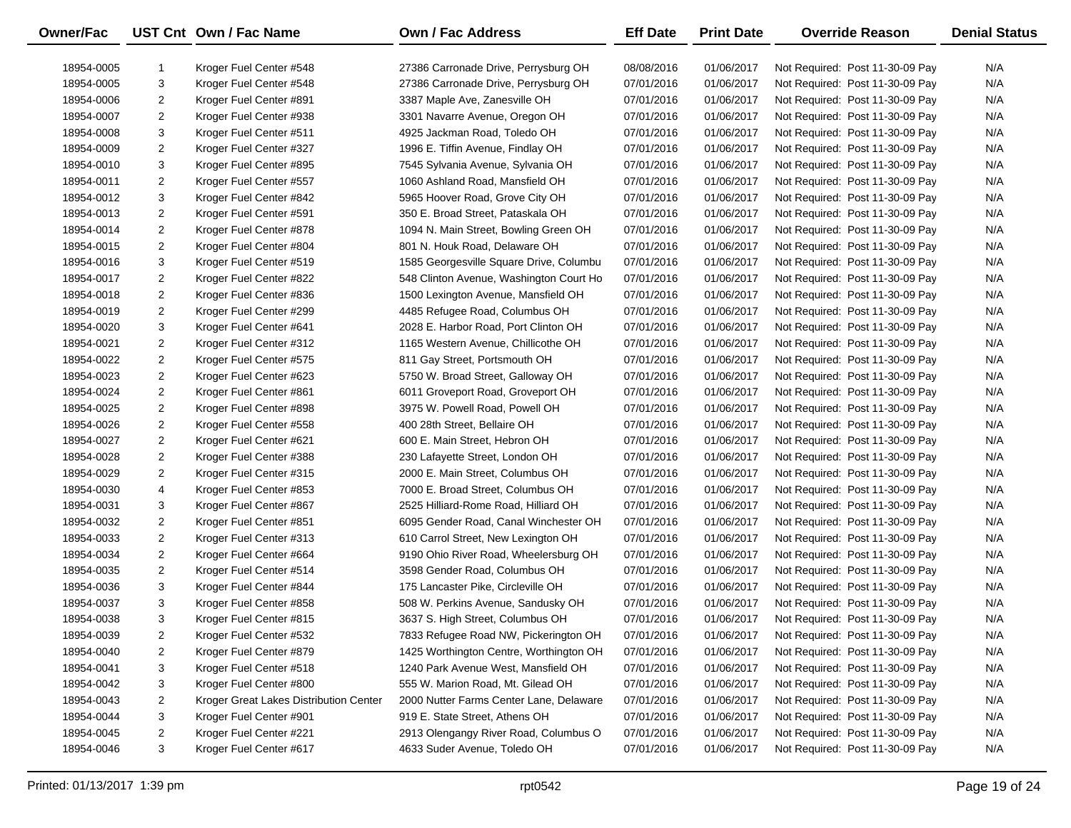| Owner/Fac | UST Cnt | Own / Fac Name | Own / Fac Address | Eff Date | Print Date | Override Reason | Denial Status |
|---|---|---|---|---|---|---|---|
| 18954-0005 | 1 | Kroger Fuel Center #548 | 27386 Carronade Drive, Perrysburg OH | 08/08/2016 | 01/06/2017 | Not Required: Post 11-30-09 Pay | N/A |
| 18954-0005 | 3 | Kroger Fuel Center #548 | 27386 Carronade Drive, Perrysburg OH | 07/01/2016 | 01/06/2017 | Not Required: Post 11-30-09 Pay | N/A |
| 18954-0006 | 2 | Kroger Fuel Center #891 | 3387 Maple Ave, Zanesville OH | 07/01/2016 | 01/06/2017 | Not Required: Post 11-30-09 Pay | N/A |
| 18954-0007 | 2 | Kroger Fuel Center #938 | 3301 Navarre Avenue, Oregon OH | 07/01/2016 | 01/06/2017 | Not Required: Post 11-30-09 Pay | N/A |
| 18954-0008 | 3 | Kroger Fuel Center #511 | 4925 Jackman Road, Toledo OH | 07/01/2016 | 01/06/2017 | Not Required: Post 11-30-09 Pay | N/A |
| 18954-0009 | 2 | Kroger Fuel Center #327 | 1996 E. Tiffin Avenue, Findlay OH | 07/01/2016 | 01/06/2017 | Not Required: Post 11-30-09 Pay | N/A |
| 18954-0010 | 3 | Kroger Fuel Center #895 | 7545 Sylvania Avenue, Sylvania OH | 07/01/2016 | 01/06/2017 | Not Required: Post 11-30-09 Pay | N/A |
| 18954-0011 | 2 | Kroger Fuel Center #557 | 1060 Ashland Road, Mansfield OH | 07/01/2016 | 01/06/2017 | Not Required: Post 11-30-09 Pay | N/A |
| 18954-0012 | 3 | Kroger Fuel Center #842 | 5965 Hoover Road, Grove City OH | 07/01/2016 | 01/06/2017 | Not Required: Post 11-30-09 Pay | N/A |
| 18954-0013 | 2 | Kroger Fuel Center #591 | 350 E. Broad Street, Pataskala OH | 07/01/2016 | 01/06/2017 | Not Required: Post 11-30-09 Pay | N/A |
| 18954-0014 | 2 | Kroger Fuel Center #878 | 1094 N. Main Street, Bowling Green OH | 07/01/2016 | 01/06/2017 | Not Required: Post 11-30-09 Pay | N/A |
| 18954-0015 | 2 | Kroger Fuel Center #804 | 801 N. Houk Road, Delaware OH | 07/01/2016 | 01/06/2017 | Not Required: Post 11-30-09 Pay | N/A |
| 18954-0016 | 3 | Kroger Fuel Center #519 | 1585 Georgesville Square Drive, Columbu | 07/01/2016 | 01/06/2017 | Not Required: Post 11-30-09 Pay | N/A |
| 18954-0017 | 2 | Kroger Fuel Center #822 | 548 Clinton Avenue, Washington Court Ho | 07/01/2016 | 01/06/2017 | Not Required: Post 11-30-09 Pay | N/A |
| 18954-0018 | 2 | Kroger Fuel Center #836 | 1500 Lexington Avenue, Mansfield OH | 07/01/2016 | 01/06/2017 | Not Required: Post 11-30-09 Pay | N/A |
| 18954-0019 | 2 | Kroger Fuel Center #299 | 4485 Refugee Road, Columbus OH | 07/01/2016 | 01/06/2017 | Not Required: Post 11-30-09 Pay | N/A |
| 18954-0020 | 3 | Kroger Fuel Center #641 | 2028 E. Harbor Road, Port Clinton OH | 07/01/2016 | 01/06/2017 | Not Required: Post 11-30-09 Pay | N/A |
| 18954-0021 | 2 | Kroger Fuel Center #312 | 1165 Western Avenue, Chillicothe OH | 07/01/2016 | 01/06/2017 | Not Required: Post 11-30-09 Pay | N/A |
| 18954-0022 | 2 | Kroger Fuel Center #575 | 811 Gay Street, Portsmouth OH | 07/01/2016 | 01/06/2017 | Not Required: Post 11-30-09 Pay | N/A |
| 18954-0023 | 2 | Kroger Fuel Center #623 | 5750 W. Broad Street, Galloway OH | 07/01/2016 | 01/06/2017 | Not Required: Post 11-30-09 Pay | N/A |
| 18954-0024 | 2 | Kroger Fuel Center #861 | 6011 Groveport Road, Groveport OH | 07/01/2016 | 01/06/2017 | Not Required: Post 11-30-09 Pay | N/A |
| 18954-0025 | 2 | Kroger Fuel Center #898 | 3975 W. Powell Road, Powell OH | 07/01/2016 | 01/06/2017 | Not Required: Post 11-30-09 Pay | N/A |
| 18954-0026 | 2 | Kroger Fuel Center #558 | 400 28th Street, Bellaire OH | 07/01/2016 | 01/06/2017 | Not Required: Post 11-30-09 Pay | N/A |
| 18954-0027 | 2 | Kroger Fuel Center #621 | 600 E. Main Street, Hebron OH | 07/01/2016 | 01/06/2017 | Not Required: Post 11-30-09 Pay | N/A |
| 18954-0028 | 2 | Kroger Fuel Center #388 | 230 Lafayette Street, London OH | 07/01/2016 | 01/06/2017 | Not Required: Post 11-30-09 Pay | N/A |
| 18954-0029 | 2 | Kroger Fuel Center #315 | 2000 E. Main Street, Columbus OH | 07/01/2016 | 01/06/2017 | Not Required: Post 11-30-09 Pay | N/A |
| 18954-0030 | 4 | Kroger Fuel Center #853 | 7000 E. Broad Street, Columbus OH | 07/01/2016 | 01/06/2017 | Not Required: Post 11-30-09 Pay | N/A |
| 18954-0031 | 3 | Kroger Fuel Center #867 | 2525 Hilliard-Rome Road, Hilliard OH | 07/01/2016 | 01/06/2017 | Not Required: Post 11-30-09 Pay | N/A |
| 18954-0032 | 2 | Kroger Fuel Center #851 | 6095 Gender Road, Canal Winchester OH | 07/01/2016 | 01/06/2017 | Not Required: Post 11-30-09 Pay | N/A |
| 18954-0033 | 2 | Kroger Fuel Center #313 | 610 Carrol Street, New Lexington OH | 07/01/2016 | 01/06/2017 | Not Required: Post 11-30-09 Pay | N/A |
| 18954-0034 | 2 | Kroger Fuel Center #664 | 9190 Ohio River Road, Wheelersburg OH | 07/01/2016 | 01/06/2017 | Not Required: Post 11-30-09 Pay | N/A |
| 18954-0035 | 2 | Kroger Fuel Center #514 | 3598 Gender Road, Columbus OH | 07/01/2016 | 01/06/2017 | Not Required: Post 11-30-09 Pay | N/A |
| 18954-0036 | 3 | Kroger Fuel Center #844 | 175 Lancaster Pike, Circleville OH | 07/01/2016 | 01/06/2017 | Not Required: Post 11-30-09 Pay | N/A |
| 18954-0037 | 3 | Kroger Fuel Center #858 | 508 W. Perkins Avenue, Sandusky OH | 07/01/2016 | 01/06/2017 | Not Required: Post 11-30-09 Pay | N/A |
| 18954-0038 | 3 | Kroger Fuel Center #815 | 3637 S. High Street, Columbus OH | 07/01/2016 | 01/06/2017 | Not Required: Post 11-30-09 Pay | N/A |
| 18954-0039 | 2 | Kroger Fuel Center #532 | 7833 Refugee Road NW, Pickerington OH | 07/01/2016 | 01/06/2017 | Not Required: Post 11-30-09 Pay | N/A |
| 18954-0040 | 2 | Kroger Fuel Center #879 | 1425 Worthington Centre, Worthington OH | 07/01/2016 | 01/06/2017 | Not Required: Post 11-30-09 Pay | N/A |
| 18954-0041 | 3 | Kroger Fuel Center #518 | 1240 Park Avenue West, Mansfield OH | 07/01/2016 | 01/06/2017 | Not Required: Post 11-30-09 Pay | N/A |
| 18954-0042 | 3 | Kroger Fuel Center #800 | 555 W. Marion Road, Mt. Gilead OH | 07/01/2016 | 01/06/2017 | Not Required: Post 11-30-09 Pay | N/A |
| 18954-0043 | 2 | Kroger Great Lakes Distribution Center | 2000 Nutter Farms Center Lane, Delaware | 07/01/2016 | 01/06/2017 | Not Required: Post 11-30-09 Pay | N/A |
| 18954-0044 | 3 | Kroger Fuel Center #901 | 919 E. State Street, Athens OH | 07/01/2016 | 01/06/2017 | Not Required: Post 11-30-09 Pay | N/A |
| 18954-0045 | 2 | Kroger Fuel Center #221 | 2913 Olengangy River Road, Columbus O | 07/01/2016 | 01/06/2017 | Not Required: Post 11-30-09 Pay | N/A |
| 18954-0046 | 3 | Kroger Fuel Center #617 | 4633 Suder Avenue, Toledo OH | 07/01/2016 | 01/06/2017 | Not Required: Post 11-30-09 Pay | N/A |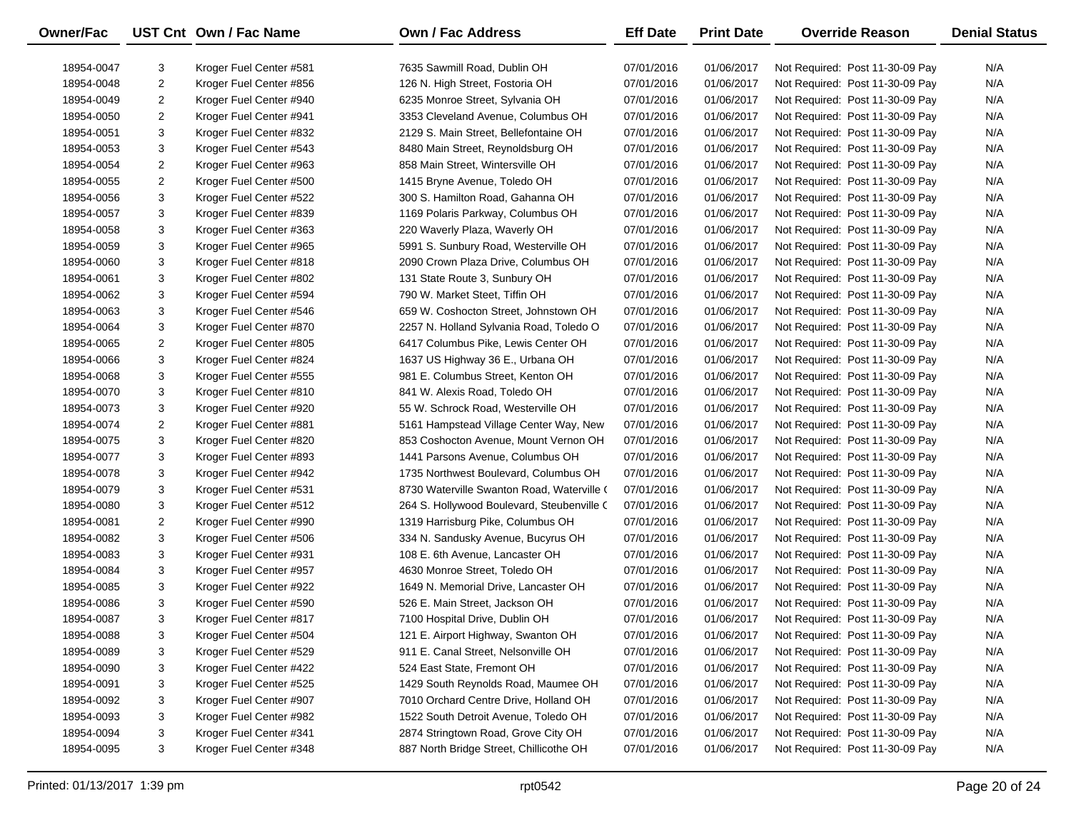| Owner/Fac | UST Cnt | Own / Fac Name | Own / Fac Address | Eff Date | Print Date | Override Reason | Denial Status |
|---|---|---|---|---|---|---|---|
| 18954-0047 | 3 | Kroger Fuel Center #581 | 7635 Sawmill Road, Dublin OH | 07/01/2016 | 01/06/2017 | Not Required: Post 11-30-09 Pay | N/A |
| 18954-0048 | 2 | Kroger Fuel Center #856 | 126 N. High Street, Fostoria OH | 07/01/2016 | 01/06/2017 | Not Required: Post 11-30-09 Pay | N/A |
| 18954-0049 | 2 | Kroger Fuel Center #940 | 6235 Monroe Street, Sylvania OH | 07/01/2016 | 01/06/2017 | Not Required: Post 11-30-09 Pay | N/A |
| 18954-0050 | 2 | Kroger Fuel Center #941 | 3353 Cleveland Avenue, Columbus OH | 07/01/2016 | 01/06/2017 | Not Required: Post 11-30-09 Pay | N/A |
| 18954-0051 | 3 | Kroger Fuel Center #832 | 2129 S. Main Street, Bellefontaine OH | 07/01/2016 | 01/06/2017 | Not Required: Post 11-30-09 Pay | N/A |
| 18954-0053 | 3 | Kroger Fuel Center #543 | 8480 Main Street, Reynoldsburg OH | 07/01/2016 | 01/06/2017 | Not Required: Post 11-30-09 Pay | N/A |
| 18954-0054 | 2 | Kroger Fuel Center #963 | 858 Main Street, Wintersville OH | 07/01/2016 | 01/06/2017 | Not Required: Post 11-30-09 Pay | N/A |
| 18954-0055 | 2 | Kroger Fuel Center #500 | 1415 Bryne Avenue, Toledo OH | 07/01/2016 | 01/06/2017 | Not Required: Post 11-30-09 Pay | N/A |
| 18954-0056 | 3 | Kroger Fuel Center #522 | 300 S. Hamilton Road, Gahanna OH | 07/01/2016 | 01/06/2017 | Not Required: Post 11-30-09 Pay | N/A |
| 18954-0057 | 3 | Kroger Fuel Center #839 | 1169 Polaris Parkway, Columbus OH | 07/01/2016 | 01/06/2017 | Not Required: Post 11-30-09 Pay | N/A |
| 18954-0058 | 3 | Kroger Fuel Center #363 | 220 Waverly Plaza, Waverly OH | 07/01/2016 | 01/06/2017 | Not Required: Post 11-30-09 Pay | N/A |
| 18954-0059 | 3 | Kroger Fuel Center #965 | 5991 S. Sunbury Road, Westerville OH | 07/01/2016 | 01/06/2017 | Not Required: Post 11-30-09 Pay | N/A |
| 18954-0060 | 3 | Kroger Fuel Center #818 | 2090 Crown Plaza Drive, Columbus OH | 07/01/2016 | 01/06/2017 | Not Required: Post 11-30-09 Pay | N/A |
| 18954-0061 | 3 | Kroger Fuel Center #802 | 131 State Route 3, Sunbury OH | 07/01/2016 | 01/06/2017 | Not Required: Post 11-30-09 Pay | N/A |
| 18954-0062 | 3 | Kroger Fuel Center #594 | 790 W. Market Steet, Tiffin OH | 07/01/2016 | 01/06/2017 | Not Required: Post 11-30-09 Pay | N/A |
| 18954-0063 | 3 | Kroger Fuel Center #546 | 659 W. Coshocton Street, Johnstown OH | 07/01/2016 | 01/06/2017 | Not Required: Post 11-30-09 Pay | N/A |
| 18954-0064 | 3 | Kroger Fuel Center #870 | 2257 N. Holland Sylvania Road, Toledo O | 07/01/2016 | 01/06/2017 | Not Required: Post 11-30-09 Pay | N/A |
| 18954-0065 | 2 | Kroger Fuel Center #805 | 6417 Columbus Pike, Lewis Center OH | 07/01/2016 | 01/06/2017 | Not Required: Post 11-30-09 Pay | N/A |
| 18954-0066 | 3 | Kroger Fuel Center #824 | 1637 US Highway 36 E., Urbana OH | 07/01/2016 | 01/06/2017 | Not Required: Post 11-30-09 Pay | N/A |
| 18954-0068 | 3 | Kroger Fuel Center #555 | 981 E. Columbus Street, Kenton OH | 07/01/2016 | 01/06/2017 | Not Required: Post 11-30-09 Pay | N/A |
| 18954-0070 | 3 | Kroger Fuel Center #810 | 841 W. Alexis Road, Toledo OH | 07/01/2016 | 01/06/2017 | Not Required: Post 11-30-09 Pay | N/A |
| 18954-0073 | 3 | Kroger Fuel Center #920 | 55 W. Schrock Road, Westerville OH | 07/01/2016 | 01/06/2017 | Not Required: Post 11-30-09 Pay | N/A |
| 18954-0074 | 2 | Kroger Fuel Center #881 | 5161 Hampstead Village Center Way, New | 07/01/2016 | 01/06/2017 | Not Required: Post 11-30-09 Pay | N/A |
| 18954-0075 | 3 | Kroger Fuel Center #820 | 853 Coshocton Avenue, Mount Vernon OH | 07/01/2016 | 01/06/2017 | Not Required: Post 11-30-09 Pay | N/A |
| 18954-0077 | 3 | Kroger Fuel Center #893 | 1441 Parsons Avenue, Columbus OH | 07/01/2016 | 01/06/2017 | Not Required: Post 11-30-09 Pay | N/A |
| 18954-0078 | 3 | Kroger Fuel Center #942 | 1735 Northwest Boulevard, Columbus OH | 07/01/2016 | 01/06/2017 | Not Required: Post 11-30-09 Pay | N/A |
| 18954-0079 | 3 | Kroger Fuel Center #531 | 8730 Waterville Swanton Road, Waterville ( | 07/01/2016 | 01/06/2017 | Not Required: Post 11-30-09 Pay | N/A |
| 18954-0080 | 3 | Kroger Fuel Center #512 | 264 S. Hollywood Boulevard, Steubenville ( | 07/01/2016 | 01/06/2017 | Not Required: Post 11-30-09 Pay | N/A |
| 18954-0081 | 2 | Kroger Fuel Center #990 | 1319 Harrisburg Pike, Columbus OH | 07/01/2016 | 01/06/2017 | Not Required: Post 11-30-09 Pay | N/A |
| 18954-0082 | 3 | Kroger Fuel Center #506 | 334 N. Sandusky Avenue, Bucyrus OH | 07/01/2016 | 01/06/2017 | Not Required: Post 11-30-09 Pay | N/A |
| 18954-0083 | 3 | Kroger Fuel Center #931 | 108 E. 6th Avenue, Lancaster OH | 07/01/2016 | 01/06/2017 | Not Required: Post 11-30-09 Pay | N/A |
| 18954-0084 | 3 | Kroger Fuel Center #957 | 4630 Monroe Street, Toledo OH | 07/01/2016 | 01/06/2017 | Not Required: Post 11-30-09 Pay | N/A |
| 18954-0085 | 3 | Kroger Fuel Center #922 | 1649 N. Memorial Drive, Lancaster OH | 07/01/2016 | 01/06/2017 | Not Required: Post 11-30-09 Pay | N/A |
| 18954-0086 | 3 | Kroger Fuel Center #590 | 526 E. Main Street, Jackson OH | 07/01/2016 | 01/06/2017 | Not Required: Post 11-30-09 Pay | N/A |
| 18954-0087 | 3 | Kroger Fuel Center #817 | 7100 Hospital Drive, Dublin OH | 07/01/2016 | 01/06/2017 | Not Required: Post 11-30-09 Pay | N/A |
| 18954-0088 | 3 | Kroger Fuel Center #504 | 121 E. Airport Highway, Swanton OH | 07/01/2016 | 01/06/2017 | Not Required: Post 11-30-09 Pay | N/A |
| 18954-0089 | 3 | Kroger Fuel Center #529 | 911 E. Canal Street, Nelsonville OH | 07/01/2016 | 01/06/2017 | Not Required: Post 11-30-09 Pay | N/A |
| 18954-0090 | 3 | Kroger Fuel Center #422 | 524 East State, Fremont OH | 07/01/2016 | 01/06/2017 | Not Required: Post 11-30-09 Pay | N/A |
| 18954-0091 | 3 | Kroger Fuel Center #525 | 1429 South Reynolds Road, Maumee OH | 07/01/2016 | 01/06/2017 | Not Required: Post 11-30-09 Pay | N/A |
| 18954-0092 | 3 | Kroger Fuel Center #907 | 7010 Orchard Centre Drive, Holland OH | 07/01/2016 | 01/06/2017 | Not Required: Post 11-30-09 Pay | N/A |
| 18954-0093 | 3 | Kroger Fuel Center #982 | 1522 South Detroit Avenue, Toledo OH | 07/01/2016 | 01/06/2017 | Not Required: Post 11-30-09 Pay | N/A |
| 18954-0094 | 3 | Kroger Fuel Center #341 | 2874 Stringtown Road, Grove City OH | 07/01/2016 | 01/06/2017 | Not Required: Post 11-30-09 Pay | N/A |
| 18954-0095 | 3 | Kroger Fuel Center #348 | 887 North Bridge Street, Chillicothe OH | 07/01/2016 | 01/06/2017 | Not Required: Post 11-30-09 Pay | N/A |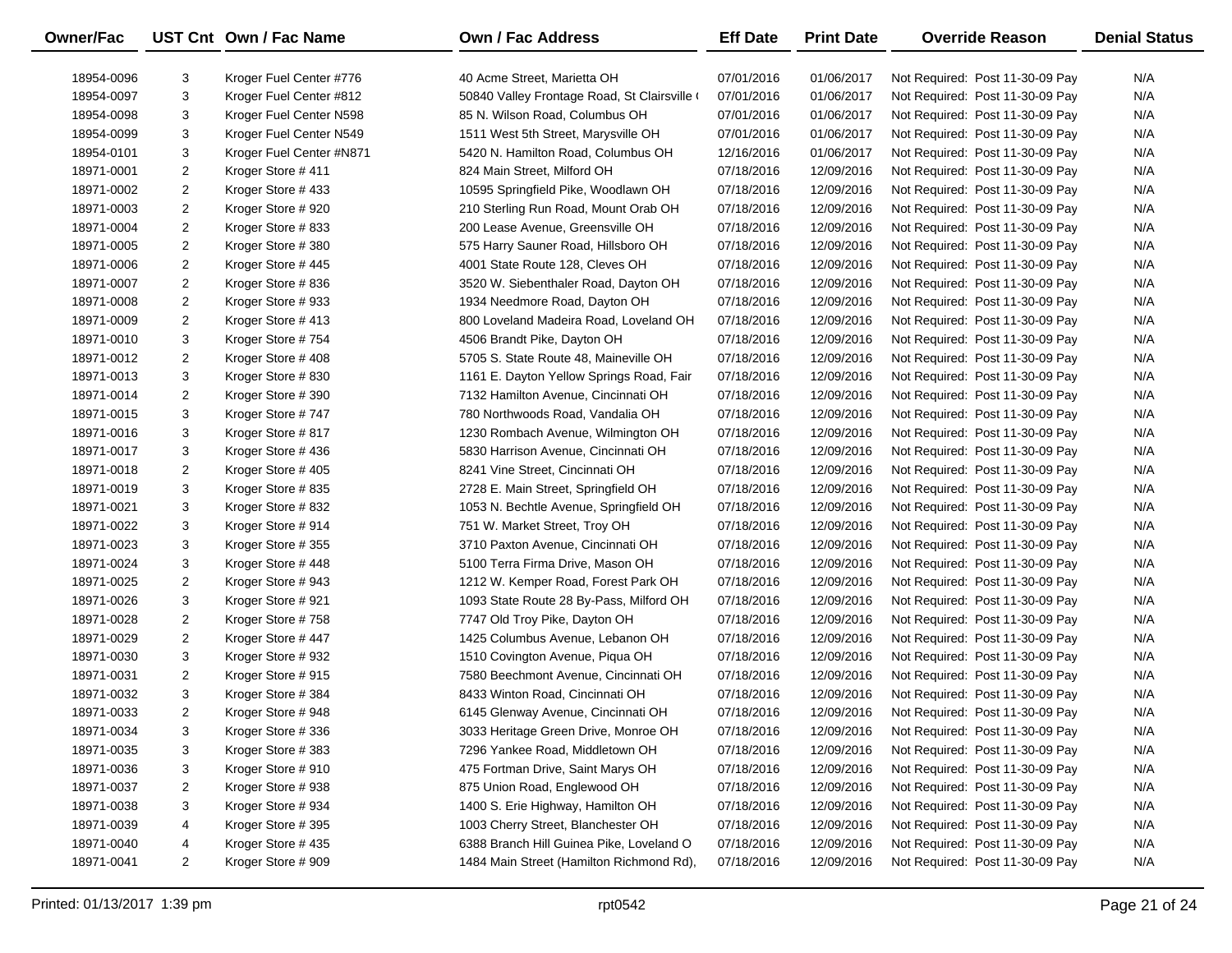| Owner/Fac | UST Cnt | Own / Fac Name | Own / Fac Address | Eff Date | Print Date | Override Reason | Denial Status |
|---|---|---|---|---|---|---|---|
| 18954-0096 | 3 | Kroger Fuel Center #776 | 40 Acme Street, Marietta OH | 07/01/2016 | 01/06/2017 | Not Required: Post 11-30-09 Pay | N/A |
| 18954-0097 | 3 | Kroger Fuel Center #812 | 50840 Valley Frontage Road, St Clairsville ( | 07/01/2016 | 01/06/2017 | Not Required: Post 11-30-09 Pay | N/A |
| 18954-0098 | 3 | Kroger Fuel Center N598 | 85 N. Wilson Road, Columbus OH | 07/01/2016 | 01/06/2017 | Not Required: Post 11-30-09 Pay | N/A |
| 18954-0099 | 3 | Kroger Fuel Center N549 | 1511 West 5th Street, Marysville OH | 07/01/2016 | 01/06/2017 | Not Required: Post 11-30-09 Pay | N/A |
| 18954-0101 | 3 | Kroger Fuel Center #N871 | 5420 N. Hamilton Road, Columbus OH | 12/16/2016 | 01/06/2017 | Not Required: Post 11-30-09 Pay | N/A |
| 18971-0001 | 2 | Kroger Store # 411 | 824 Main Street, Milford OH | 07/18/2016 | 12/09/2016 | Not Required: Post 11-30-09 Pay | N/A |
| 18971-0002 | 2 | Kroger Store # 433 | 10595 Springfield Pike, Woodlawn OH | 07/18/2016 | 12/09/2016 | Not Required: Post 11-30-09 Pay | N/A |
| 18971-0003 | 2 | Kroger Store # 920 | 210 Sterling Run Road, Mount Orab OH | 07/18/2016 | 12/09/2016 | Not Required: Post 11-30-09 Pay | N/A |
| 18971-0004 | 2 | Kroger Store # 833 | 200 Lease Avenue, Greensville OH | 07/18/2016 | 12/09/2016 | Not Required: Post 11-30-09 Pay | N/A |
| 18971-0005 | 2 | Kroger Store # 380 | 575 Harry Sauner Road, Hillsboro OH | 07/18/2016 | 12/09/2016 | Not Required: Post 11-30-09 Pay | N/A |
| 18971-0006 | 2 | Kroger Store # 445 | 4001 State Route 128, Cleves OH | 07/18/2016 | 12/09/2016 | Not Required: Post 11-30-09 Pay | N/A |
| 18971-0007 | 2 | Kroger Store # 836 | 3520 W. Siebenthaler Road, Dayton OH | 07/18/2016 | 12/09/2016 | Not Required: Post 11-30-09 Pay | N/A |
| 18971-0008 | 2 | Kroger Store # 933 | 1934 Needmore Road, Dayton OH | 07/18/2016 | 12/09/2016 | Not Required: Post 11-30-09 Pay | N/A |
| 18971-0009 | 2 | Kroger Store # 413 | 800 Loveland Madeira Road, Loveland OH | 07/18/2016 | 12/09/2016 | Not Required: Post 11-30-09 Pay | N/A |
| 18971-0010 | 3 | Kroger Store # 754 | 4506 Brandt Pike, Dayton OH | 07/18/2016 | 12/09/2016 | Not Required: Post 11-30-09 Pay | N/A |
| 18971-0012 | 2 | Kroger Store # 408 | 5705 S. State Route 48, Maineville OH | 07/18/2016 | 12/09/2016 | Not Required: Post 11-30-09 Pay | N/A |
| 18971-0013 | 3 | Kroger Store # 830 | 1161 E. Dayton Yellow Springs Road, Fair | 07/18/2016 | 12/09/2016 | Not Required: Post 11-30-09 Pay | N/A |
| 18971-0014 | 2 | Kroger Store # 390 | 7132 Hamilton Avenue, Cincinnati OH | 07/18/2016 | 12/09/2016 | Not Required: Post 11-30-09 Pay | N/A |
| 18971-0015 | 3 | Kroger Store # 747 | 780 Northwoods Road, Vandalia OH | 07/18/2016 | 12/09/2016 | Not Required: Post 11-30-09 Pay | N/A |
| 18971-0016 | 3 | Kroger Store # 817 | 1230 Rombach Avenue, Wilmington OH | 07/18/2016 | 12/09/2016 | Not Required: Post 11-30-09 Pay | N/A |
| 18971-0017 | 3 | Kroger Store # 436 | 5830 Harrison Avenue, Cincinnati OH | 07/18/2016 | 12/09/2016 | Not Required: Post 11-30-09 Pay | N/A |
| 18971-0018 | 2 | Kroger Store # 405 | 8241 Vine Street, Cincinnati OH | 07/18/2016 | 12/09/2016 | Not Required: Post 11-30-09 Pay | N/A |
| 18971-0019 | 3 | Kroger Store # 835 | 2728 E. Main Street, Springfield OH | 07/18/2016 | 12/09/2016 | Not Required: Post 11-30-09 Pay | N/A |
| 18971-0021 | 3 | Kroger Store # 832 | 1053 N. Bechtle Avenue, Springfield OH | 07/18/2016 | 12/09/2016 | Not Required: Post 11-30-09 Pay | N/A |
| 18971-0022 | 3 | Kroger Store # 914 | 751 W. Market Street, Troy OH | 07/18/2016 | 12/09/2016 | Not Required: Post 11-30-09 Pay | N/A |
| 18971-0023 | 3 | Kroger Store # 355 | 3710 Paxton Avenue, Cincinnati OH | 07/18/2016 | 12/09/2016 | Not Required: Post 11-30-09 Pay | N/A |
| 18971-0024 | 3 | Kroger Store # 448 | 5100 Terra Firma Drive, Mason OH | 07/18/2016 | 12/09/2016 | Not Required: Post 11-30-09 Pay | N/A |
| 18971-0025 | 2 | Kroger Store # 943 | 1212 W. Kemper Road, Forest Park OH | 07/18/2016 | 12/09/2016 | Not Required: Post 11-30-09 Pay | N/A |
| 18971-0026 | 3 | Kroger Store # 921 | 1093 State Route 28 By-Pass, Milford OH | 07/18/2016 | 12/09/2016 | Not Required: Post 11-30-09 Pay | N/A |
| 18971-0028 | 2 | Kroger Store # 758 | 7747 Old Troy Pike, Dayton OH | 07/18/2016 | 12/09/2016 | Not Required: Post 11-30-09 Pay | N/A |
| 18971-0029 | 2 | Kroger Store # 447 | 1425 Columbus Avenue, Lebanon OH | 07/18/2016 | 12/09/2016 | Not Required: Post 11-30-09 Pay | N/A |
| 18971-0030 | 3 | Kroger Store # 932 | 1510 Covington Avenue, Piqua OH | 07/18/2016 | 12/09/2016 | Not Required: Post 11-30-09 Pay | N/A |
| 18971-0031 | 2 | Kroger Store # 915 | 7580 Beechmont Avenue, Cincinnati OH | 07/18/2016 | 12/09/2016 | Not Required: Post 11-30-09 Pay | N/A |
| 18971-0032 | 3 | Kroger Store # 384 | 8433 Winton Road, Cincinnati OH | 07/18/2016 | 12/09/2016 | Not Required: Post 11-30-09 Pay | N/A |
| 18971-0033 | 2 | Kroger Store # 948 | 6145 Glenway Avenue, Cincinnati OH | 07/18/2016 | 12/09/2016 | Not Required: Post 11-30-09 Pay | N/A |
| 18971-0034 | 3 | Kroger Store # 336 | 3033 Heritage Green Drive, Monroe OH | 07/18/2016 | 12/09/2016 | Not Required: Post 11-30-09 Pay | N/A |
| 18971-0035 | 3 | Kroger Store # 383 | 7296 Yankee Road, Middletown OH | 07/18/2016 | 12/09/2016 | Not Required: Post 11-30-09 Pay | N/A |
| 18971-0036 | 3 | Kroger Store # 910 | 475 Fortman Drive, Saint Marys OH | 07/18/2016 | 12/09/2016 | Not Required: Post 11-30-09 Pay | N/A |
| 18971-0037 | 2 | Kroger Store # 938 | 875 Union Road, Englewood OH | 07/18/2016 | 12/09/2016 | Not Required: Post 11-30-09 Pay | N/A |
| 18971-0038 | 3 | Kroger Store # 934 | 1400 S. Erie Highway, Hamilton OH | 07/18/2016 | 12/09/2016 | Not Required: Post 11-30-09 Pay | N/A |
| 18971-0039 | 4 | Kroger Store # 395 | 1003 Cherry Street, Blanchester OH | 07/18/2016 | 12/09/2016 | Not Required: Post 11-30-09 Pay | N/A |
| 18971-0040 | 4 | Kroger Store # 435 | 6388 Branch Hill Guinea Pike, Loveland O | 07/18/2016 | 12/09/2016 | Not Required: Post 11-30-09 Pay | N/A |
| 18971-0041 | 2 | Kroger Store # 909 | 1484 Main Street (Hamilton Richmond Rd), | 07/18/2016 | 12/09/2016 | Not Required: Post 11-30-09 Pay | N/A |

Printed: 01/13/2017 1:39 pm rpt0542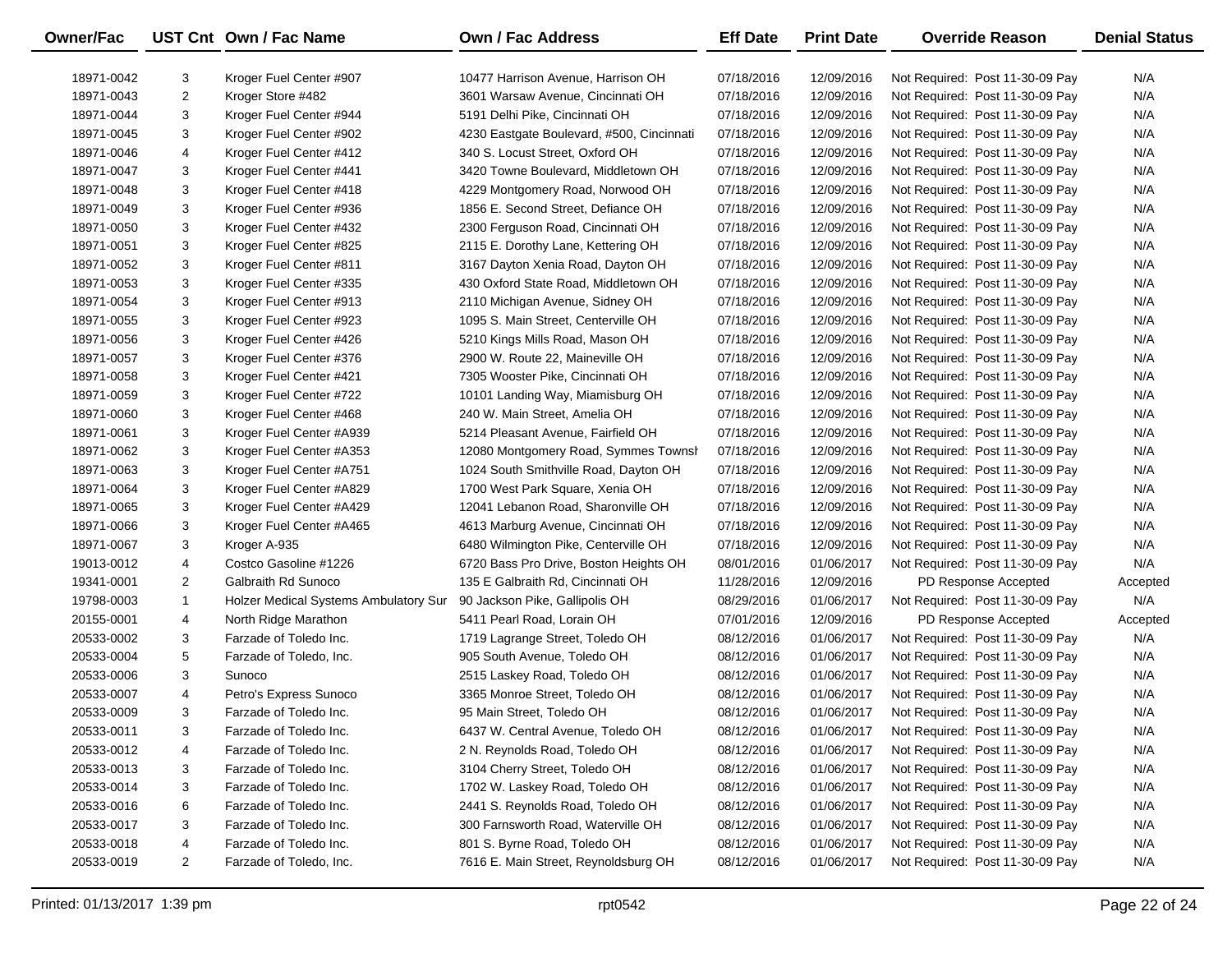| Owner/Fac | UST Cnt | Own / Fac Name | Own / Fac Address | Eff Date | Print Date | Override Reason | Denial Status |
|---|---|---|---|---|---|---|---|
| 18971-0042 | 3 | Kroger Fuel Center #907 | 10477 Harrison Avenue, Harrison OH | 07/18/2016 | 12/09/2016 | Not Required: Post 11-30-09 Pay | N/A |
| 18971-0043 | 2 | Kroger Store #482 | 3601 Warsaw Avenue, Cincinnati OH | 07/18/2016 | 12/09/2016 | Not Required: Post 11-30-09 Pay | N/A |
| 18971-0044 | 3 | Kroger Fuel Center #944 | 5191 Delhi Pike, Cincinnati OH | 07/18/2016 | 12/09/2016 | Not Required: Post 11-30-09 Pay | N/A |
| 18971-0045 | 3 | Kroger Fuel Center #902 | 4230 Eastgate Boulevard, #500, Cincinnati | 07/18/2016 | 12/09/2016 | Not Required: Post 11-30-09 Pay | N/A |
| 18971-0046 | 4 | Kroger Fuel Center #412 | 340 S. Locust Street, Oxford OH | 07/18/2016 | 12/09/2016 | Not Required: Post 11-30-09 Pay | N/A |
| 18971-0047 | 3 | Kroger Fuel Center #441 | 3420 Towne Boulevard, Middletown OH | 07/18/2016 | 12/09/2016 | Not Required: Post 11-30-09 Pay | N/A |
| 18971-0048 | 3 | Kroger Fuel Center #418 | 4229 Montgomery Road, Norwood OH | 07/18/2016 | 12/09/2016 | Not Required: Post 11-30-09 Pay | N/A |
| 18971-0049 | 3 | Kroger Fuel Center #936 | 1856 E. Second Street, Defiance OH | 07/18/2016 | 12/09/2016 | Not Required: Post 11-30-09 Pay | N/A |
| 18971-0050 | 3 | Kroger Fuel Center #432 | 2300 Ferguson Road, Cincinnati OH | 07/18/2016 | 12/09/2016 | Not Required: Post 11-30-09 Pay | N/A |
| 18971-0051 | 3 | Kroger Fuel Center #825 | 2115 E. Dorothy Lane, Kettering OH | 07/18/2016 | 12/09/2016 | Not Required: Post 11-30-09 Pay | N/A |
| 18971-0052 | 3 | Kroger Fuel Center #811 | 3167 Dayton Xenia Road, Dayton OH | 07/18/2016 | 12/09/2016 | Not Required: Post 11-30-09 Pay | N/A |
| 18971-0053 | 3 | Kroger Fuel Center #335 | 430 Oxford State Road, Middletown OH | 07/18/2016 | 12/09/2016 | Not Required: Post 11-30-09 Pay | N/A |
| 18971-0054 | 3 | Kroger Fuel Center #913 | 2110 Michigan Avenue, Sidney OH | 07/18/2016 | 12/09/2016 | Not Required: Post 11-30-09 Pay | N/A |
| 18971-0055 | 3 | Kroger Fuel Center #923 | 1095 S. Main Street, Centerville OH | 07/18/2016 | 12/09/2016 | Not Required: Post 11-30-09 Pay | N/A |
| 18971-0056 | 3 | Kroger Fuel Center #426 | 5210 Kings Mills Road, Mason OH | 07/18/2016 | 12/09/2016 | Not Required: Post 11-30-09 Pay | N/A |
| 18971-0057 | 3 | Kroger Fuel Center #376 | 2900 W. Route 22, Maineville OH | 07/18/2016 | 12/09/2016 | Not Required: Post 11-30-09 Pay | N/A |
| 18971-0058 | 3 | Kroger Fuel Center #421 | 7305 Wooster Pike, Cincinnati OH | 07/18/2016 | 12/09/2016 | Not Required: Post 11-30-09 Pay | N/A |
| 18971-0059 | 3 | Kroger Fuel Center #722 | 10101 Landing Way, Miamisburg OH | 07/18/2016 | 12/09/2016 | Not Required: Post 11-30-09 Pay | N/A |
| 18971-0060 | 3 | Kroger Fuel Center #468 | 240 W. Main Street, Amelia OH | 07/18/2016 | 12/09/2016 | Not Required: Post 11-30-09 Pay | N/A |
| 18971-0061 | 3 | Kroger Fuel Center #A939 | 5214 Pleasant Avenue, Fairfield OH | 07/18/2016 | 12/09/2016 | Not Required: Post 11-30-09 Pay | N/A |
| 18971-0062 | 3 | Kroger Fuel Center #A353 | 12080 Montgomery Road, Symmes Townsh | 07/18/2016 | 12/09/2016 | Not Required: Post 11-30-09 Pay | N/A |
| 18971-0063 | 3 | Kroger Fuel Center #A751 | 1024 South Smithville Road, Dayton OH | 07/18/2016 | 12/09/2016 | Not Required: Post 11-30-09 Pay | N/A |
| 18971-0064 | 3 | Kroger Fuel Center #A829 | 1700 West Park Square, Xenia OH | 07/18/2016 | 12/09/2016 | Not Required: Post 11-30-09 Pay | N/A |
| 18971-0065 | 3 | Kroger Fuel Center #A429 | 12041 Lebanon Road, Sharonville OH | 07/18/2016 | 12/09/2016 | Not Required: Post 11-30-09 Pay | N/A |
| 18971-0066 | 3 | Kroger Fuel Center #A465 | 4613 Marburg Avenue, Cincinnati OH | 07/18/2016 | 12/09/2016 | Not Required: Post 11-30-09 Pay | N/A |
| 18971-0067 | 3 | Kroger A-935 | 6480 Wilmington Pike, Centerville OH | 07/18/2016 | 12/09/2016 | Not Required: Post 11-30-09 Pay | N/A |
| 19013-0012 | 4 | Costco Gasoline #1226 | 6720 Bass Pro Drive, Boston Heights OH | 08/01/2016 | 01/06/2017 | Not Required: Post 11-30-09 Pay | N/A |
| 19341-0001 | 2 | Galbraith Rd Sunoco | 135 E Galbraith Rd, Cincinnati OH | 11/28/2016 | 12/09/2016 | PD Response Accepted | Accepted |
| 19798-0003 | 1 | Holzer Medical Systems Ambulatory Sur | 90 Jackson Pike, Gallipolis OH | 08/29/2016 | 01/06/2017 | Not Required: Post 11-30-09 Pay | N/A |
| 20155-0001 | 4 | North Ridge Marathon | 5411 Pearl Road, Lorain OH | 07/01/2016 | 12/09/2016 | PD Response Accepted | Accepted |
| 20533-0002 | 3 | Farzade of Toledo Inc. | 1719 Lagrange Street, Toledo OH | 08/12/2016 | 01/06/2017 | Not Required: Post 11-30-09 Pay | N/A |
| 20533-0004 | 5 | Farzade of Toledo, Inc. | 905 South Avenue, Toledo OH | 08/12/2016 | 01/06/2017 | Not Required: Post 11-30-09 Pay | N/A |
| 20533-0006 | 3 | Sunoco | 2515 Laskey Road, Toledo OH | 08/12/2016 | 01/06/2017 | Not Required: Post 11-30-09 Pay | N/A |
| 20533-0007 | 4 | Petro's Express Sunoco | 3365 Monroe Street, Toledo OH | 08/12/2016 | 01/06/2017 | Not Required: Post 11-30-09 Pay | N/A |
| 20533-0009 | 3 | Farzade of Toledo Inc. | 95 Main Street, Toledo OH | 08/12/2016 | 01/06/2017 | Not Required: Post 11-30-09 Pay | N/A |
| 20533-0011 | 3 | Farzade of Toledo Inc. | 6437 W. Central Avenue, Toledo OH | 08/12/2016 | 01/06/2017 | Not Required: Post 11-30-09 Pay | N/A |
| 20533-0012 | 4 | Farzade of Toledo Inc. | 2 N. Reynolds Road, Toledo OH | 08/12/2016 | 01/06/2017 | Not Required: Post 11-30-09 Pay | N/A |
| 20533-0013 | 3 | Farzade of Toledo Inc. | 3104 Cherry Street, Toledo OH | 08/12/2016 | 01/06/2017 | Not Required: Post 11-30-09 Pay | N/A |
| 20533-0014 | 3 | Farzade of Toledo Inc. | 1702 W. Laskey Road, Toledo OH | 08/12/2016 | 01/06/2017 | Not Required: Post 11-30-09 Pay | N/A |
| 20533-0016 | 6 | Farzade of Toledo Inc. | 2441 S. Reynolds Road, Toledo OH | 08/12/2016 | 01/06/2017 | Not Required: Post 11-30-09 Pay | N/A |
| 20533-0017 | 3 | Farzade of Toledo Inc. | 300 Farnsworth Road, Waterville OH | 08/12/2016 | 01/06/2017 | Not Required: Post 11-30-09 Pay | N/A |
| 20533-0018 | 4 | Farzade of Toledo Inc. | 801 S. Byrne Road, Toledo OH | 08/12/2016 | 01/06/2017 | Not Required: Post 11-30-09 Pay | N/A |
| 20533-0019 | 2 | Farzade of Toledo, Inc. | 7616 E. Main Street, Reynoldsburg OH | 08/12/2016 | 01/06/2017 | Not Required: Post 11-30-09 Pay | N/A |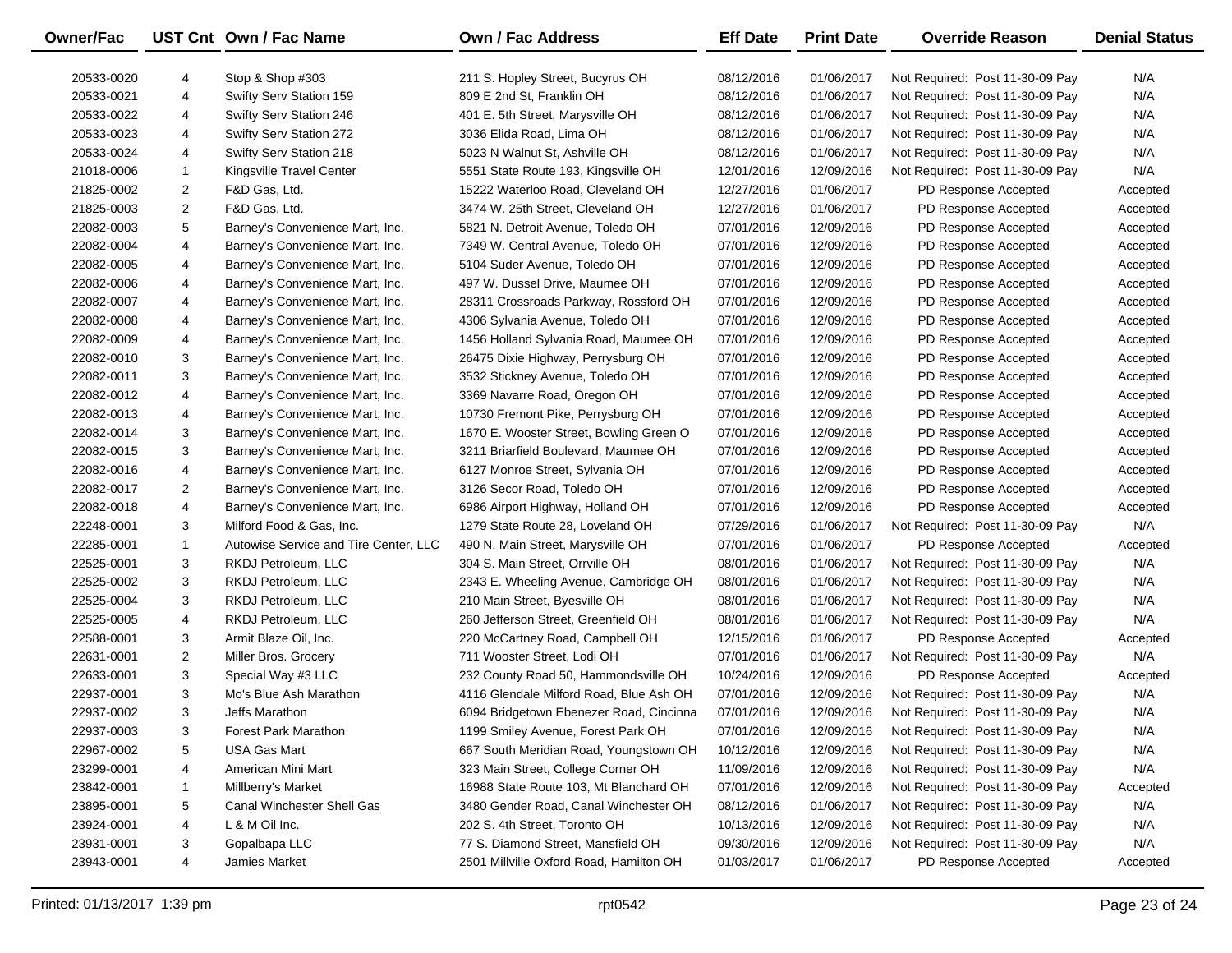| Owner/Fac | UST Cnt | Own / Fac Name | Own / Fac Address | Eff Date | Print Date | Override Reason | Denial Status |
|---|---|---|---|---|---|---|---|
| 20533-0020 | 4 | Stop & Shop #303 | 211 S. Hopley Street, Bucyrus OH | 08/12/2016 | 01/06/2017 | Not Required: Post 11-30-09 Pay | N/A |
| 20533-0021 | 4 | Swifty Serv Station 159 | 809 E 2nd St, Franklin OH | 08/12/2016 | 01/06/2017 | Not Required: Post 11-30-09 Pay | N/A |
| 20533-0022 | 4 | Swifty Serv Station 246 | 401 E. 5th Street, Marysville OH | 08/12/2016 | 01/06/2017 | Not Required: Post 11-30-09 Pay | N/A |
| 20533-0023 | 4 | Swifty Serv Station 272 | 3036 Elida Road, Lima OH | 08/12/2016 | 01/06/2017 | Not Required: Post 11-30-09 Pay | N/A |
| 20533-0024 | 4 | Swifty Serv Station 218 | 5023 N Walnut St, Ashville OH | 08/12/2016 | 01/06/2017 | Not Required: Post 11-30-09 Pay | N/A |
| 21018-0006 | 1 | Kingsville Travel Center | 5551 State Route 193, Kingsville OH | 12/01/2016 | 12/09/2016 | Not Required: Post 11-30-09 Pay | N/A |
| 21825-0002 | 2 | F&D Gas, Ltd. | 15222 Waterloo Road, Cleveland OH | 12/27/2016 | 01/06/2017 | PD Response Accepted | Accepted |
| 21825-0003 | 2 | F&D Gas, Ltd. | 3474 W. 25th Street, Cleveland OH | 12/27/2016 | 01/06/2017 | PD Response Accepted | Accepted |
| 22082-0003 | 5 | Barney's Convenience Mart, Inc. | 5821 N. Detroit Avenue, Toledo OH | 07/01/2016 | 12/09/2016 | PD Response Accepted | Accepted |
| 22082-0004 | 4 | Barney's Convenience Mart, Inc. | 7349 W. Central Avenue, Toledo OH | 07/01/2016 | 12/09/2016 | PD Response Accepted | Accepted |
| 22082-0005 | 4 | Barney's Convenience Mart, Inc. | 5104 Suder Avenue, Toledo OH | 07/01/2016 | 12/09/2016 | PD Response Accepted | Accepted |
| 22082-0006 | 4 | Barney's Convenience Mart, Inc. | 497 W. Dussel Drive, Maumee OH | 07/01/2016 | 12/09/2016 | PD Response Accepted | Accepted |
| 22082-0007 | 4 | Barney's Convenience Mart, Inc. | 28311 Crossroads Parkway, Rossford OH | 07/01/2016 | 12/09/2016 | PD Response Accepted | Accepted |
| 22082-0008 | 4 | Barney's Convenience Mart, Inc. | 4306 Sylvania Avenue, Toledo OH | 07/01/2016 | 12/09/2016 | PD Response Accepted | Accepted |
| 22082-0009 | 4 | Barney's Convenience Mart, Inc. | 1456 Holland Sylvania Road, Maumee OH | 07/01/2016 | 12/09/2016 | PD Response Accepted | Accepted |
| 22082-0010 | 3 | Barney's Convenience Mart, Inc. | 26475 Dixie Highway, Perrysburg OH | 07/01/2016 | 12/09/2016 | PD Response Accepted | Accepted |
| 22082-0011 | 3 | Barney's Convenience Mart, Inc. | 3532 Stickney Avenue, Toledo OH | 07/01/2016 | 12/09/2016 | PD Response Accepted | Accepted |
| 22082-0012 | 4 | Barney's Convenience Mart, Inc. | 3369 Navarre Road, Oregon OH | 07/01/2016 | 12/09/2016 | PD Response Accepted | Accepted |
| 22082-0013 | 4 | Barney's Convenience Mart, Inc. | 10730 Fremont Pike, Perrysburg OH | 07/01/2016 | 12/09/2016 | PD Response Accepted | Accepted |
| 22082-0014 | 3 | Barney's Convenience Mart, Inc. | 1670 E. Wooster Street, Bowling Green O | 07/01/2016 | 12/09/2016 | PD Response Accepted | Accepted |
| 22082-0015 | 3 | Barney's Convenience Mart, Inc. | 3211 Briarfield Boulevard, Maumee OH | 07/01/2016 | 12/09/2016 | PD Response Accepted | Accepted |
| 22082-0016 | 4 | Barney's Convenience Mart, Inc. | 6127 Monroe Street, Sylvania OH | 07/01/2016 | 12/09/2016 | PD Response Accepted | Accepted |
| 22082-0017 | 2 | Barney's Convenience Mart, Inc. | 3126 Secor Road, Toledo OH | 07/01/2016 | 12/09/2016 | PD Response Accepted | Accepted |
| 22082-0018 | 4 | Barney's Convenience Mart, Inc. | 6986 Airport Highway, Holland OH | 07/01/2016 | 12/09/2016 | PD Response Accepted | Accepted |
| 22248-0001 | 3 | Milford Food & Gas, Inc. | 1279 State Route 28, Loveland OH | 07/29/2016 | 01/06/2017 | Not Required: Post 11-30-09 Pay | N/A |
| 22285-0001 | 1 | Autowise Service and Tire Center, LLC | 490 N. Main Street, Marysville OH | 07/01/2016 | 01/06/2017 | PD Response Accepted | Accepted |
| 22525-0001 | 3 | RKDJ Petroleum, LLC | 304 S. Main Street, Orrville OH | 08/01/2016 | 01/06/2017 | Not Required: Post 11-30-09 Pay | N/A |
| 22525-0002 | 3 | RKDJ Petroleum, LLC | 2343 E. Wheeling Avenue, Cambridge OH | 08/01/2016 | 01/06/2017 | Not Required: Post 11-30-09 Pay | N/A |
| 22525-0004 | 3 | RKDJ Petroleum, LLC | 210 Main Street, Byesville OH | 08/01/2016 | 01/06/2017 | Not Required: Post 11-30-09 Pay | N/A |
| 22525-0005 | 4 | RKDJ Petroleum, LLC | 260 Jefferson Street, Greenfield OH | 08/01/2016 | 01/06/2017 | Not Required: Post 11-30-09 Pay | N/A |
| 22588-0001 | 3 | Armit Blaze Oil, Inc. | 220 McCartney Road, Campbell OH | 12/15/2016 | 01/06/2017 | PD Response Accepted | Accepted |
| 22631-0001 | 2 | Miller Bros. Grocery | 711 Wooster Street, Lodi OH | 07/01/2016 | 01/06/2017 | Not Required: Post 11-30-09 Pay | N/A |
| 22633-0001 | 3 | Special Way #3 LLC | 232 County Road 50, Hammondsville OH | 10/24/2016 | 12/09/2016 | PD Response Accepted | Accepted |
| 22937-0001 | 3 | Mo's Blue Ash Marathon | 4116 Glendale Milford Road, Blue Ash OH | 07/01/2016 | 12/09/2016 | Not Required: Post 11-30-09 Pay | N/A |
| 22937-0002 | 3 | Jeffs Marathon | 6094 Bridgetown Ebenezer Road, Cincinna | 07/01/2016 | 12/09/2016 | Not Required: Post 11-30-09 Pay | N/A |
| 22937-0003 | 3 | Forest Park Marathon | 1199 Smiley Avenue, Forest Park OH | 07/01/2016 | 12/09/2016 | Not Required: Post 11-30-09 Pay | N/A |
| 22967-0002 | 5 | USA Gas Mart | 667 South Meridian Road, Youngstown OH | 10/12/2016 | 12/09/2016 | Not Required: Post 11-30-09 Pay | N/A |
| 23299-0001 | 4 | American Mini Mart | 323 Main Street, College Corner OH | 11/09/2016 | 12/09/2016 | Not Required: Post 11-30-09 Pay | N/A |
| 23842-0001 | 1 | Millberry's Market | 16988 State Route 103, Mt Blanchard OH | 07/01/2016 | 12/09/2016 | Not Required: Post 11-30-09 Pay | Accepted |
| 23895-0001 | 5 | Canal Winchester Shell Gas | 3480 Gender Road, Canal Winchester OH | 08/12/2016 | 01/06/2017 | Not Required: Post 11-30-09 Pay | N/A |
| 23924-0001 | 4 | L & M Oil Inc. | 202 S. 4th Street, Toronto OH | 10/13/2016 | 12/09/2016 | Not Required: Post 11-30-09 Pay | N/A |
| 23931-0001 | 3 | Gopalbapa LLC | 77 S. Diamond Street, Mansfield OH | 09/30/2016 | 12/09/2016 | Not Required: Post 11-30-09 Pay | N/A |
| 23943-0001 | 4 | Jamies Market | 2501 Millville Oxford Road, Hamilton OH | 01/03/2017 | 01/06/2017 | PD Response Accepted | Accepted |

Printed: 01/13/2017 1:39 pm rpt0542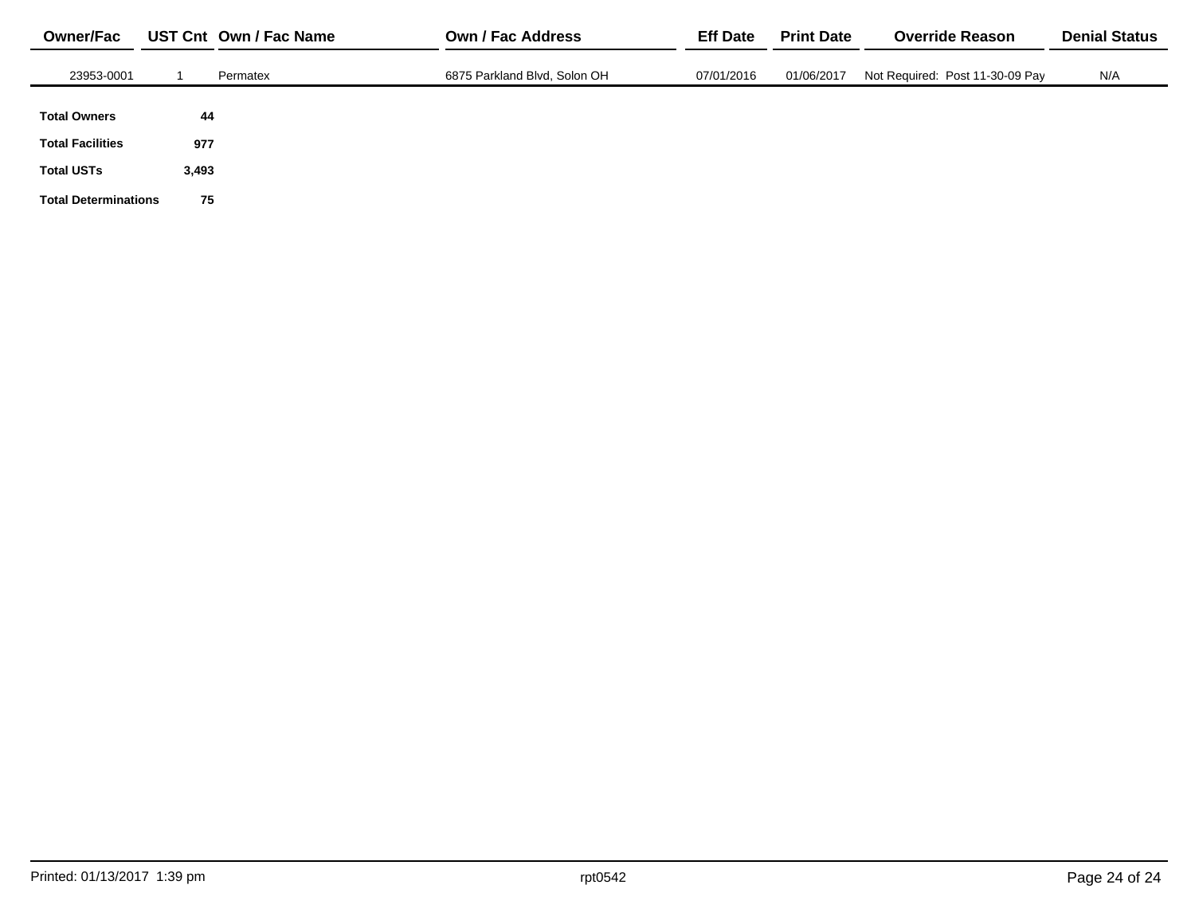| Owner/Fac | UST Cnt | Own / Fac Name | Own / Fac Address | Eff Date | Print Date | Override Reason | Denial Status |
| --- | --- | --- | --- | --- | --- | --- | --- |
| 23953-0001 | 1 | Permatex | 6875 Parkland Blvd, Solon OH | 07/01/2016 | 01/06/2017 | Not Required: Post 11-30-09 Pay | N/A |

| | |
| --- | --- |
| **Total Owners** | **44** |
| **Total Facilities** | **977** |
| **Total USTs** | **3,493** |
| **Total Determinations** | **75** |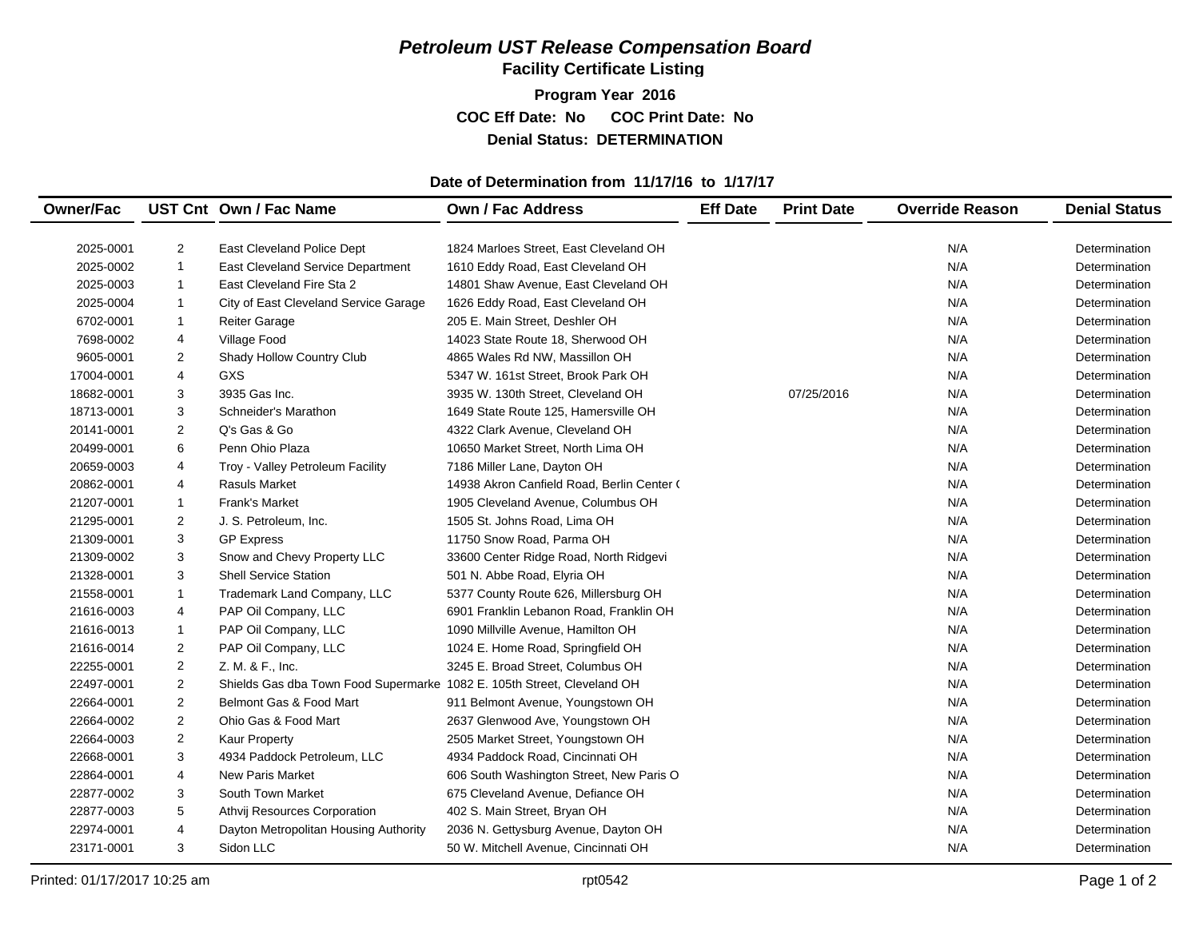# *Petroleum UST Release Compensation Board*

## Facility Certificate Listing

**Program Year 2016**

**COC Eff Date: No COC Print Date: No**

**Denial Status: DETERMINATION**

**Date of Determination from 11/17/16 to 1/17/17**

| Owner/Fac | UST Cnt | Own / Fac Name | Own / Fac Address | Eff Date | Print Date | Override Reason | Denial Status |
|---|---|---|---|---|---|---|---|
| 2025-0001 | 2 | East Cleveland Police Dept | 1824 Marloes Street, East Cleveland OH | | | N/A | Determination |
| 2025-0002 | 1 | East Cleveland Service Department | 1610 Eddy Road, East Cleveland OH | | | N/A | Determination |
| 2025-0003 | 1 | East Cleveland Fire Sta 2 | 14801 Shaw Avenue, East Cleveland OH | | | N/A | Determination |
| 2025-0004 | 1 | City of East Cleveland Service Garage | 1626 Eddy Road, East Cleveland OH | | | N/A | Determination |
| 6702-0001 | 1 | Reiter Garage | 205 E. Main Street, Deshler OH | | | N/A | Determination |
| 7698-0002 | 4 | Village Food | 14023 State Route 18, Sherwood OH | | | N/A | Determination |
| 9605-0001 | 2 | Shady Hollow Country Club | 4865 Wales Rd NW, Massillon OH | | | N/A | Determination |
| 17004-0001 | 4 | GXS | 5347 W. 161st Street, Brook Park OH | | | N/A | Determination |
| 18682-0001 | 3 | 3935 Gas Inc. | 3935 W. 130th Street, Cleveland OH | | 07/25/2016 | N/A | Determination |
| 18713-0001 | 3 | Schneider's Marathon | 1649 State Route 125, Hamersville OH | | | N/A | Determination |
| 20141-0001 | 2 | Q's Gas & Go | 4322 Clark Avenue, Cleveland OH | | | N/A | Determination |
| 20499-0001 | 6 | Penn Ohio Plaza | 10650 Market Street, North Lima OH | | | N/A | Determination |
| 20659-0003 | 4 | Troy - Valley Petroleum Facility | 7186 Miller Lane, Dayton OH | | | N/A | Determination |
| 20862-0001 | 4 | Rasuls Market | 14938 Akron Canfield Road, Berlin Center ( | | | N/A | Determination |
| 21207-0001 | 1 | Frank's Market | 1905 Cleveland Avenue, Columbus OH | | | N/A | Determination |
| 21295-0001 | 2 | J. S. Petroleum, Inc. | 1505 St. Johns Road, Lima OH | | | N/A | Determination |
| 21309-0001 | 3 | GP Express | 11750 Snow Road, Parma OH | | | N/A | Determination |
| 21309-0002 | 3 | Snow and Chevy Property LLC | 33600 Center Ridge Road, North Ridgevi | | | N/A | Determination |
| 21328-0001 | 3 | Shell Service Station | 501 N. Abbe Road, Elyria OH | | | N/A | Determination |
| 21558-0001 | 1 | Trademark Land Company, LLC | 5377 County Route 626, Millersburg OH | | | N/A | Determination |
| 21616-0003 | 4 | PAP Oil Company, LLC | 6901 Franklin Lebanon Road, Franklin OH | | | N/A | Determination |
| 21616-0013 | 1 | PAP Oil Company, LLC | 1090 Millville Avenue, Hamilton OH | | | N/A | Determination |
| 21616-0014 | 2 | PAP Oil Company, LLC | 1024 E. Home Road, Springfield OH | | | N/A | Determination |
| 22255-0001 | 2 | Z. M. & F., Inc. | 3245 E. Broad Street, Columbus OH | | | N/A | Determination |
| 22497-0001 | 2 | Shields Gas dba Town Food Supermarke | 1082 E. 105th Street, Cleveland OH | | | N/A | Determination |
| 22664-0001 | 2 | Belmont Gas & Food Mart | 911 Belmont Avenue, Youngstown OH | | | N/A | Determination |
| 22664-0002 | 2 | Ohio Gas & Food Mart | 2637 Glenwood Ave, Youngstown OH | | | N/A | Determination |
| 22664-0003 | 2 | Kaur Property | 2505 Market Street, Youngstown OH | | | N/A | Determination |
| 22668-0001 | 3 | 4934 Paddock Petroleum, LLC | 4934 Paddock Road, Cincinnati OH | | | N/A | Determination |
| 22864-0001 | 4 | New Paris Market | 606 South Washington Street, New Paris O | | | N/A | Determination |
| 22877-0002 | 3 | South Town Market | 675 Cleveland Avenue, Defiance OH | | | N/A | Determination |
| 22877-0003 | 5 | Athvij Resources Corporation | 402 S. Main Street, Bryan OH | | | N/A | Determination |
| 22974-0001 | 4 | Dayton Metropolitan Housing Authority | 2036 N. Gettysburg Avenue, Dayton OH | | | N/A | Determination |
| 23171-0001 | 3 | Sidon LLC | 50 W. Mitchell Avenue, Cincinnati OH | | | N/A | Determination |

Printed: 01/17/2017 10:25 am    rpt0542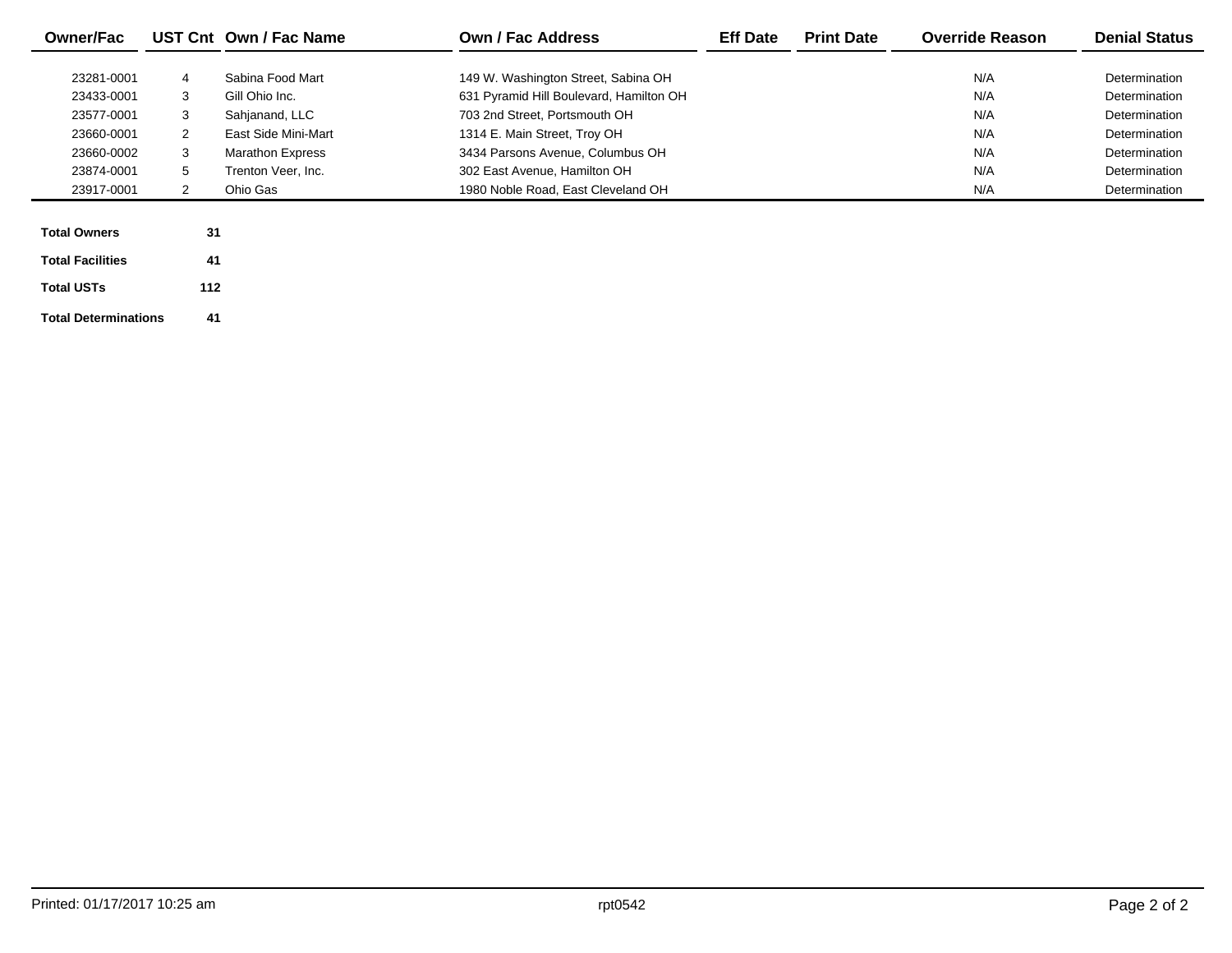| Owner/Fac | UST Cnt | Own / Fac Name | Own / Fac Address | Eff Date | Print Date | Override Reason | Denial Status |
|---|---|---|---|---|---|---|---|
| 23281-0001 | 4 | Sabina Food Mart | 149 W. Washington Street, Sabina OH | | | N/A | Determination |
| 23433-0001 | 3 | Gill Ohio Inc. | 631 Pyramid Hill Boulevard, Hamilton OH | | | N/A | Determination |
| 23577-0001 | 3 | Sahjanand, LLC | 703 2nd Street, Portsmouth OH | | | N/A | Determination |
| 23660-0001 | 2 | East Side Mini-Mart | 1314 E. Main Street, Troy OH | | | N/A | Determination |
| 23660-0002 | 3 | Marathon Express | 3434 Parsons Avenue, Columbus OH | | | N/A | Determination |
| 23874-0001 | 5 | Trenton Veer, Inc. | 302 East Avenue, Hamilton OH | | | N/A | Determination |
| 23917-0001 | 2 | Ohio Gas | 1980 Noble Road, East Cleveland OH | | | N/A | Determination |

| | |
|---|---|
| **Total Owners** | **31** |
| **Total Facilities** | **41** |
| **Total USTs** | **112** |
| **Total Determinations** | **41** |

Printed: 01/17/2017 10:25 am

rpt0542